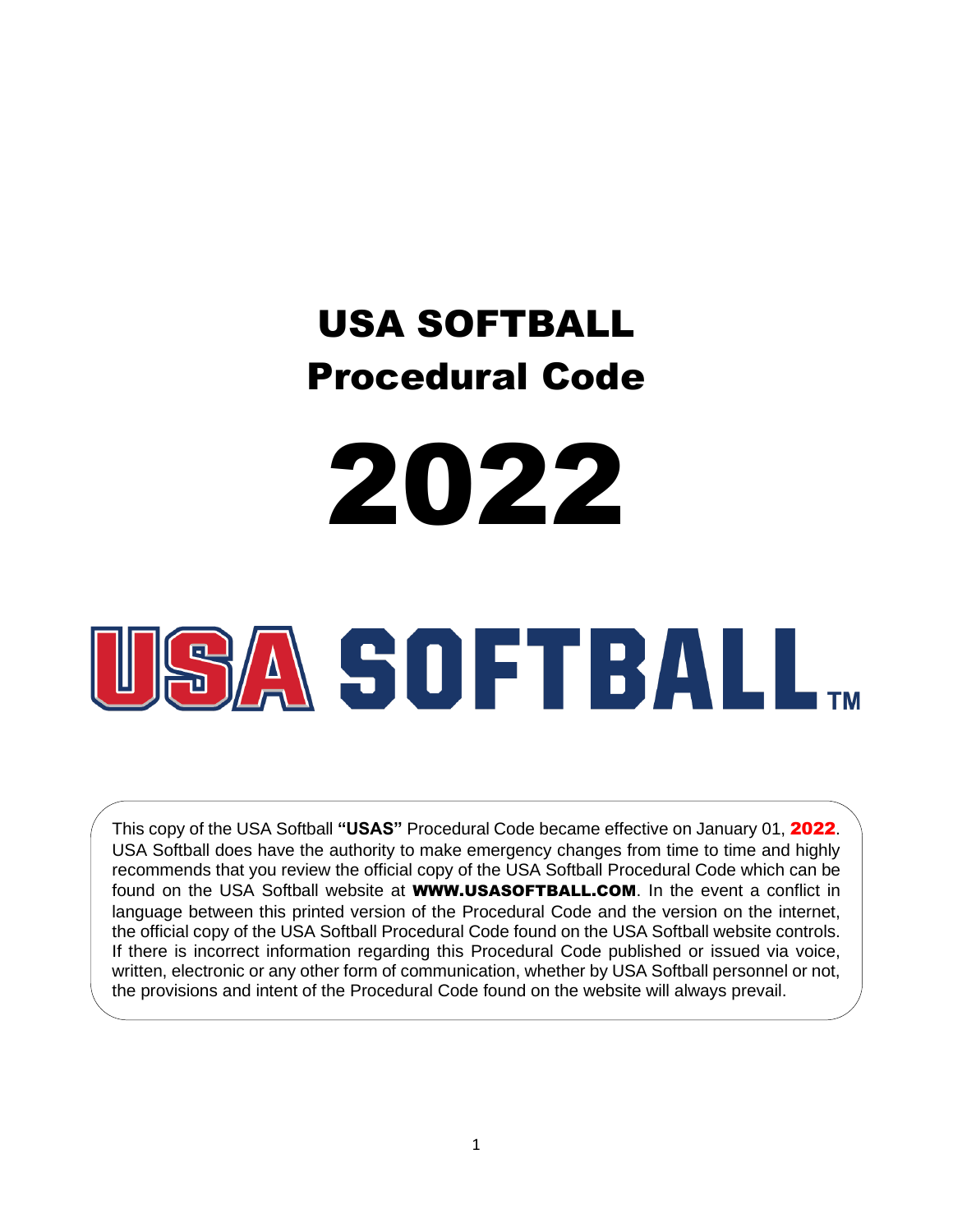# USA SOFTBALL
# Procedural Code

# 2022

USA SOFTBALL™

This copy of the USA Softball **"USAS"** Procedural Code became effective on January 01, **2022**. USA Softball does have the authority to make emergency changes from time to time and highly recommends that you review the official copy of the USA Softball Procedural Code which can be found on the USA Softball website at **WWW.USASOFTBALL.COM**. In the event a conflict in language between this printed version of the Procedural Code and the version on the internet, the official copy of the USA Softball Procedural Code found on the USA Softball website controls. If there is incorrect information regarding this Procedural Code published or issued via voice, written, electronic or any other form of communication, whether by USA Softball personnel or not, the provisions and intent of the Procedural Code found on the website will always prevail.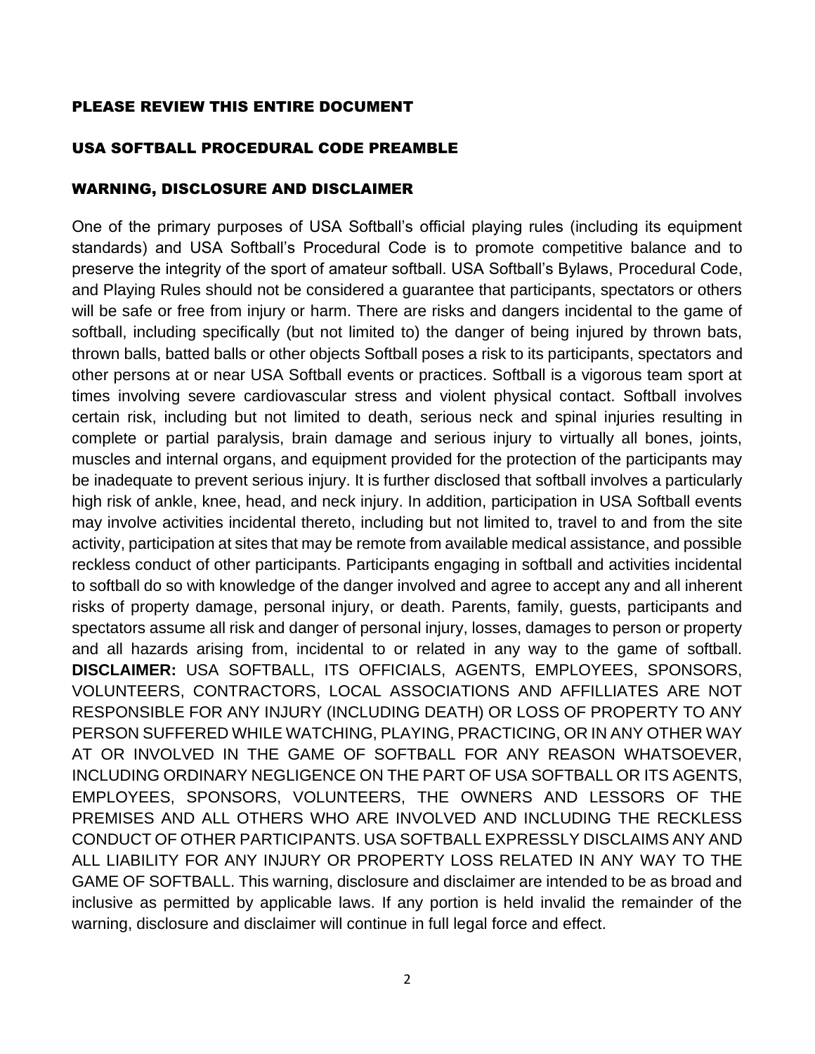## PLEASE REVIEW THIS ENTIRE DOCUMENT

## USA SOFTBALL PROCEDURAL CODE PREAMBLE

## WARNING, DISCLOSURE AND DISCLAIMER

One of the primary purposes of USA Softball's official playing rules (including its equipment standards) and USA Softball's Procedural Code is to promote competitive balance and to preserve the integrity of the sport of amateur softball. USA Softball's Bylaws, Procedural Code, and Playing Rules should not be considered a guarantee that participants, spectators or others will be safe or free from injury or harm. There are risks and dangers incidental to the game of softball, including specifically (but not limited to) the danger of being injured by thrown bats, thrown balls, batted balls or other objects Softball poses a risk to its participants, spectators and other persons at or near USA Softball events or practices. Softball is a vigorous team sport at times involving severe cardiovascular stress and violent physical contact. Softball involves certain risk, including but not limited to death, serious neck and spinal injuries resulting in complete or partial paralysis, brain damage and serious injury to virtually all bones, joints, muscles and internal organs, and equipment provided for the protection of the participants may be inadequate to prevent serious injury. It is further disclosed that softball involves a particularly high risk of ankle, knee, head, and neck injury. In addition, participation in USA Softball events may involve activities incidental thereto, including but not limited to, travel to and from the site activity, participation at sites that may be remote from available medical assistance, and possible reckless conduct of other participants. Participants engaging in softball and activities incidental to softball do so with knowledge of the danger involved and agree to accept any and all inherent risks of property damage, personal injury, or death. Parents, family, guests, participants and spectators assume all risk and danger of personal injury, losses, damages to person or property and all hazards arising from, incidental to or related in any way to the game of softball. **DISCLAIMER:** USA SOFTBALL, ITS OFFICIALS, AGENTS, EMPLOYEES, SPONSORS, VOLUNTEERS, CONTRACTORS, LOCAL ASSOCIATIONS AND AFFILLIATES ARE NOT RESPONSIBLE FOR ANY INJURY (INCLUDING DEATH) OR LOSS OF PROPERTY TO ANY PERSON SUFFERED WHILE WATCHING, PLAYING, PRACTICING, OR IN ANY OTHER WAY AT OR INVOLVED IN THE GAME OF SOFTBALL FOR ANY REASON WHATSOEVER, INCLUDING ORDINARY NEGLIGENCE ON THE PART OF USA SOFTBALL OR ITS AGENTS, EMPLOYEES, SPONSORS, VOLUNTEERS, THE OWNERS AND LESSORS OF THE PREMISES AND ALL OTHERS WHO ARE INVOLVED AND INCLUDING THE RECKLESS CONDUCT OF OTHER PARTICIPANTS. USA SOFTBALL EXPRESSLY DISCLAIMS ANY AND ALL LIABILITY FOR ANY INJURY OR PROPERTY LOSS RELATED IN ANY WAY TO THE GAME OF SOFTBALL. This warning, disclosure and disclaimer are intended to be as broad and inclusive as permitted by applicable laws. If any portion is held invalid the remainder of the warning, disclosure and disclaimer will continue in full legal force and effect.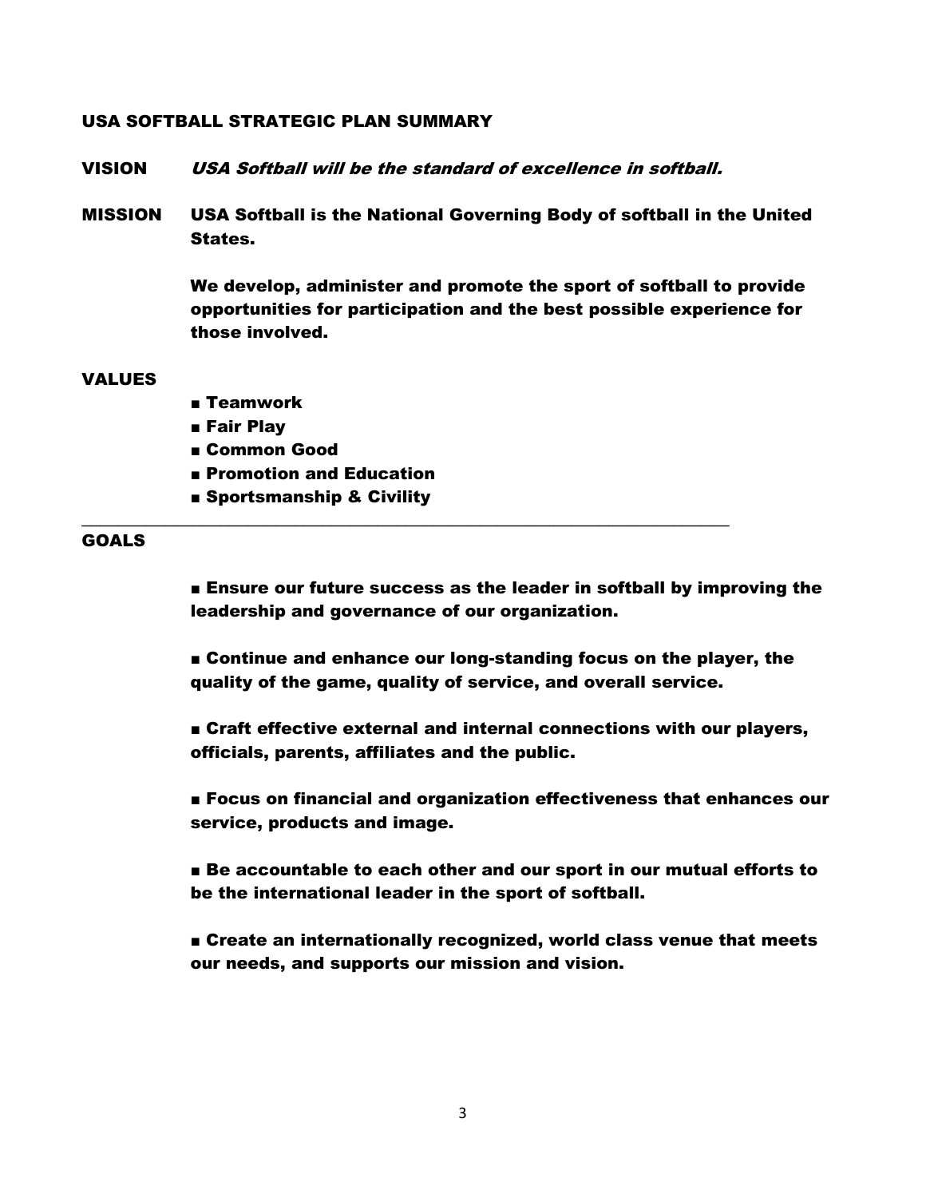# USA SOFTBALL STRATEGIC PLAN SUMMARY

**VISION** ***USA Softball will be the standard of excellence in softball.***

**MISSION** **USA Softball is the National Governing Body of softball in the United States.**

**We develop, administer and promote the sport of softball to provide opportunities for participation and the best possible experience for those involved.**

## VALUES

- **Teamwork**
- **Fair Play**
- **Common Good**
- **Promotion and Education**
- **Sportsmanship & Civility**

---

## GOALS

- **Ensure our future success as the leader in softball by improving the leadership and governance of our organization.**

- **Continue and enhance our long-standing focus on the player, the quality of the game, quality of service, and overall service.**

- **Craft effective external and internal connections with our players, officials, parents, affiliates and the public.**

- **Focus on financial and organization effectiveness that enhances our service, products and image.**

- **Be accountable to each other and our sport in our mutual efforts to be the international leader in the sport of softball.**

- **Create an internationally recognized, world class venue that meets our needs, and supports our mission and vision.**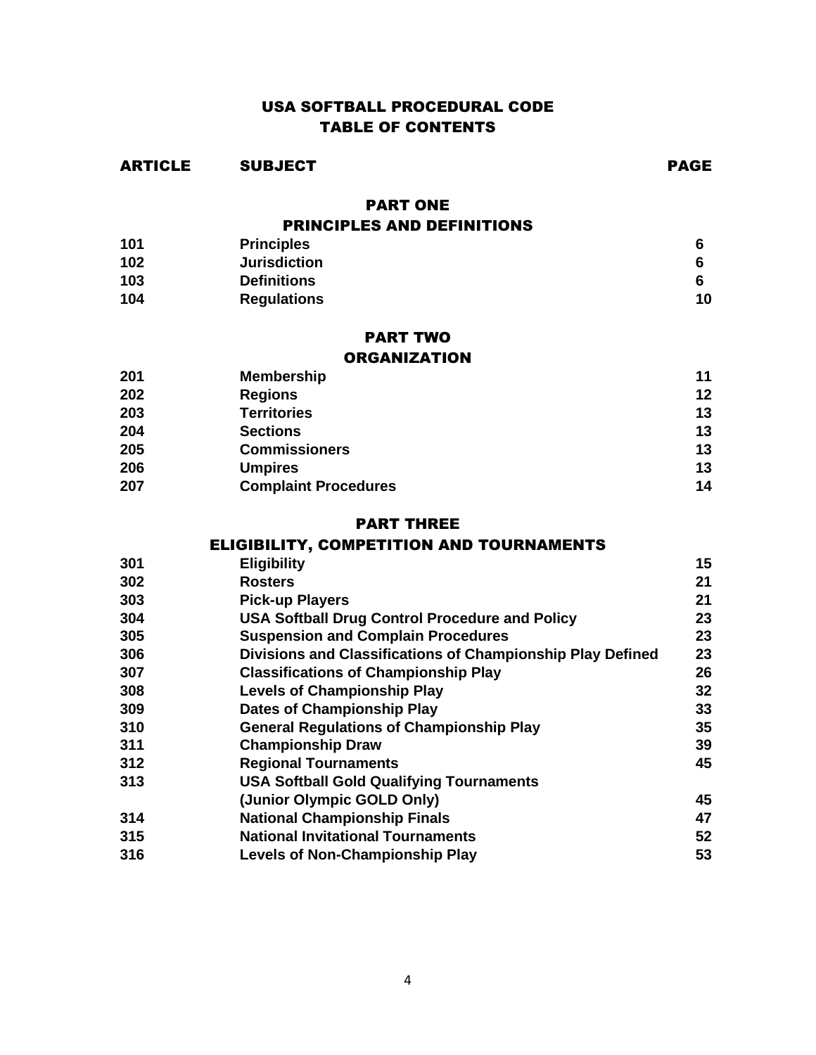# USA SOFTBALL PROCEDURAL CODE
# TABLE OF CONTENTS

| ARTICLE | SUBJECT | PAGE |
|---|---|---|
| | **PART ONE** | |
| | **PRINCIPLES AND DEFINITIONS** | |
| 101 | Principles | 6 |
| 102 | Jurisdiction | 6 |
| 103 | Definitions | 6 |
| 104 | Regulations | 10 |
| | **PART TWO** | |
| | **ORGANIZATION** | |
| 201 | Membership | 11 |
| 202 | Regions | 12 |
| 203 | Territories | 13 |
| 204 | Sections | 13 |
| 205 | Commissioners | 13 |
| 206 | Umpires | 13 |
| 207 | Complaint Procedures | 14 |
| | **PART THREE** | |
| | **ELIGIBILITY, COMPETITION AND TOURNAMENTS** | |
| 301 | Eligibility | 15 |
| 302 | Rosters | 21 |
| 303 | Pick-up Players | 21 |
| 304 | USA Softball Drug Control Procedure and Policy | 23 |
| 305 | Suspension and Complain Procedures | 23 |
| 306 | Divisions and Classifications of Championship Play Defined | 23 |
| 307 | Classifications of Championship Play | 26 |
| 308 | Levels of Championship Play | 32 |
| 309 | Dates of Championship Play | 33 |
| 310 | General Regulations of Championship Play | 35 |
| 311 | Championship Draw | 39 |
| 312 | Regional Tournaments | 45 |
| 313 | USA Softball Gold Qualifying Tournaments (Junior Olympic GOLD Only) | 45 |
| 314 | National Championship Finals | 47 |
| 315 | National Invitational Tournaments | 52 |
| 316 | Levels of Non-Championship Play | 53 |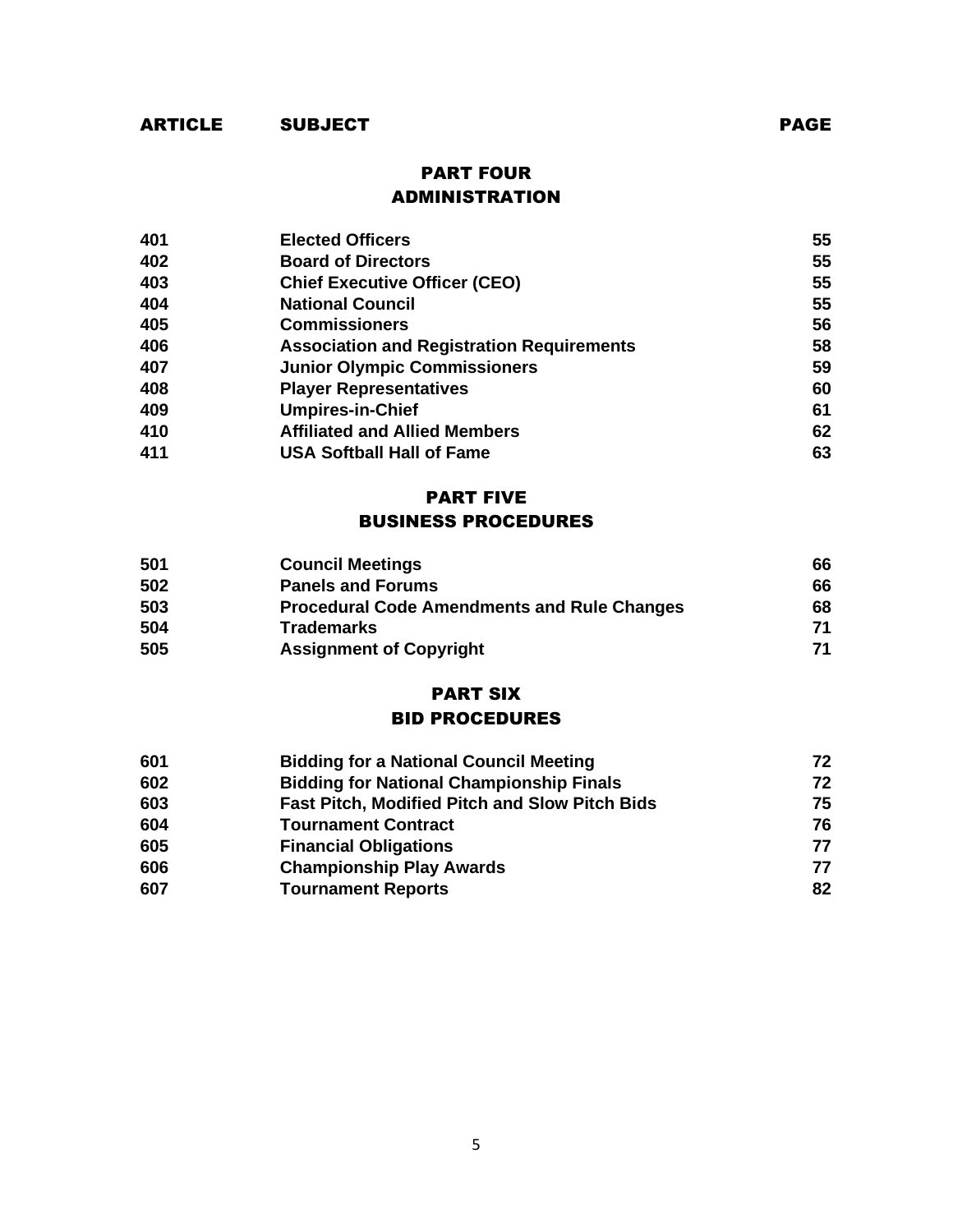| ARTICLE | SUBJECT | PAGE |
|---|---|---|

## PART FOUR
## ADMINISTRATION

| ARTICLE | SUBJECT | PAGE |
|---|---|---|
| 401 | **Elected Officers** | 55 |
| 402 | **Board of Directors** | 55 |
| 403 | **Chief Executive Officer (CEO)** | 55 |
| 404 | **National Council** | 55 |
| 405 | **Commissioners** | 56 |
| 406 | **Association and Registration Requirements** | 58 |
| 407 | **Junior Olympic Commissioners** | 59 |
| 408 | **Player Representatives** | 60 |
| 409 | **Umpires-in-Chief** | 61 |
| 410 | **Affiliated and Allied Members** | 62 |
| 411 | **USA Softball Hall of Fame** | 63 |

## PART FIVE
## BUSINESS PROCEDURES

| ARTICLE | SUBJECT | PAGE |
|---|---|---|
| 501 | **Council Meetings** | 66 |
| 502 | **Panels and Forums** | 66 |
| 503 | **Procedural Code Amendments and Rule Changes** | 68 |
| 504 | **Trademarks** | 71 |
| 505 | **Assignment of Copyright** | 71 |

## PART SIX
## BID PROCEDURES

| ARTICLE | SUBJECT | PAGE |
|---|---|---|
| 601 | **Bidding for a National Council Meeting** | 72 |
| 602 | **Bidding for National Championship Finals** | 72 |
| 603 | **Fast Pitch, Modified Pitch and Slow Pitch Bids** | 75 |
| 604 | **Tournament Contract** | 76 |
| 605 | **Financial Obligations** | 77 |
| 606 | **Championship Play Awards** | 77 |
| 607 | **Tournament Reports** | 82 |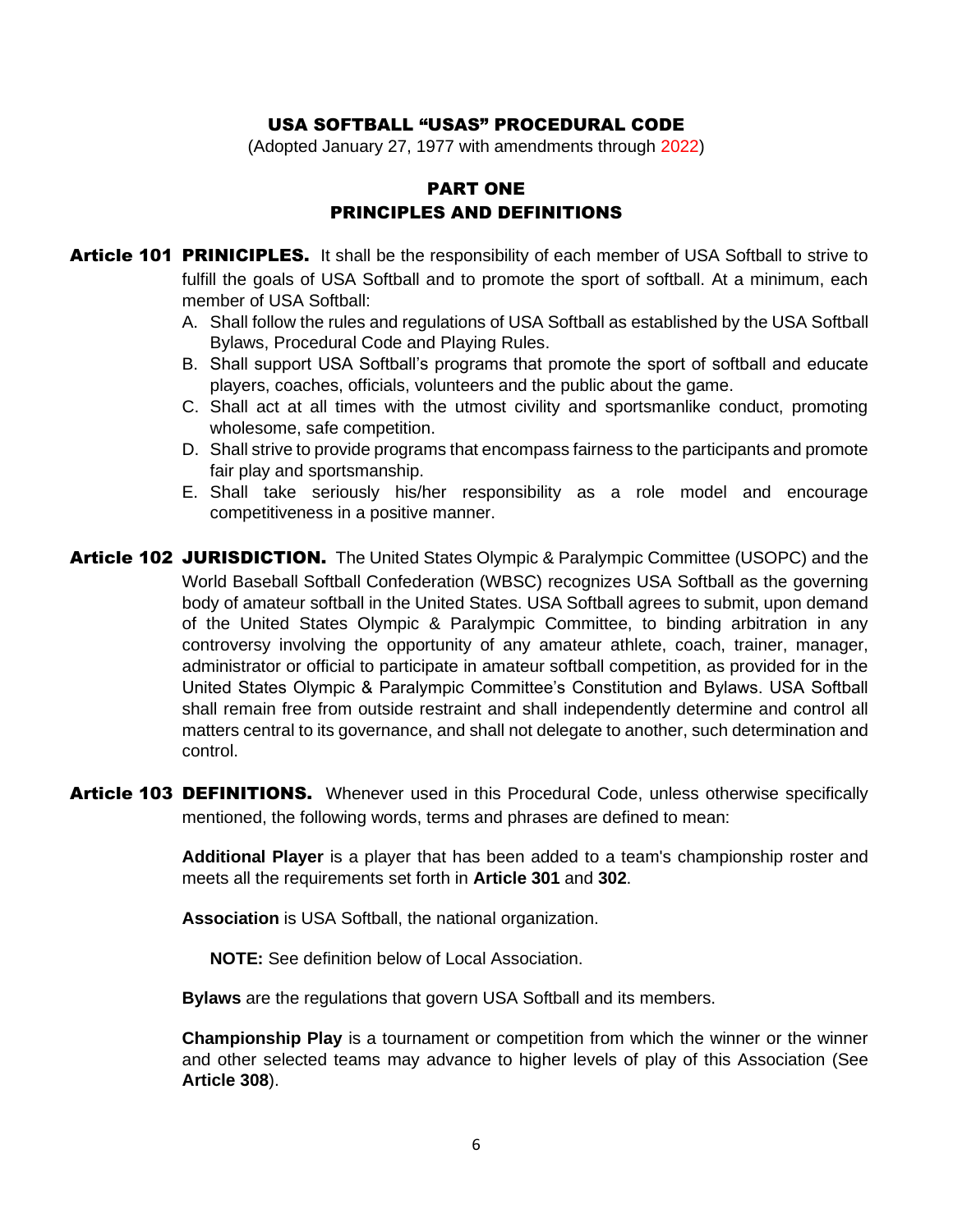# USA SOFTBALL "USAS" PROCEDURAL CODE

(Adopted January 27, 1977 with amendments through 2022)

## PART ONE
## PRINCIPLES AND DEFINITIONS

**Article 101 PRINICIPLES.** It shall be the responsibility of each member of USA Softball to strive to fulfill the goals of USA Softball and to promote the sport of softball. At a minimum, each member of USA Softball:

A. Shall follow the rules and regulations of USA Softball as established by the USA Softball Bylaws, Procedural Code and Playing Rules.
B. Shall support USA Softball's programs that promote the sport of softball and educate players, coaches, officials, volunteers and the public about the game.
C. Shall act at all times with the utmost civility and sportsmanlike conduct, promoting wholesome, safe competition.
D. Shall strive to provide programs that encompass fairness to the participants and promote fair play and sportsmanship.
E. Shall take seriously his/her responsibility as a role model and encourage competitiveness in a positive manner.

**Article 102 JURISDICTION.** The United States Olympic & Paralympic Committee (USOPC) and the World Baseball Softball Confederation (WBSC) recognizes USA Softball as the governing body of amateur softball in the United States. USA Softball agrees to submit, upon demand of the United States Olympic & Paralympic Committee, to binding arbitration in any controversy involving the opportunity of any amateur athlete, coach, trainer, manager, administrator or official to participate in amateur softball competition, as provided for in the United States Olympic & Paralympic Committee's Constitution and Bylaws. USA Softball shall remain free from outside restraint and shall independently determine and control all matters central to its governance, and shall not delegate to another, such determination and control.

**Article 103 DEFINITIONS.** Whenever used in this Procedural Code, unless otherwise specifically mentioned, the following words, terms and phrases are defined to mean:

**Additional Player** is a player that has been added to a team's championship roster and meets all the requirements set forth in **Article 301** and **302**.

**Association** is USA Softball, the national organization.

**NOTE:** See definition below of Local Association.

**Bylaws** are the regulations that govern USA Softball and its members.

**Championship Play** is a tournament or competition from which the winner or the winner and other selected teams may advance to higher levels of play of this Association (See **Article 308**).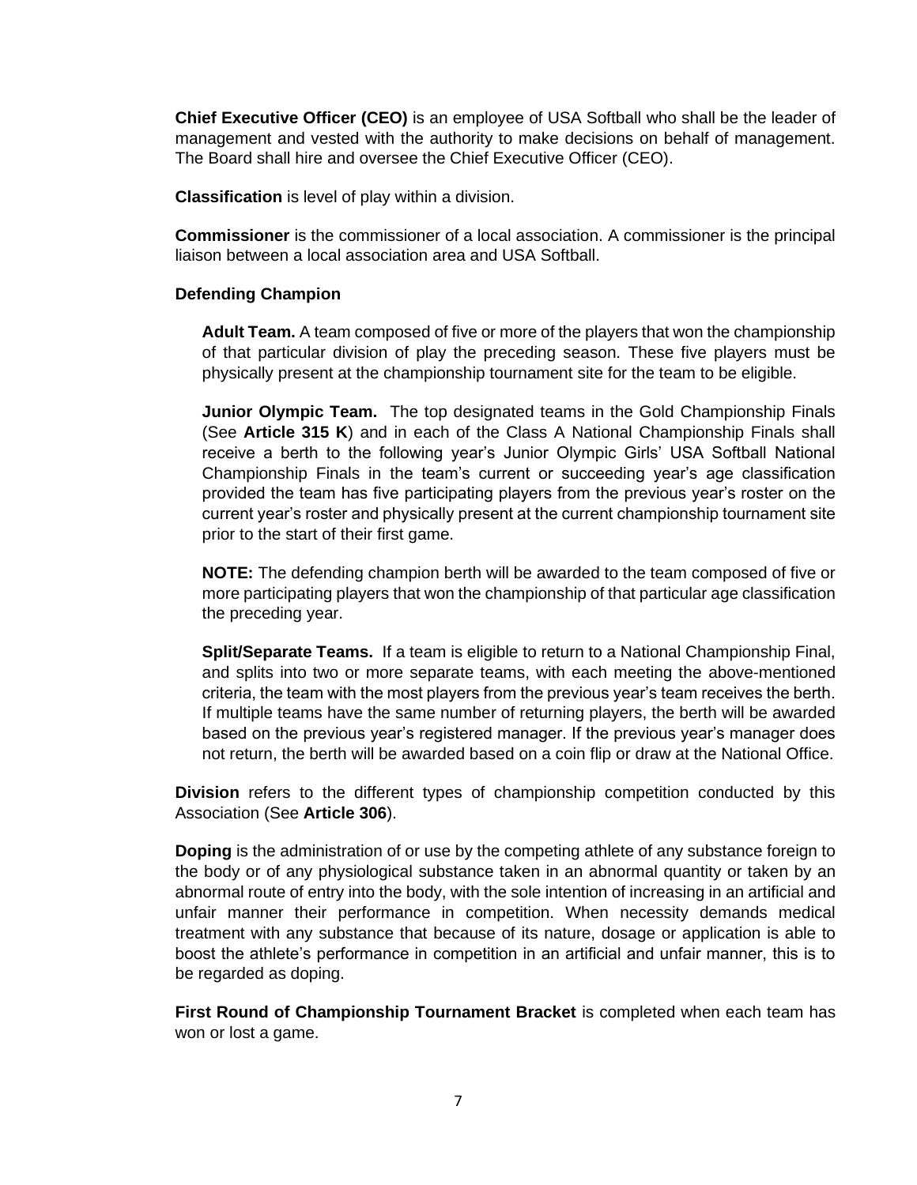**Chief Executive Officer (CEO)** is an employee of USA Softball who shall be the leader of management and vested with the authority to make decisions on behalf of management. The Board shall hire and oversee the Chief Executive Officer (CEO).

**Classification** is level of play within a division.

**Commissioner** is the commissioner of a local association. A commissioner is the principal liaison between a local association area and USA Softball.

**Defending Champion**

**Adult Team.** A team composed of five or more of the players that won the championship of that particular division of play the preceding season. These five players must be physically present at the championship tournament site for the team to be eligible.

**Junior Olympic Team.** The top designated teams in the Gold Championship Finals (See **Article 315 K**) and in each of the Class A National Championship Finals shall receive a berth to the following year's Junior Olympic Girls' USA Softball National Championship Finals in the team's current or succeeding year's age classification provided the team has five participating players from the previous year's roster on the current year's roster and physically present at the current championship tournament site prior to the start of their first game.

**NOTE:** The defending champion berth will be awarded to the team composed of five or more participating players that won the championship of that particular age classification the preceding year.

**Split/Separate Teams.** If a team is eligible to return to a National Championship Final, and splits into two or more separate teams, with each meeting the above-mentioned criteria, the team with the most players from the previous year's team receives the berth. If multiple teams have the same number of returning players, the berth will be awarded based on the previous year's registered manager. If the previous year's manager does not return, the berth will be awarded based on a coin flip or draw at the National Office.

**Division** refers to the different types of championship competition conducted by this Association (See **Article 306**).

**Doping** is the administration of or use by the competing athlete of any substance foreign to the body or of any physiological substance taken in an abnormal quantity or taken by an abnormal route of entry into the body, with the sole intention of increasing in an artificial and unfair manner their performance in competition. When necessity demands medical treatment with any substance that because of its nature, dosage or application is able to boost the athlete's performance in competition in an artificial and unfair manner, this is to be regarded as doping.

**First Round of Championship Tournament Bracket** is completed when each team has won or lost a game.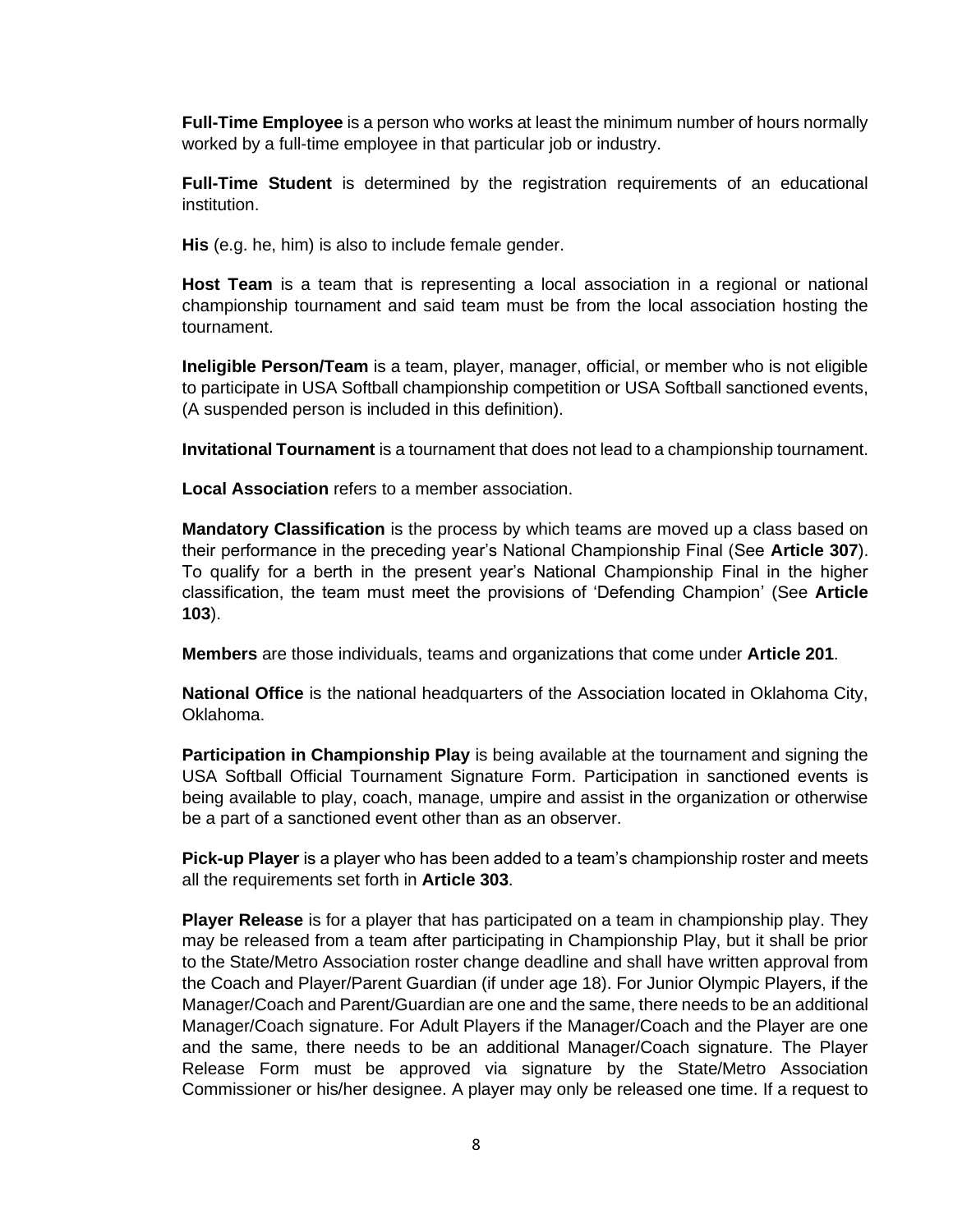**Full-Time Employee** is a person who works at least the minimum number of hours normally worked by a full-time employee in that particular job or industry.

**Full-Time Student** is determined by the registration requirements of an educational institution.

**His** (e.g. he, him) is also to include female gender.

**Host Team** is a team that is representing a local association in a regional or national championship tournament and said team must be from the local association hosting the tournament.

**Ineligible Person/Team** is a team, player, manager, official, or member who is not eligible to participate in USA Softball championship competition or USA Softball sanctioned events, (A suspended person is included in this definition).

**Invitational Tournament** is a tournament that does not lead to a championship tournament.

**Local Association** refers to a member association.

**Mandatory Classification** is the process by which teams are moved up a class based on their performance in the preceding year's National Championship Final (See **Article 307**). To qualify for a berth in the present year's National Championship Final in the higher classification, the team must meet the provisions of 'Defending Champion' (See **Article 103**).

**Members** are those individuals, teams and organizations that come under **Article 201**.

**National Office** is the national headquarters of the Association located in Oklahoma City, Oklahoma.

**Participation in Championship Play** is being available at the tournament and signing the USA Softball Official Tournament Signature Form. Participation in sanctioned events is being available to play, coach, manage, umpire and assist in the organization or otherwise be a part of a sanctioned event other than as an observer.

**Pick-up Player** is a player who has been added to a team's championship roster and meets all the requirements set forth in **Article 303**.

**Player Release** is for a player that has participated on a team in championship play. They may be released from a team after participating in Championship Play, but it shall be prior to the State/Metro Association roster change deadline and shall have written approval from the Coach and Player/Parent Guardian (if under age 18). For Junior Olympic Players, if the Manager/Coach and Parent/Guardian are one and the same, there needs to be an additional Manager/Coach signature. For Adult Players if the Manager/Coach and the Player are one and the same, there needs to be an additional Manager/Coach signature. The Player Release Form must be approved via signature by the State/Metro Association Commissioner or his/her designee. A player may only be released one time. If a request to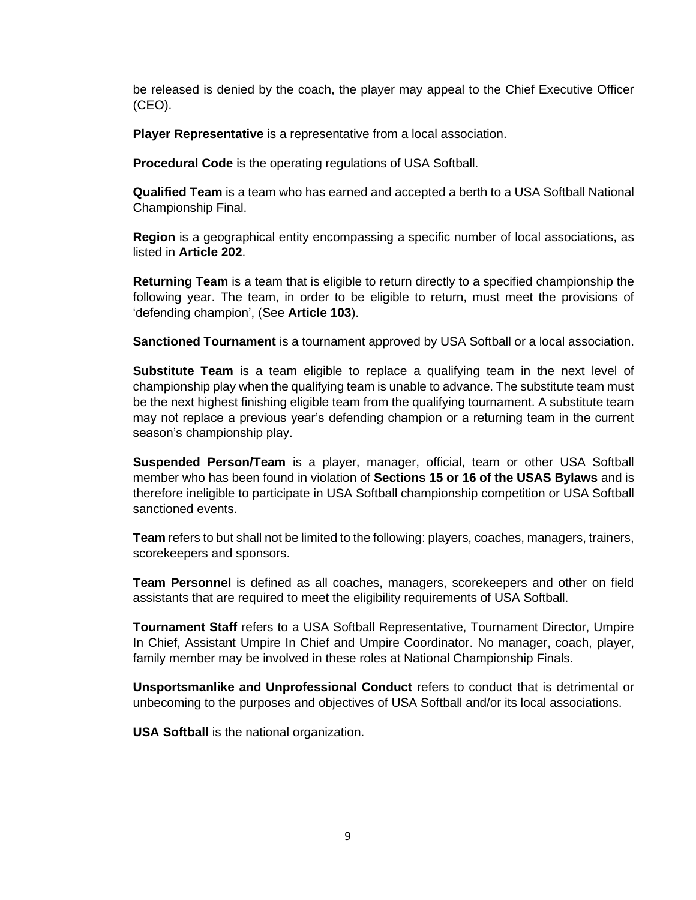be released is denied by the coach, the player may appeal to the Chief Executive Officer (CEO).

**Player Representative** is a representative from a local association.

**Procedural Code** is the operating regulations of USA Softball.

**Qualified Team** is a team who has earned and accepted a berth to a USA Softball National Championship Final.

**Region** is a geographical entity encompassing a specific number of local associations, as listed in **Article 202**.

**Returning Team** is a team that is eligible to return directly to a specified championship the following year. The team, in order to be eligible to return, must meet the provisions of 'defending champion', (See **Article 103**).

**Sanctioned Tournament** is a tournament approved by USA Softball or a local association.

**Substitute Team** is a team eligible to replace a qualifying team in the next level of championship play when the qualifying team is unable to advance. The substitute team must be the next highest finishing eligible team from the qualifying tournament. A substitute team may not replace a previous year's defending champion or a returning team in the current season's championship play.

**Suspended Person/Team** is a player, manager, official, team or other USA Softball member who has been found in violation of **Sections 15 or 16 of the USAS Bylaws** and is therefore ineligible to participate in USA Softball championship competition or USA Softball sanctioned events.

**Team** refers to but shall not be limited to the following: players, coaches, managers, trainers, scorekeepers and sponsors.

**Team Personnel** is defined as all coaches, managers, scorekeepers and other on field assistants that are required to meet the eligibility requirements of USA Softball.

**Tournament Staff** refers to a USA Softball Representative, Tournament Director, Umpire In Chief, Assistant Umpire In Chief and Umpire Coordinator. No manager, coach, player, family member may be involved in these roles at National Championship Finals.

**Unsportsmanlike and Unprofessional Conduct** refers to conduct that is detrimental or unbecoming to the purposes and objectives of USA Softball and/or its local associations.

**USA Softball** is the national organization.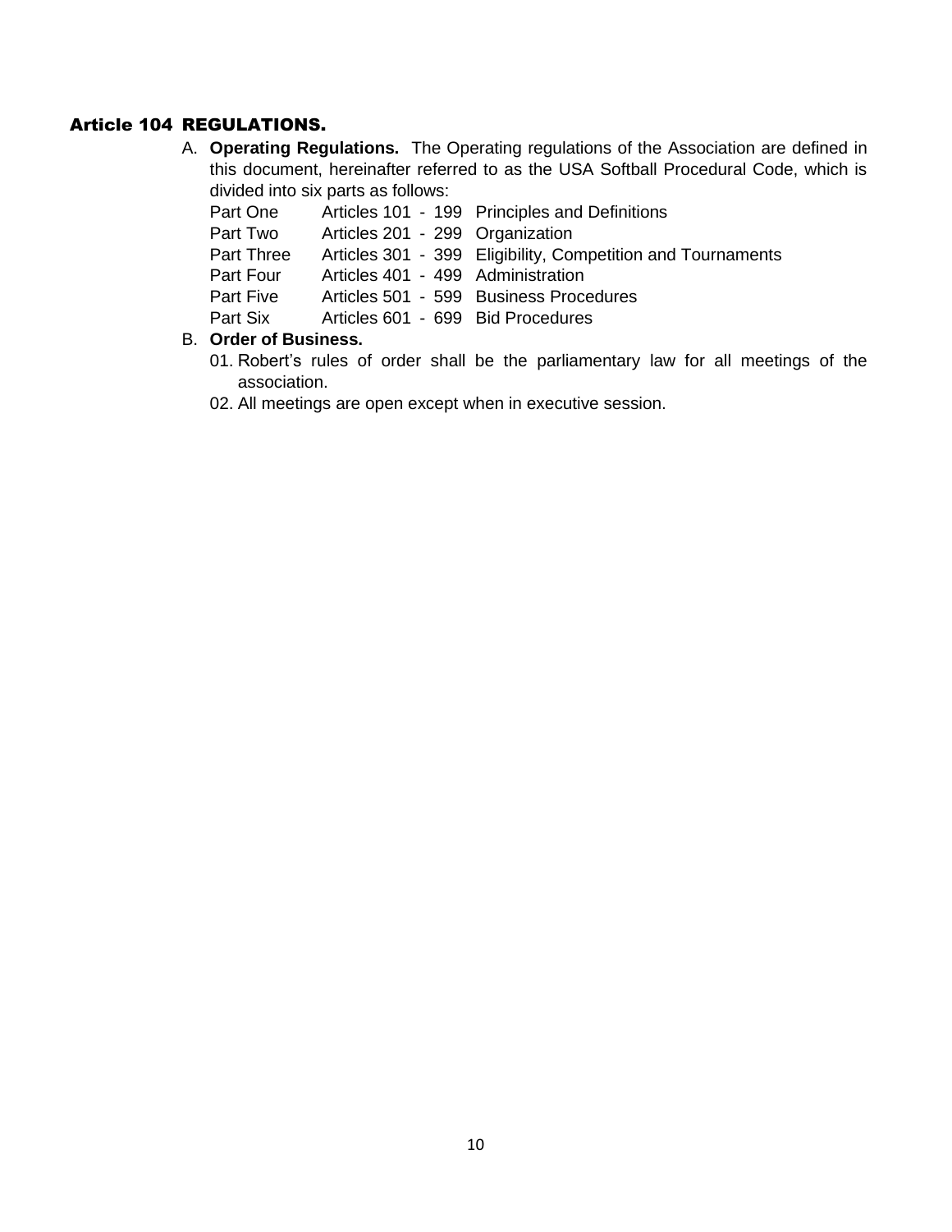## Article 104 REGULATIONS.

A. **Operating Regulations.** The Operating regulations of the Association are defined in this document, hereinafter referred to as the USA Softball Procedural Code, which is divided into six parts as follows:

| | | |
|---|---|---|
| Part One | Articles 101 - 199 | Principles and Definitions |
| Part Two | Articles 201 - 299 | Organization |
| Part Three | Articles 301 - 399 | Eligibility, Competition and Tournaments |
| Part Four | Articles 401 - 499 | Administration |
| Part Five | Articles 501 - 599 | Business Procedures |
| Part Six | Articles 601 - 699 | Bid Procedures |

B. **Order of Business.**

01. Robert's rules of order shall be the parliamentary law for all meetings of the association.

02. All meetings are open except when in executive session.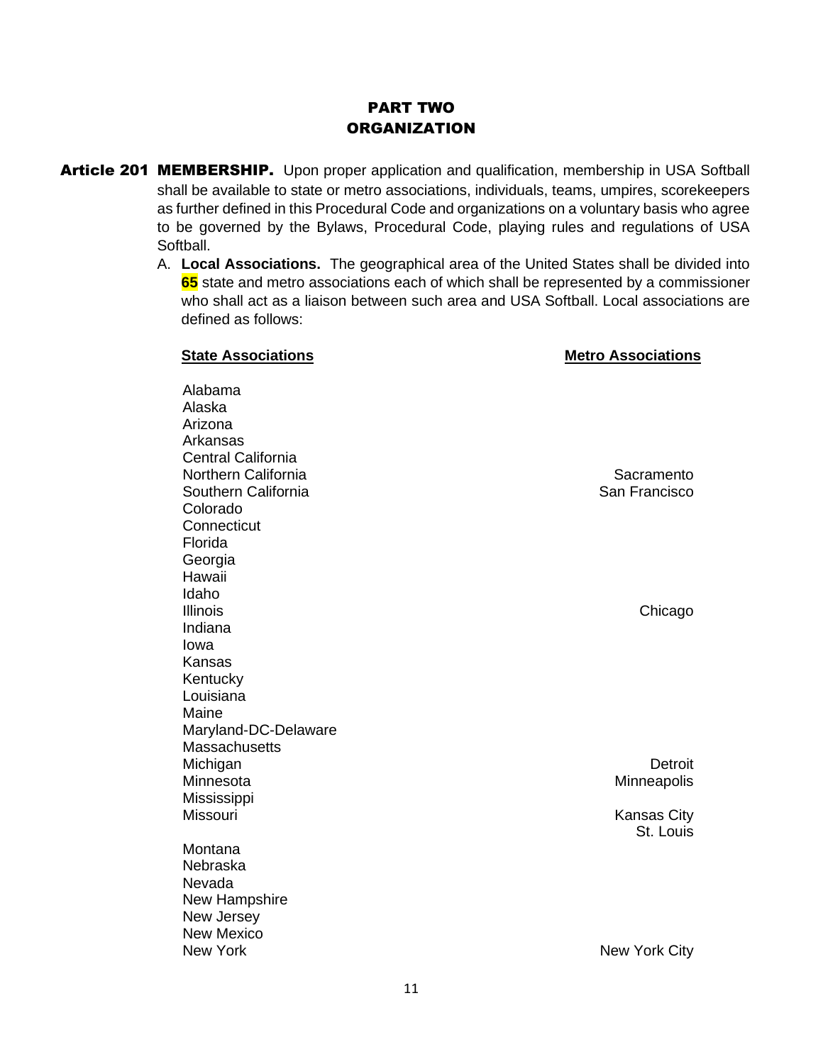# PART TWO
# ORGANIZATION

**Article 201 MEMBERSHIP.** Upon proper application and qualification, membership in USA Softball shall be available to state or metro associations, individuals, teams, umpires, scorekeepers as further defined in this Procedural Code and organizations on a voluntary basis who agree to be governed by the Bylaws, Procedural Code, playing rules and regulations of USA Softball.

A. **Local Associations.** The geographical area of the United States shall be divided into **65** state and metro associations each of which shall be represented by a commissioner who shall act as a liaison between such area and USA Softball. Local associations are defined as follows:

| State Associations | Metro Associations |
| --- | --- |
| Alabama | |
| Alaska | |
| Arizona | |
| Arkansas | |
| Central California | |
| Northern California | Sacramento |
| Southern California | San Francisco |
| Colorado | |
| Connecticut | |
| Florida | |
| Georgia | |
| Hawaii | |
| Idaho | |
| Illinois | Chicago |
| Indiana | |
| Iowa | |
| Kansas | |
| Kentucky | |
| Louisiana | |
| Maine | |
| Maryland-DC-Delaware | |
| Massachusetts | |
| Michigan | Detroit |
| Minnesota | Minneapolis |
| Mississippi | |
| Missouri | Kansas City |
| | St. Louis |
| Montana | |
| Nebraska | |
| Nevada | |
| New Hampshire | |
| New Jersey | |
| New Mexico | |
| New York | New York City |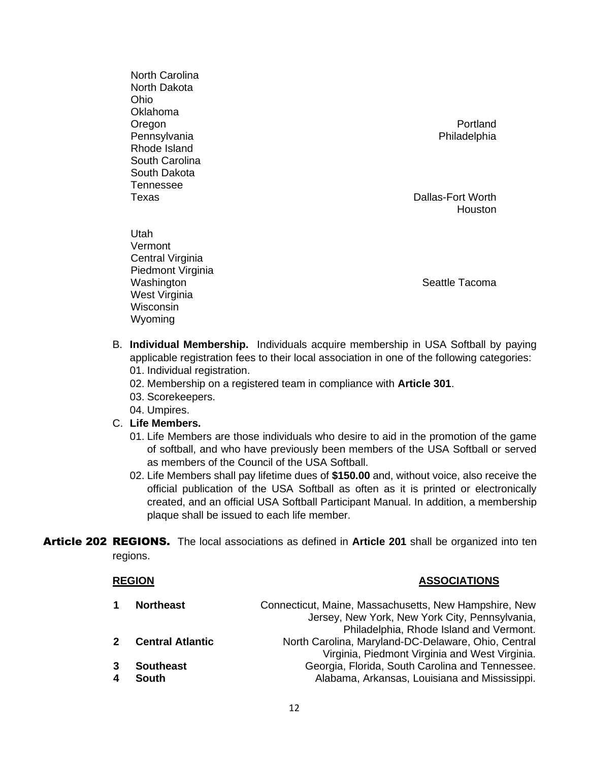| | |
|---|---|
| North Carolina | |
| North Dakota | |
| Ohio | |
| Oklahoma | |
| Oregon | Portland |
| Pennsylvania | Philadelphia |
| Rhode Island | |
| South Carolina | |
| South Dakota | |
| Tennessee | |
| Texas | Dallas-Fort Worth |
| | Houston |
| Utah | |
| Vermont | |
| Central Virginia | |
| Piedmont Virginia | |
| Washington | Seattle Tacoma |
| West Virginia | |
| Wisconsin | |
| Wyoming | |

B. **Individual Membership.** Individuals acquire membership in USA Softball by paying applicable registration fees to their local association in one of the following categories:
   01. Individual registration.
   02. Membership on a registered team in compliance with **Article 301**.
   03. Scorekeepers.
   04. Umpires.

C. **Life Members.**
   01. Life Members are those individuals who desire to aid in the promotion of the game of softball, and who have previously been members of the USA Softball or served as members of the Council of the USA Softball.
   02. Life Members shall pay lifetime dues of **$150.00** and, without voice, also receive the official publication of the USA Softball as often as it is printed or electronically created, and an official USA Softball Participant Manual. In addition, a membership plaque shall be issued to each life member.

**Article 202 REGIONS.** The local associations as defined in **Article 201** shall be organized into ten regions.

| | **REGION** | **ASSOCIATIONS** |
|---|---|---|
| **1** | **Northeast** | Connecticut, Maine, Massachusetts, New Hampshire, New Jersey, New York, New York City, Pennsylvania, Philadelphia, Rhode Island and Vermont. |
| **2** | **Central Atlantic** | North Carolina, Maryland-DC-Delaware, Ohio, Central Virginia, Piedmont Virginia and West Virginia. |
| **3** | **Southeast** | Georgia, Florida, South Carolina and Tennessee. |
| **4** | **South** | Alabama, Arkansas, Louisiana and Mississippi. |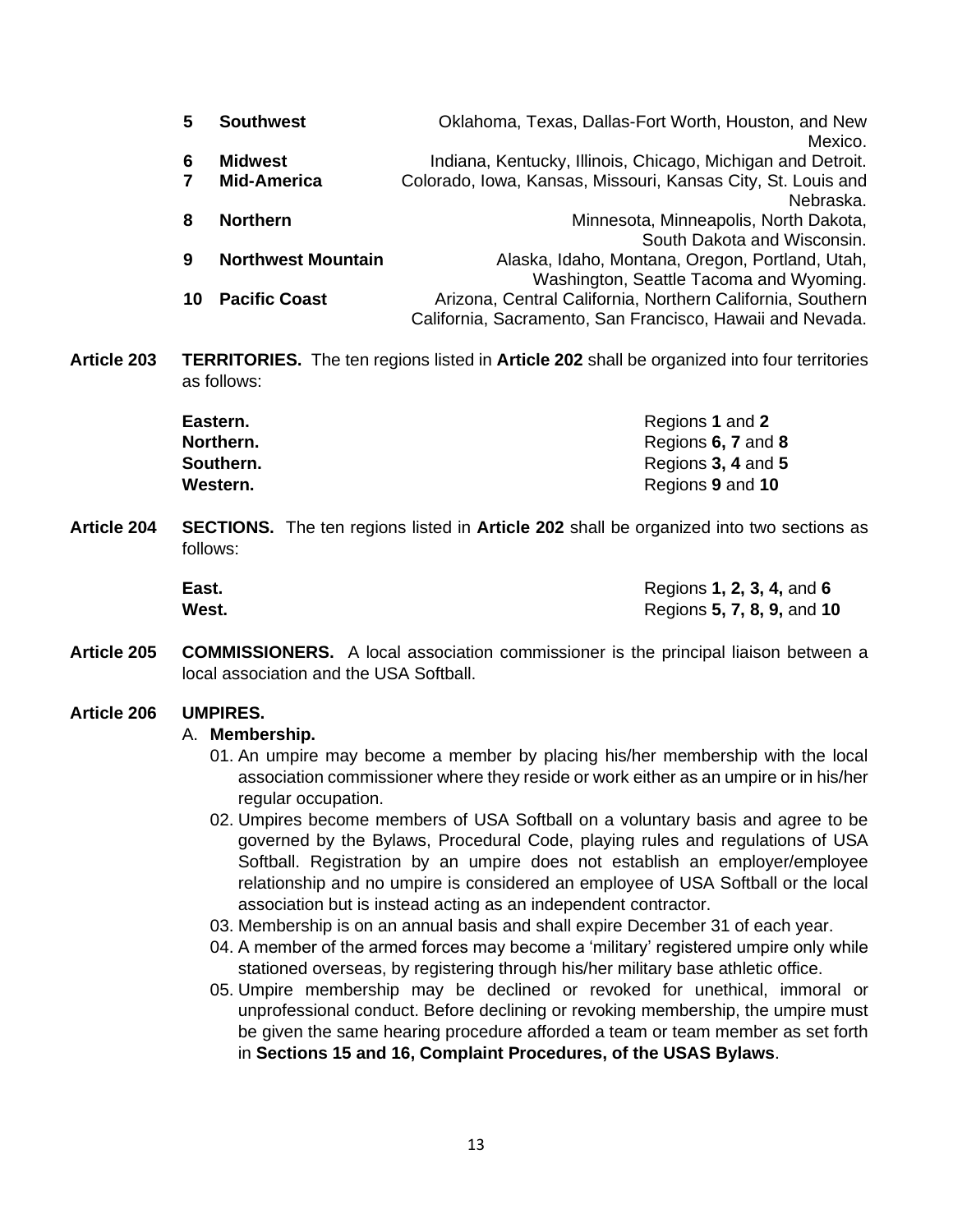| | | |
|---|---|---|
| **5** | **Southwest** | Oklahoma, Texas, Dallas-Fort Worth, Houston, and New Mexico. |
| **6** | **Midwest** | Indiana, Kentucky, Illinois, Chicago, Michigan and Detroit. |
| **7** | **Mid-America** | Colorado, Iowa, Kansas, Missouri, Kansas City, St. Louis and Nebraska. |
| **8** | **Northern** | Minnesota, Minneapolis, North Dakota, South Dakota and Wisconsin. |
| **9** | **Northwest Mountain** | Alaska, Idaho, Montana, Oregon, Portland, Utah, Washington, Seattle Tacoma and Wyoming. |
| **10** | **Pacific Coast** | Arizona, Central California, Northern California, Southern California, Sacramento, San Francisco, Hawaii and Nevada. |

**Article 203** **TERRITORIES.** The ten regions listed in **Article 202** shall be organized into four territories as follows:

| | |
|---|---|
| **Eastern.** | Regions **1** and **2** |
| **Northern.** | Regions **6, 7** and **8** |
| **Southern.** | Regions **3, 4** and **5** |
| **Western.** | Regions **9** and **10** |

**Article 204** **SECTIONS.** The ten regions listed in **Article 202** shall be organized into two sections as follows:

| | |
|---|---|
| **East.** | Regions **1, 2, 3, 4,** and **6** |
| **West.** | Regions **5, 7, 8, 9,** and **10** |

**Article 205** **COMMISSIONERS.** A local association commissioner is the principal liaison between a local association and the USA Softball.

**Article 206** **UMPIRES.**

A. **Membership.**

01. An umpire may become a member by placing his/her membership with the local association commissioner where they reside or work either as an umpire or in his/her regular occupation.
02. Umpires become members of USA Softball on a voluntary basis and agree to be governed by the Bylaws, Procedural Code, playing rules and regulations of USA Softball. Registration by an umpire does not establish an employer/employee relationship and no umpire is considered an employee of USA Softball or the local association but is instead acting as an independent contractor.
03. Membership is on an annual basis and shall expire December 31 of each year.
04. A member of the armed forces may become a 'military' registered umpire only while stationed overseas, by registering through his/her military base athletic office.
05. Umpire membership may be declined or revoked for unethical, immoral or unprofessional conduct. Before declining or revoking membership, the umpire must be given the same hearing procedure afforded a team or team member as set forth in **Sections 15 and 16, Complaint Procedures, of the USAS Bylaws**.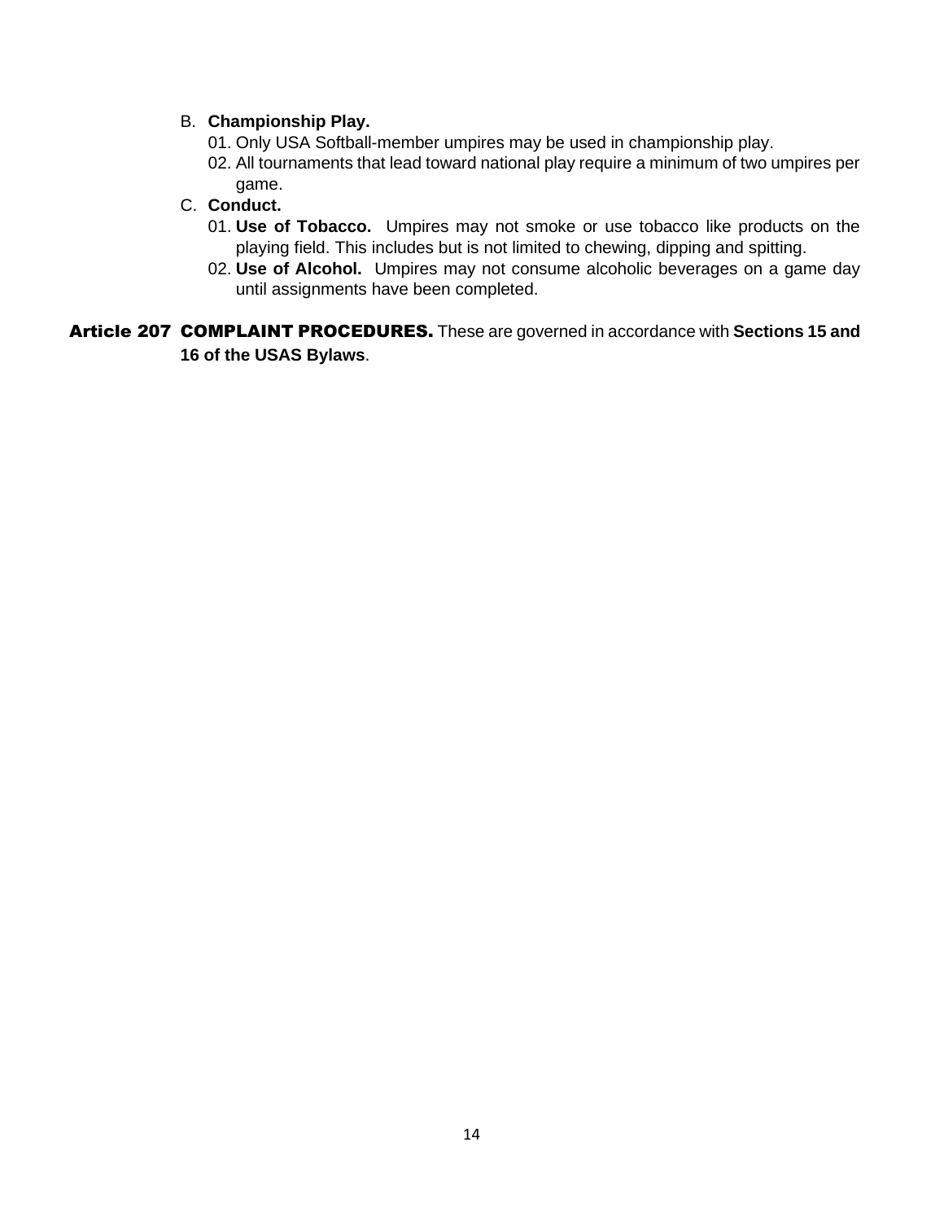B. **Championship Play.**

01. Only USA Softball-member umpires may be used in championship play.
02. All tournaments that lead toward national play require a minimum of two umpires per game.

C. **Conduct.**

01. **Use of Tobacco.** Umpires may not smoke or use tobacco like products on the playing field. This includes but is not limited to chewing, dipping and spitting.
02. **Use of Alcohol.** Umpires may not consume alcoholic beverages on a game day until assignments have been completed.

**Article 207 COMPLAINT PROCEDURES.** These are governed in accordance with **Sections 15 and 16 of the USAS Bylaws**.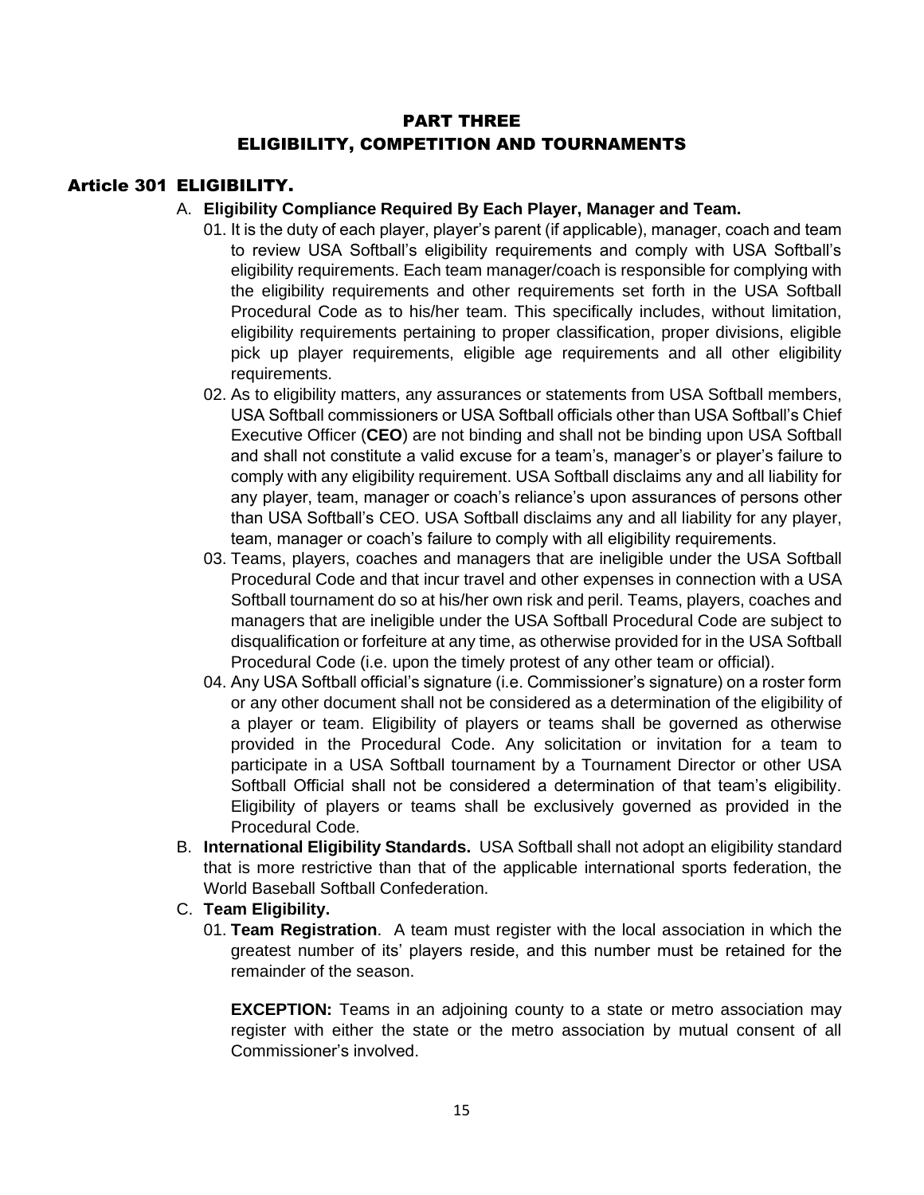# PART THREE
# ELIGIBILITY, COMPETITION AND TOURNAMENTS

## Article 301 ELIGIBILITY.

A. **Eligibility Compliance Required By Each Player, Manager and Team.**

01. It is the duty of each player, player's parent (if applicable), manager, coach and team to review USA Softball's eligibility requirements and comply with USA Softball's eligibility requirements. Each team manager/coach is responsible for complying with the eligibility requirements and other requirements set forth in the USA Softball Procedural Code as to his/her team. This specifically includes, without limitation, eligibility requirements pertaining to proper classification, proper divisions, eligible pick up player requirements, eligible age requirements and all other eligibility requirements.

02. As to eligibility matters, any assurances or statements from USA Softball members, USA Softball commissioners or USA Softball officials other than USA Softball's Chief Executive Officer (**CEO**) are not binding and shall not be binding upon USA Softball and shall not constitute a valid excuse for a team's, manager's or player's failure to comply with any eligibility requirement. USA Softball disclaims any and all liability for any player, team, manager or coach's reliance's upon assurances of persons other than USA Softball's CEO. USA Softball disclaims any and all liability for any player, team, manager or coach's failure to comply with all eligibility requirements.

03. Teams, players, coaches and managers that are ineligible under the USA Softball Procedural Code and that incur travel and other expenses in connection with a USA Softball tournament do so at his/her own risk and peril. Teams, players, coaches and managers that are ineligible under the USA Softball Procedural Code are subject to disqualification or forfeiture at any time, as otherwise provided for in the USA Softball Procedural Code (i.e. upon the timely protest of any other team or official).

04. Any USA Softball official's signature (i.e. Commissioner's signature) on a roster form or any other document shall not be considered as a determination of the eligibility of a player or team. Eligibility of players or teams shall be governed as otherwise provided in the Procedural Code. Any solicitation or invitation for a team to participate in a USA Softball tournament by a Tournament Director or other USA Softball Official shall not be considered a determination of that team's eligibility. Eligibility of players or teams shall be exclusively governed as provided in the Procedural Code.

B. **International Eligibility Standards.** USA Softball shall not adopt an eligibility standard that is more restrictive than that of the applicable international sports federation, the World Baseball Softball Confederation.

C. **Team Eligibility.**

01. **Team Registration**. A team must register with the local association in which the greatest number of its' players reside, and this number must be retained for the remainder of the season.

**EXCEPTION:** Teams in an adjoining county to a state or metro association may register with either the state or the metro association by mutual consent of all Commissioner's involved.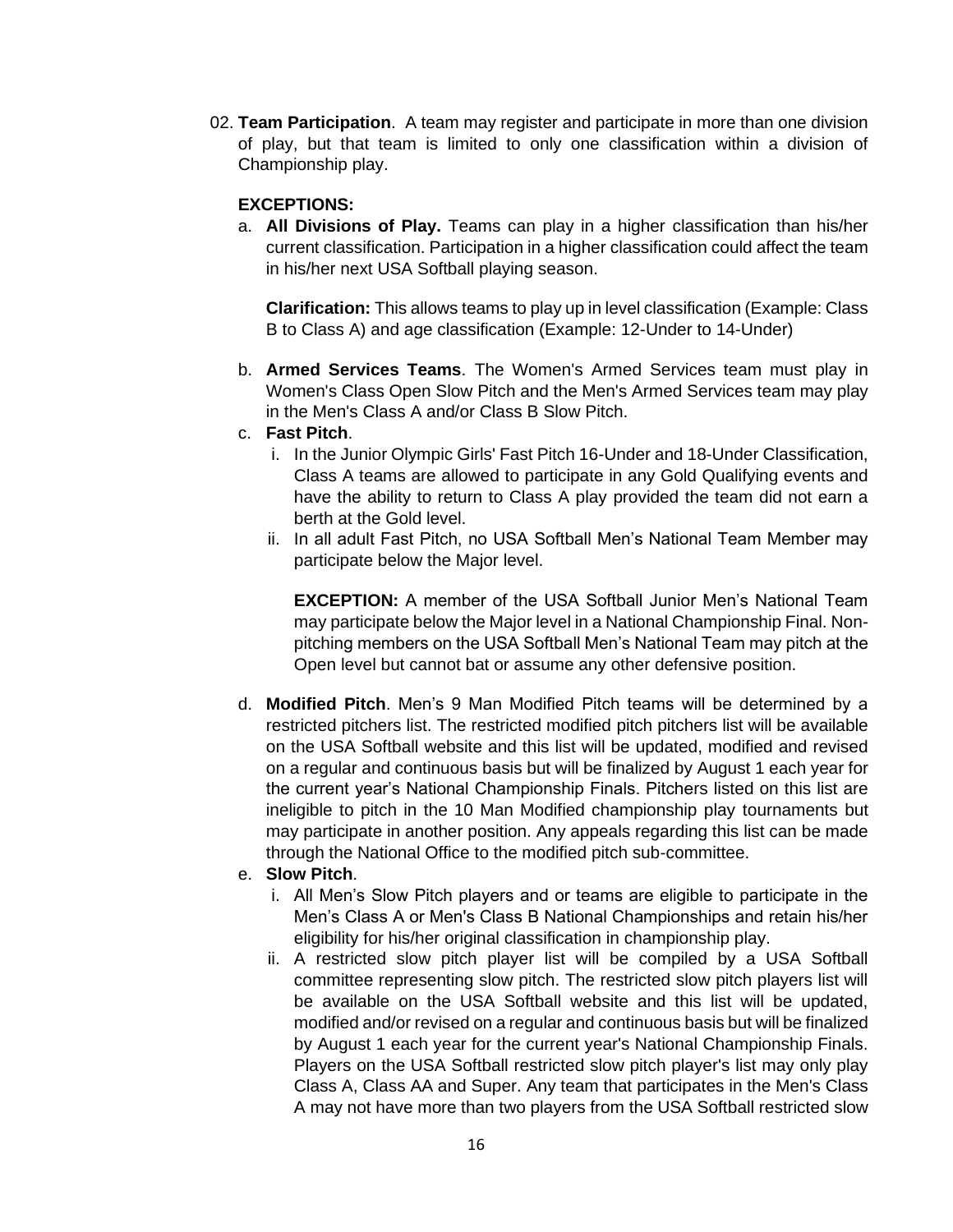02. **Team Participation**. A team may register and participate in more than one division of play, but that team is limited to only one classification within a division of Championship play.

**EXCEPTIONS:**

a. **All Divisions of Play.** Teams can play in a higher classification than his/her current classification. Participation in a higher classification could affect the team in his/her next USA Softball playing season.

   **Clarification:** This allows teams to play up in level classification (Example: Class B to Class A) and age classification (Example: 12-Under to 14-Under)

b. **Armed Services Teams**. The Women's Armed Services team must play in Women's Class Open Slow Pitch and the Men's Armed Services team may play in the Men's Class A and/or Class B Slow Pitch.

c. **Fast Pitch**.
   i. In the Junior Olympic Girls' Fast Pitch 16-Under and 18-Under Classification, Class A teams are allowed to participate in any Gold Qualifying events and have the ability to return to Class A play provided the team did not earn a berth at the Gold level.
   ii. In all adult Fast Pitch, no USA Softball Men's National Team Member may participate below the Major level.

   **EXCEPTION:** A member of the USA Softball Junior Men's National Team may participate below the Major level in a National Championship Final. Non-pitching members on the USA Softball Men's National Team may pitch at the Open level but cannot bat or assume any other defensive position.

d. **Modified Pitch**. Men's 9 Man Modified Pitch teams will be determined by a restricted pitchers list. The restricted modified pitch pitchers list will be available on the USA Softball website and this list will be updated, modified and revised on a regular and continuous basis but will be finalized by August 1 each year for the current year's National Championship Finals. Pitchers listed on this list are ineligible to pitch in the 10 Man Modified championship play tournaments but may participate in another position. Any appeals regarding this list can be made through the National Office to the modified pitch sub-committee.

e. **Slow Pitch**.
   i. All Men's Slow Pitch players and or teams are eligible to participate in the Men's Class A or Men's Class B National Championships and retain his/her eligibility for his/her original classification in championship play.
   ii. A restricted slow pitch player list will be compiled by a USA Softball committee representing slow pitch. The restricted slow pitch players list will be available on the USA Softball website and this list will be updated, modified and/or revised on a regular and continuous basis but will be finalized by August 1 each year for the current year's National Championship Finals. Players on the USA Softball restricted slow pitch player's list may only play Class A, Class AA and Super. Any team that participates in the Men's Class A may not have more than two players from the USA Softball restricted slow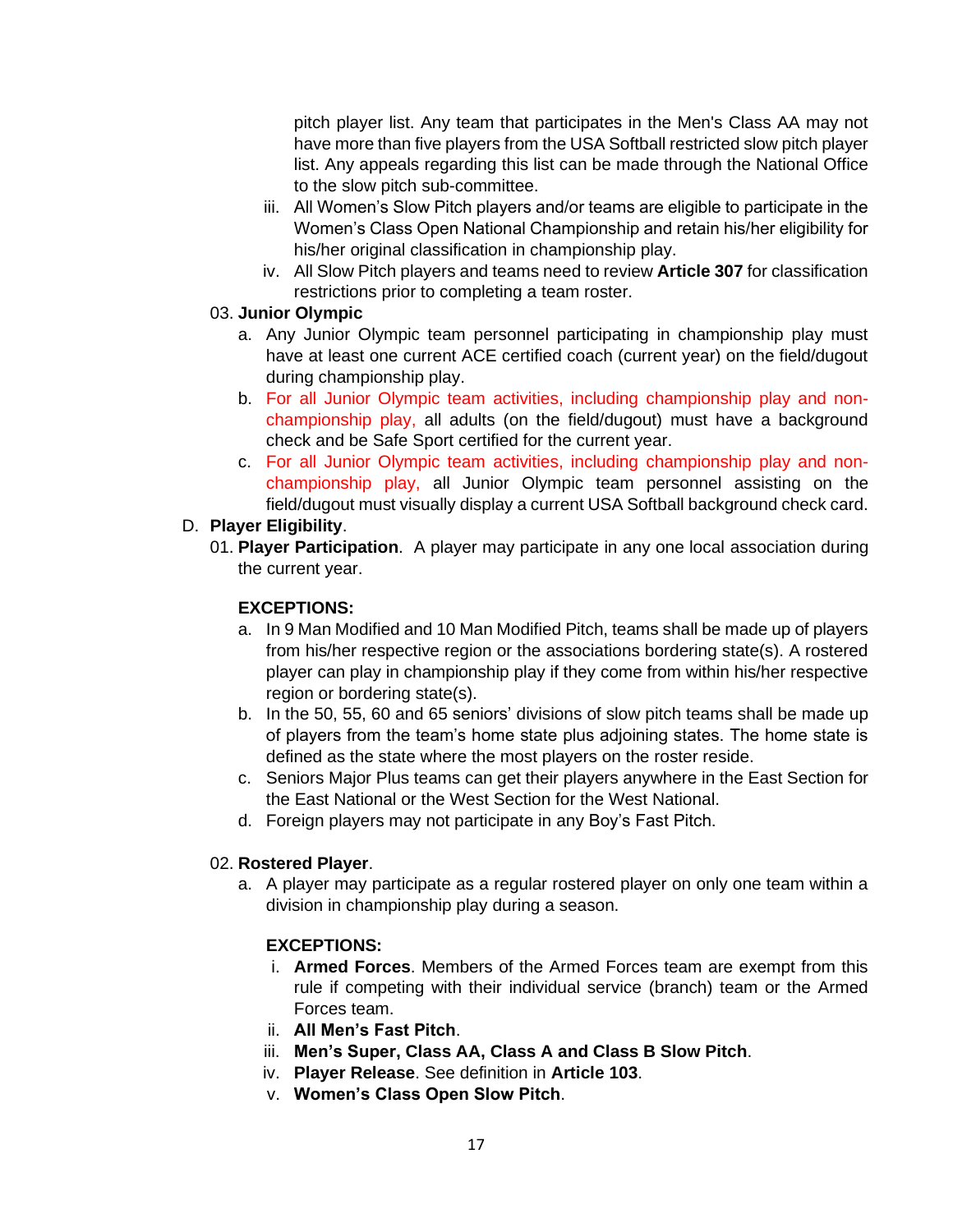pitch player list. Any team that participates in the Men's Class AA may not have more than five players from the USA Softball restricted slow pitch player list. Any appeals regarding this list can be made through the National Office to the slow pitch sub-committee.

   iii. All Women's Slow Pitch players and/or teams are eligible to participate in the Women's Class Open National Championship and retain his/her eligibility for his/her original classification in championship play.

   iv. All Slow Pitch players and teams need to review **Article 307** for classification restrictions prior to completing a team roster.

03. **Junior Olympic**

   a. Any Junior Olympic team personnel participating in championship play must have at least one current ACE certified coach (current year) on the field/dugout during championship play.

   b. For all Junior Olympic team activities, including championship play and non-championship play, all adults (on the field/dugout) must have a background check and be Safe Sport certified for the current year.

   c. For all Junior Olympic team activities, including championship play and non-championship play, all Junior Olympic team personnel assisting on the field/dugout must visually display a current USA Softball background check card.

D. **Player Eligibility**.

01. **Player Participation**. A player may participate in any one local association during the current year.

**EXCEPTIONS:**

   a. In 9 Man Modified and 10 Man Modified Pitch, teams shall be made up of players from his/her respective region or the associations bordering state(s). A rostered player can play in championship play if they come from within his/her respective region or bordering state(s).

   b. In the 50, 55, 60 and 65 seniors' divisions of slow pitch teams shall be made up of players from the team's home state plus adjoining states. The home state is defined as the state where the most players on the roster reside.

   c. Seniors Major Plus teams can get their players anywhere in the East Section for the East National or the West Section for the West National.

   d. Foreign players may not participate in any Boy's Fast Pitch.

02. **Rostered Player**.

   a. A player may participate as a regular rostered player on only one team within a division in championship play during a season.

   **EXCEPTIONS:**

   i. **Armed Forces**. Members of the Armed Forces team are exempt from this rule if competing with their individual service (branch) team or the Armed Forces team.

   ii. **All Men's Fast Pitch**.

   iii. **Men's Super, Class AA, Class A and Class B Slow Pitch**.

   iv. **Player Release**. See definition in **Article 103**.

   v. **Women's Class Open Slow Pitch**.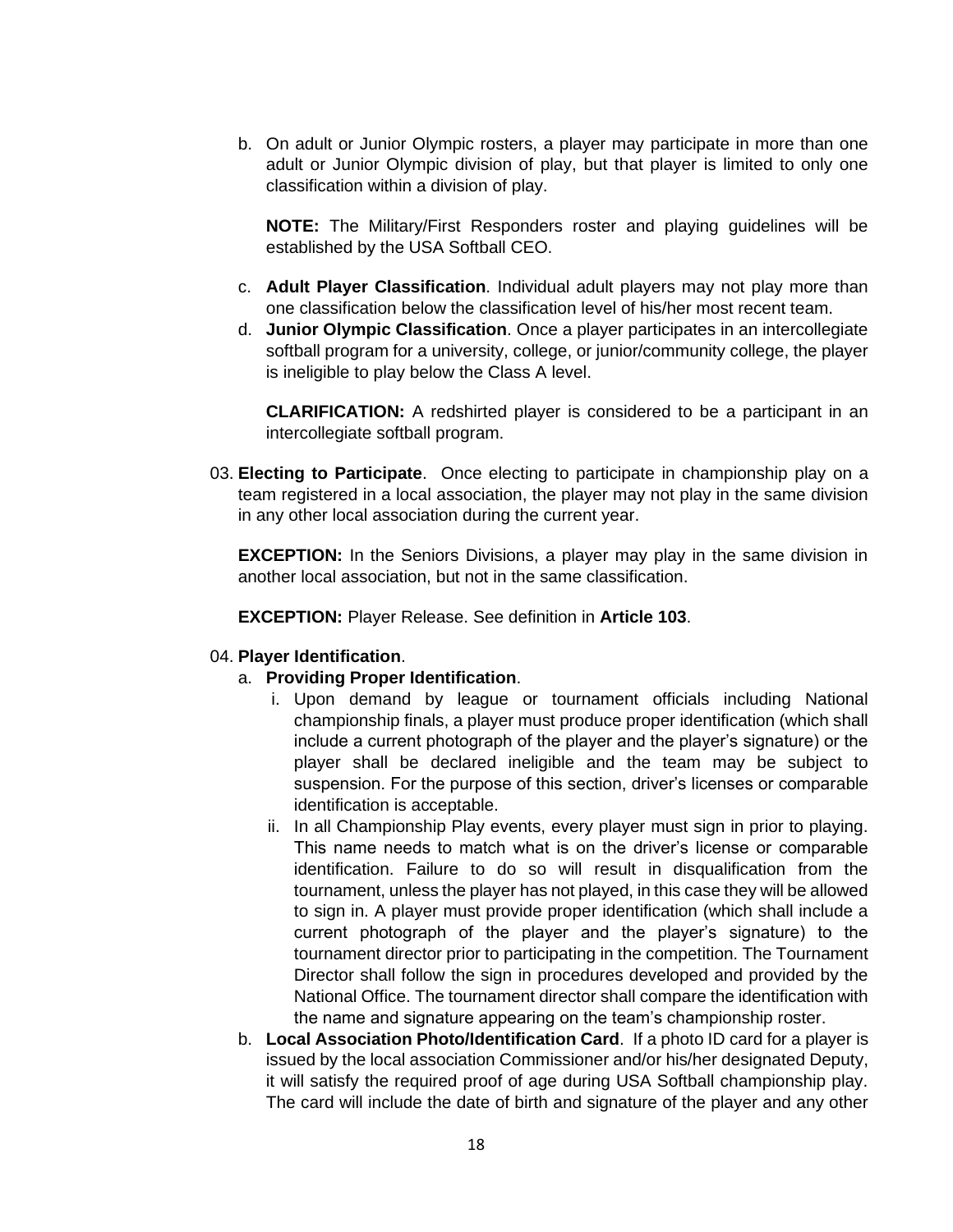b. On adult or Junior Olympic rosters, a player may participate in more than one adult or Junior Olympic division of play, but that player is limited to only one classification within a division of play.

   **NOTE:** The Military/First Responders roster and playing guidelines will be established by the USA Softball CEO.

c. **Adult Player Classification**. Individual adult players may not play more than one classification below the classification level of his/her most recent team.

d. **Junior Olympic Classification**. Once a player participates in an intercollegiate softball program for a university, college, or junior/community college, the player is ineligible to play below the Class A level.

   **CLARIFICATION:** A redshirted player is considered to be a participant in an intercollegiate softball program.

03. **Electing to Participate**. Once electing to participate in championship play on a team registered in a local association, the player may not play in the same division in any other local association during the current year.

    **EXCEPTION:** In the Seniors Divisions, a player may play in the same division in another local association, but not in the same classification.

    **EXCEPTION:** Player Release. See definition in **Article 103**.

04. **Player Identification**.

    a. **Providing Proper Identification**.

       i. Upon demand by league or tournament officials including National championship finals, a player must produce proper identification (which shall include a current photograph of the player and the player's signature) or the player shall be declared ineligible and the team may be subject to suspension. For the purpose of this section, driver's licenses or comparable identification is acceptable.

       ii. In all Championship Play events, every player must sign in prior to playing. This name needs to match what is on the driver's license or comparable identification. Failure to do so will result in disqualification from the tournament, unless the player has not played, in this case they will be allowed to sign in. A player must provide proper identification (which shall include a current photograph of the player and the player's signature) to the tournament director prior to participating in the competition. The Tournament Director shall follow the sign in procedures developed and provided by the National Office. The tournament director shall compare the identification with the name and signature appearing on the team's championship roster.

    b. **Local Association Photo/Identification Card**. If a photo ID card for a player is issued by the local association Commissioner and/or his/her designated Deputy, it will satisfy the required proof of age during USA Softball championship play. The card will include the date of birth and signature of the player and any other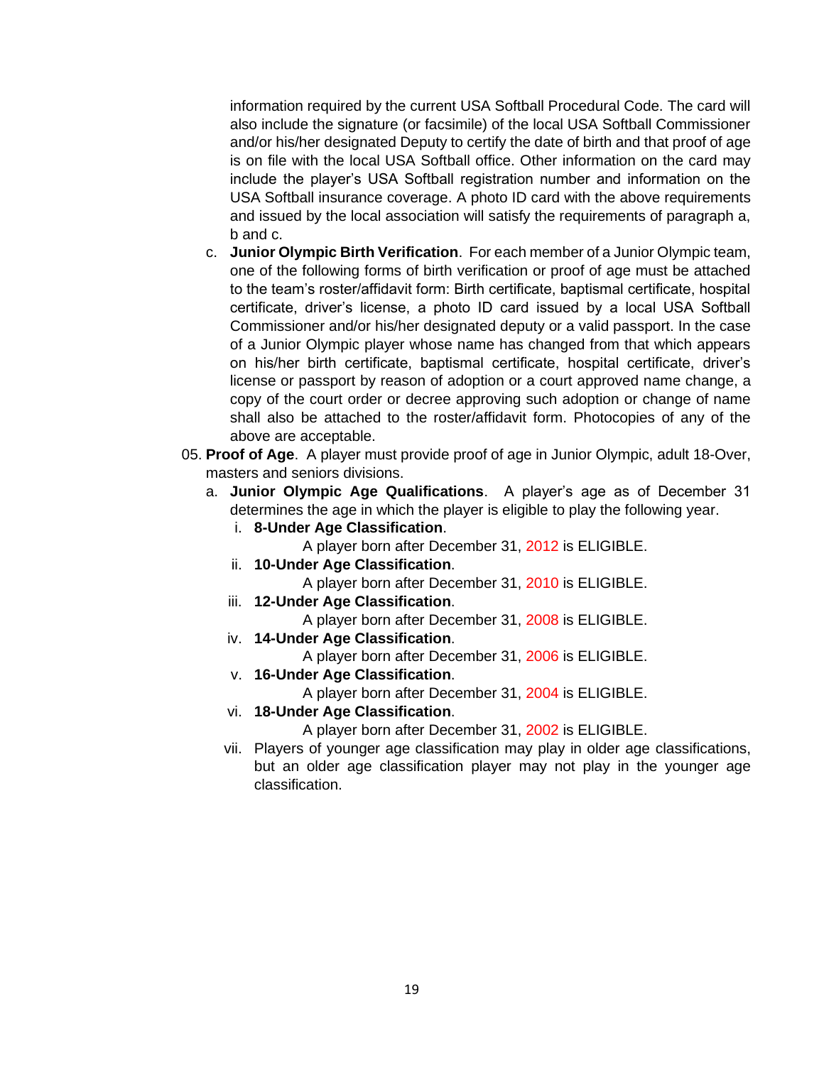information required by the current USA Softball Procedural Code. The card will also include the signature (or facsimile) of the local USA Softball Commissioner and/or his/her designated Deputy to certify the date of birth and that proof of age is on file with the local USA Softball office. Other information on the card may include the player's USA Softball registration number and information on the USA Softball insurance coverage. A photo ID card with the above requirements and issued by the local association will satisfy the requirements of paragraph a, b and c.

c. **Junior Olympic Birth Verification**. For each member of a Junior Olympic team, one of the following forms of birth verification or proof of age must be attached to the team's roster/affidavit form: Birth certificate, baptismal certificate, hospital certificate, driver's license, a photo ID card issued by a local USA Softball Commissioner and/or his/her designated deputy or a valid passport. In the case of a Junior Olympic player whose name has changed from that which appears on his/her birth certificate, baptismal certificate, hospital certificate, driver's license or passport by reason of adoption or a court approved name change, a copy of the court order or decree approving such adoption or change of name shall also be attached to the roster/affidavit form. Photocopies of any of the above are acceptable.

05. **Proof of Age**. A player must provide proof of age in Junior Olympic, adult 18-Over, masters and seniors divisions.

a. **Junior Olympic Age Qualifications**. A player's age as of December 31 determines the age in which the player is eligible to play the following year.

i. **8-Under Age Classification**.
A player born after December 31, 2012 is ELIGIBLE.

ii. **10-Under Age Classification**.
A player born after December 31, 2010 is ELIGIBLE.

iii. **12-Under Age Classification**.
A player born after December 31, 2008 is ELIGIBLE.

iv. **14-Under Age Classification**.
A player born after December 31, 2006 is ELIGIBLE.

v. **16-Under Age Classification**.
A player born after December 31, 2004 is ELIGIBLE.

vi. **18-Under Age Classification**.
A player born after December 31, 2002 is ELIGIBLE.

vii. Players of younger age classification may play in older age classifications, but an older age classification player may not play in the younger age classification.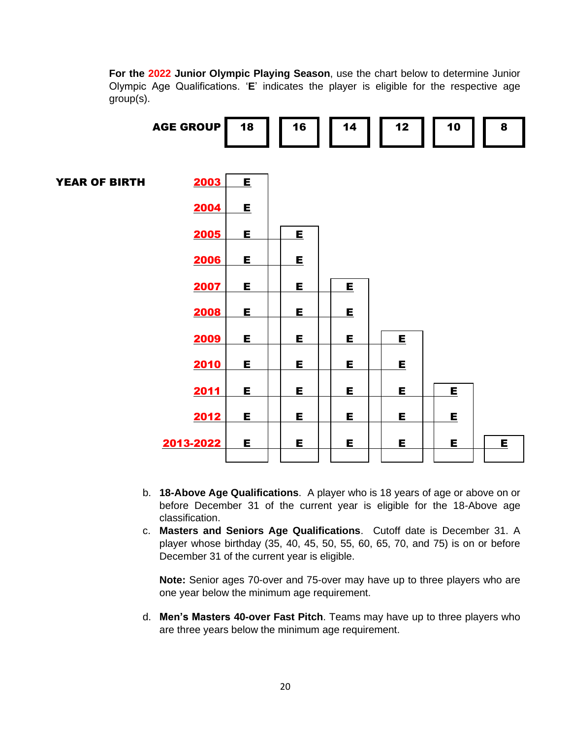**For the 2022 Junior Olympic Playing Season**, use the chart below to determine Junior Olympic Age Qualifications. '**E**' indicates the player is eligible for the respective age group(s).

| YEAR OF BIRTH / AGE GROUP | 18 | 16 | 14 | 12 | 10 | 8 |
|---|---|---|---|---|---|---|
| 2003 | E | | | | | |
| 2004 | E | | | | | |
| 2005 | E | E | | | | |
| 2006 | E | E | | | | |
| 2007 | E | E | E | | | |
| 2008 | E | E | E | | | |
| 2009 | E | E | E | E | | |
| 2010 | E | E | E | E | | |
| 2011 | E | E | E | E | E | |
| 2012 | E | E | E | E | E | |
| 2013-2022 | E | E | E | E | E | E |

b. **18-Above Age Qualifications**. A player who is 18 years of age or above on or before December 31 of the current year is eligible for the 18-Above age classification.

c. **Masters and Seniors Age Qualifications**. Cutoff date is December 31. A player whose birthday (35, 40, 45, 50, 55, 60, 65, 70, and 75) is on or before December 31 of the current year is eligible.

   **Note:** Senior ages 70-over and 75-over may have up to three players who are one year below the minimum age requirement.

d. **Men's Masters 40-over Fast Pitch**. Teams may have up to three players who are three years below the minimum age requirement.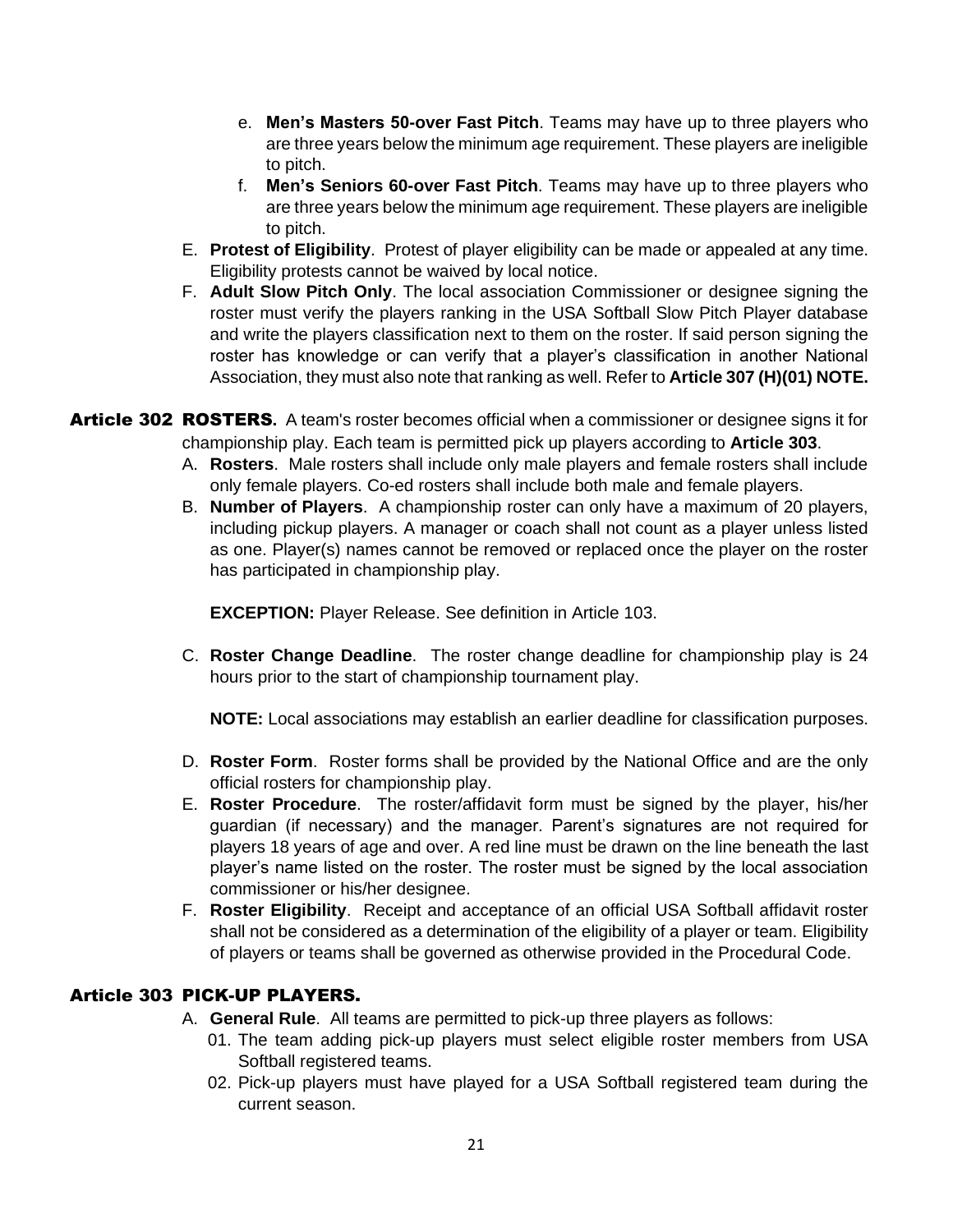e. **Men's Masters 50-over Fast Pitch**. Teams may have up to three players who are three years below the minimum age requirement. These players are ineligible to pitch.

f. **Men's Seniors 60-over Fast Pitch**. Teams may have up to three players who are three years below the minimum age requirement. These players are ineligible to pitch.

E. **Protest of Eligibility**. Protest of player eligibility can be made or appealed at any time. Eligibility protests cannot be waived by local notice.

F. **Adult Slow Pitch Only**. The local association Commissioner or designee signing the roster must verify the players ranking in the USA Softball Slow Pitch Player database and write the players classification next to them on the roster. If said person signing the roster has knowledge or can verify that a player's classification in another National Association, they must also note that ranking as well. Refer to **Article 307 (H)(01) NOTE.**

## Article 302 ROSTERS.

A team's roster becomes official when a commissioner or designee signs it for championship play. Each team is permitted pick up players according to **Article 303**.

A. **Rosters**. Male rosters shall include only male players and female rosters shall include only female players. Co-ed rosters shall include both male and female players.

B. **Number of Players**. A championship roster can only have a maximum of 20 players, including pickup players. A manager or coach shall not count as a player unless listed as one. Player(s) names cannot be removed or replaced once the player on the roster has participated in championship play.

**EXCEPTION:** Player Release. See definition in Article 103.

C. **Roster Change Deadline**. The roster change deadline for championship play is 24 hours prior to the start of championship tournament play.

**NOTE:** Local associations may establish an earlier deadline for classification purposes.

D. **Roster Form**. Roster forms shall be provided by the National Office and are the only official rosters for championship play.

E. **Roster Procedure**. The roster/affidavit form must be signed by the player, his/her guardian (if necessary) and the manager. Parent's signatures are not required for players 18 years of age and over. A red line must be drawn on the line beneath the last player's name listed on the roster. The roster must be signed by the local association commissioner or his/her designee.

F. **Roster Eligibility**. Receipt and acceptance of an official USA Softball affidavit roster shall not be considered as a determination of the eligibility of a player or team. Eligibility of players or teams shall be governed as otherwise provided in the Procedural Code.

## Article 303 PICK-UP PLAYERS.

A. **General Rule**. All teams are permitted to pick-up three players as follows:

01. The team adding pick-up players must select eligible roster members from USA Softball registered teams.

02. Pick-up players must have played for a USA Softball registered team during the current season.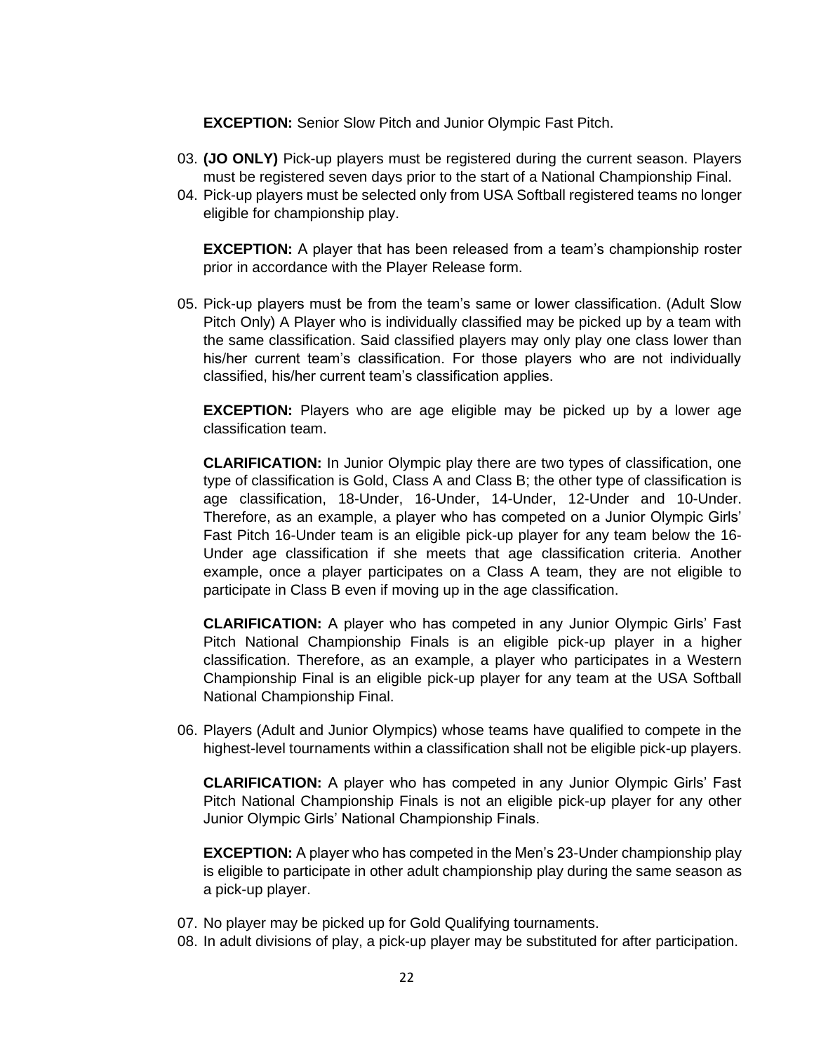**EXCEPTION:** Senior Slow Pitch and Junior Olympic Fast Pitch.

03. **(JO ONLY)** Pick-up players must be registered during the current season. Players must be registered seven days prior to the start of a National Championship Final.
04. Pick-up players must be selected only from USA Softball registered teams no longer eligible for championship play.

    **EXCEPTION:** A player that has been released from a team's championship roster prior in accordance with the Player Release form.

05. Pick-up players must be from the team's same or lower classification. (Adult Slow Pitch Only) A Player who is individually classified may be picked up by a team with the same classification. Said classified players may only play one class lower than his/her current team's classification. For those players who are not individually classified, his/her current team's classification applies.

    **EXCEPTION:** Players who are age eligible may be picked up by a lower age classification team.

    **CLARIFICATION:** In Junior Olympic play there are two types of classification, one type of classification is Gold, Class A and Class B; the other type of classification is age classification, 18-Under, 16-Under, 14-Under, 12-Under and 10-Under. Therefore, as an example, a player who has competed on a Junior Olympic Girls' Fast Pitch 16-Under team is an eligible pick-up player for any team below the 16-Under age classification if she meets that age classification criteria. Another example, once a player participates on a Class A team, they are not eligible to participate in Class B even if moving up in the age classification.

    **CLARIFICATION:** A player who has competed in any Junior Olympic Girls' Fast Pitch National Championship Finals is an eligible pick-up player in a higher classification. Therefore, as an example, a player who participates in a Western Championship Final is an eligible pick-up player for any team at the USA Softball National Championship Final.

06. Players (Adult and Junior Olympics) whose teams have qualified to compete in the highest-level tournaments within a classification shall not be eligible pick-up players.

    **CLARIFICATION:** A player who has competed in any Junior Olympic Girls' Fast Pitch National Championship Finals is not an eligible pick-up player for any other Junior Olympic Girls' National Championship Finals.

    **EXCEPTION:** A player who has competed in the Men's 23-Under championship play is eligible to participate in other adult championship play during the same season as a pick-up player.

07. No player may be picked up for Gold Qualifying tournaments.
08. In adult divisions of play, a pick-up player may be substituted for after participation.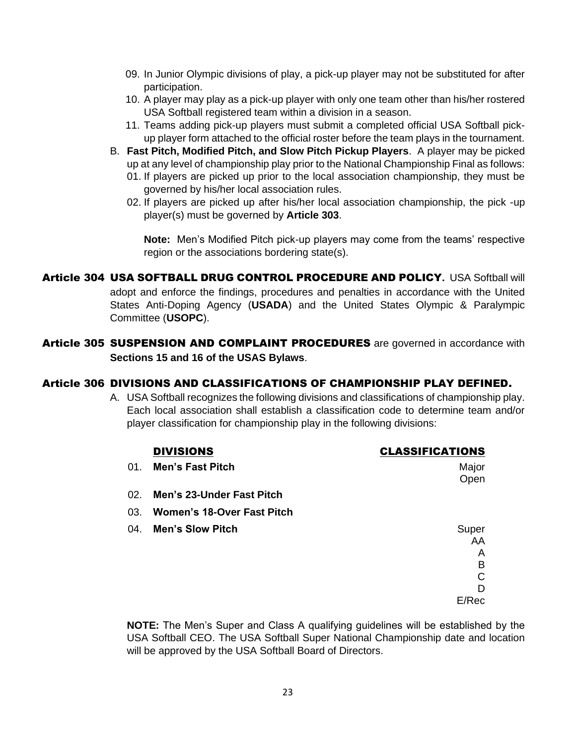09. In Junior Olympic divisions of play, a pick-up player may not be substituted for after participation.
10. A player may play as a pick-up player with only one team other than his/her rostered USA Softball registered team within a division in a season.
11. Teams adding pick-up players must submit a completed official USA Softball pick-up player form attached to the official roster before the team plays in the tournament.

B. **Fast Pitch, Modified Pitch, and Slow Pitch Pickup Players**. A player may be picked up at any level of championship play prior to the National Championship Final as follows:

01. If players are picked up prior to the local association championship, they must be governed by his/her local association rules.
02. If players are picked up after his/her local association championship, the pick -up player(s) must be governed by **Article 303**.

**Note:** Men's Modified Pitch pick-up players may come from the teams' respective region or the associations bordering state(s).

**Article 304 USA SOFTBALL DRUG CONTROL PROCEDURE AND POLICY.** USA Softball will adopt and enforce the findings, procedures and penalties in accordance with the United States Anti-Doping Agency (**USADA**) and the United States Olympic & Paralympic Committee (**USOPC**).

**Article 305 SUSPENSION AND COMPLAINT PROCEDURES** are governed in accordance with **Sections 15 and 16 of the USAS Bylaws**.

**Article 306 DIVISIONS AND CLASSIFICATIONS OF CHAMPIONSHIP PLAY DEFINED.**

A. USA Softball recognizes the following divisions and classifications of championship play. Each local association shall establish a classification code to determine team and/or player classification for championship play in the following divisions:

| | DIVISIONS | CLASSIFICATIONS |
|---|---|---|
| 01. | **Men's Fast Pitch** | Major<br>Open |
| 02. | **Men's 23-Under Fast Pitch** | |
| 03. | **Women's 18-Over Fast Pitch** | |
| 04. | **Men's Slow Pitch** | Super<br>AA<br>A<br>B<br>C<br>D<br>E/Rec |

**NOTE:** The Men's Super and Class A qualifying guidelines will be established by the USA Softball CEO. The USA Softball Super National Championship date and location will be approved by the USA Softball Board of Directors.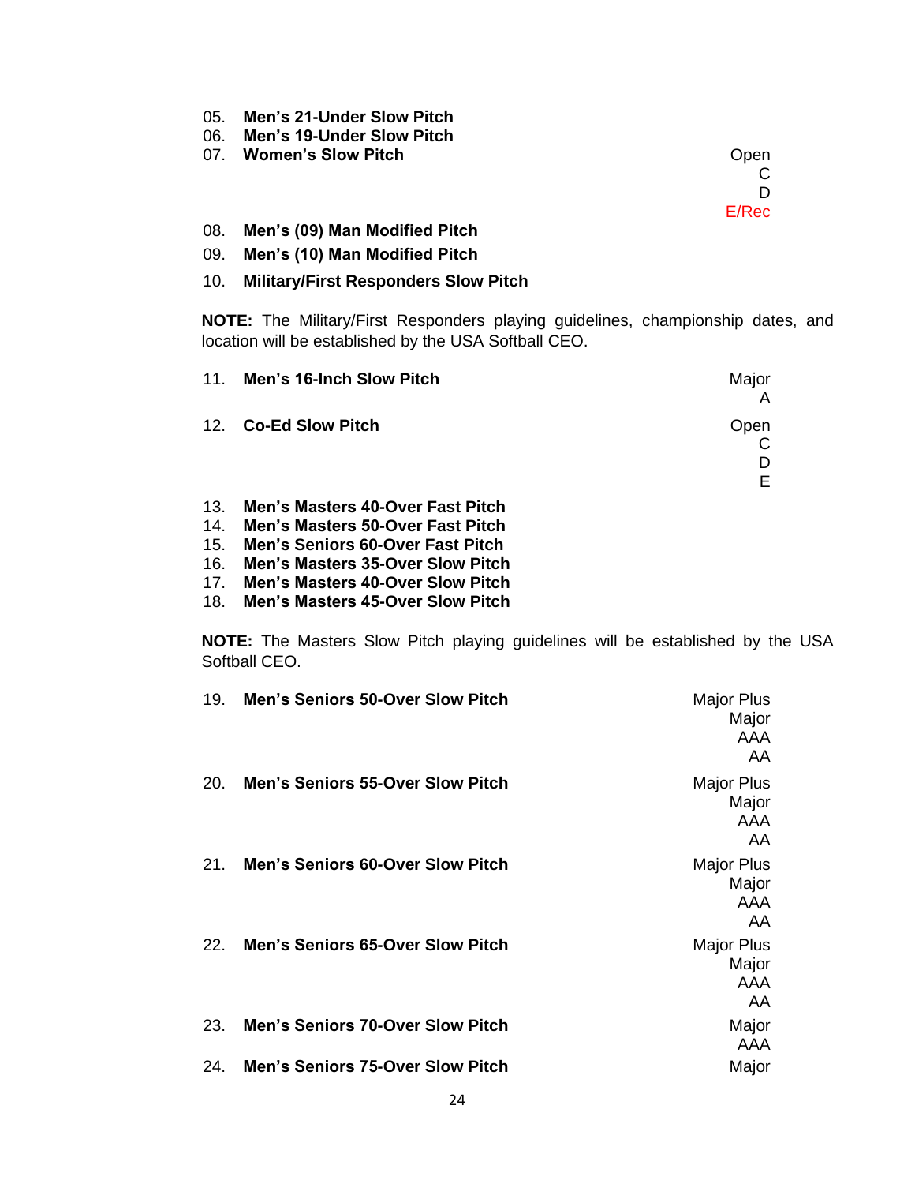05. **Men's 21-Under Slow Pitch**
06. **Men's 19-Under Slow Pitch**
07. **Women's Slow Pitch** — Open, C, D, E/Rec
08. **Men's (09) Man Modified Pitch**
09. **Men's (10) Man Modified Pitch**
10. **Military/First Responders Slow Pitch**

**NOTE:** The Military/First Responders playing guidelines, championship dates, and location will be established by the USA Softball CEO.

11. **Men's 16-Inch Slow Pitch** — Major, A
12. **Co-Ed Slow Pitch** — Open, C, D, E
13. **Men's Masters 40-Over Fast Pitch**
14. **Men's Masters 50-Over Fast Pitch**
15. **Men's Seniors 60-Over Fast Pitch**
16. **Men's Masters 35-Over Slow Pitch**
17. **Men's Masters 40-Over Slow Pitch**
18. **Men's Masters 45-Over Slow Pitch**

**NOTE:** The Masters Slow Pitch playing guidelines will be established by the USA Softball CEO.

19. **Men's Seniors 50-Over Slow Pitch** — Major Plus, Major, AAA, AA
20. **Men's Seniors 55-Over Slow Pitch** — Major Plus, Major, AAA, AA
21. **Men's Seniors 60-Over Slow Pitch** — Major Plus, Major, AAA, AA
22. **Men's Seniors 65-Over Slow Pitch** — Major Plus, Major, AAA, AA
23. **Men's Seniors 70-Over Slow Pitch** — Major, AAA
24. **Men's Seniors 75-Over Slow Pitch** — Major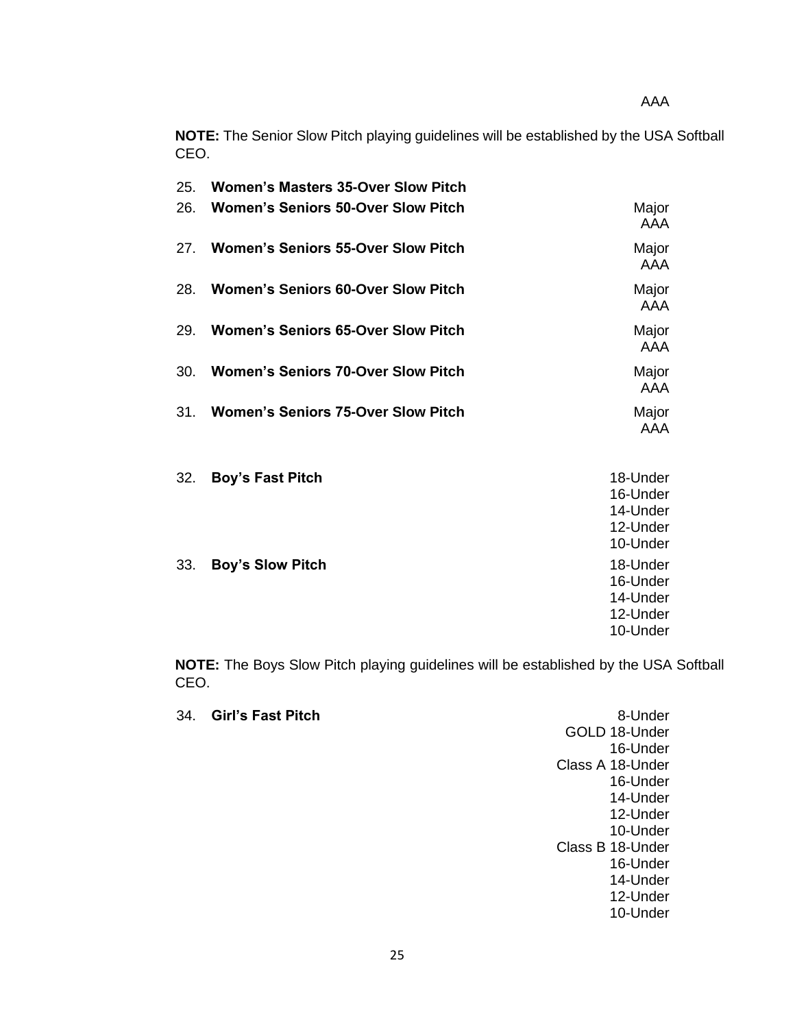AAA

**NOTE:** The Senior Slow Pitch playing guidelines will be established by the USA Softball CEO.

| | | |
|---|---|---|
| 25. | **Women's Masters 35-Over Slow Pitch** | |
| 26. | **Women's Seniors 50-Over Slow Pitch** | Major<br>AAA |
| 27. | **Women's Seniors 55-Over Slow Pitch** | Major<br>AAA |
| 28. | **Women's Seniors 60-Over Slow Pitch** | Major<br>AAA |
| 29. | **Women's Seniors 65-Over Slow Pitch** | Major<br>AAA |
| 30. | **Women's Seniors 70-Over Slow Pitch** | Major<br>AAA |
| 31. | **Women's Seniors 75-Over Slow Pitch** | Major<br>AAA |
| 32. | **Boy's Fast Pitch** | 18-Under<br>16-Under<br>14-Under<br>12-Under<br>10-Under |
| 33. | **Boy's Slow Pitch** | 18-Under<br>16-Under<br>14-Under<br>12-Under<br>10-Under |

**NOTE:** The Boys Slow Pitch playing guidelines will be established by the USA Softball CEO.

| | | |
|---|---|---|
| 34. | **Girl's Fast Pitch** | 8-Under<br>GOLD 18-Under<br>16-Under<br>Class A 18-Under<br>16-Under<br>14-Under<br>12-Under<br>10-Under<br>Class B 18-Under<br>16-Under<br>14-Under<br>12-Under<br>10-Under |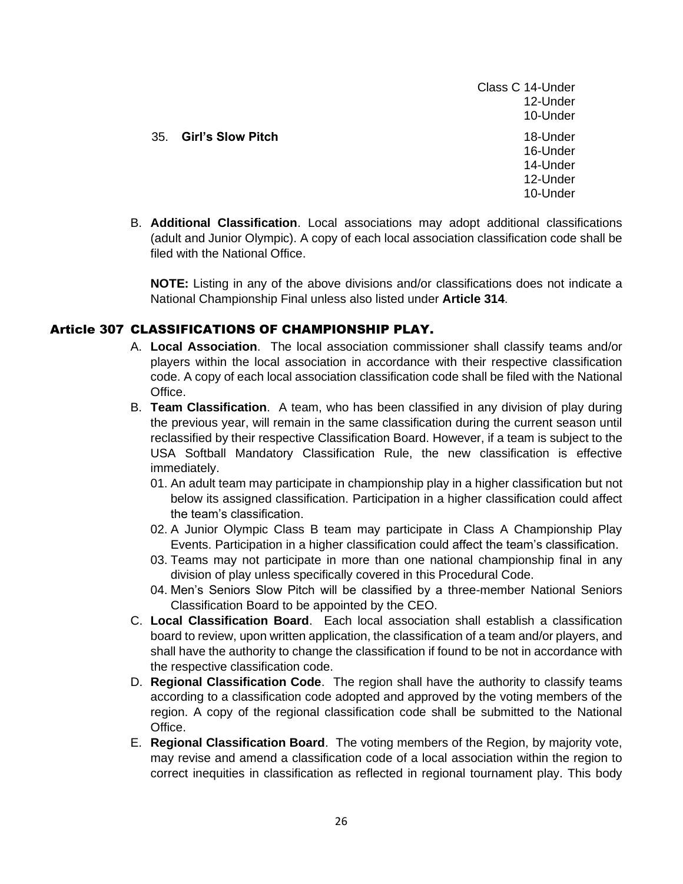Class C 14-Under
12-Under
10-Under

35. **Girl's Slow Pitch**
18-Under
16-Under
14-Under
12-Under
10-Under

B. **Additional Classification**. Local associations may adopt additional classifications (adult and Junior Olympic). A copy of each local association classification code shall be filed with the National Office.

**NOTE:** Listing in any of the above divisions and/or classifications does not indicate a National Championship Final unless also listed under **Article 314**.

## Article 307 CLASSIFICATIONS OF CHAMPIONSHIP PLAY.

A. **Local Association**. The local association commissioner shall classify teams and/or players within the local association in accordance with their respective classification code. A copy of each local association classification code shall be filed with the National Office.

B. **Team Classification**. A team, who has been classified in any division of play during the previous year, will remain in the same classification during the current season until reclassified by their respective Classification Board. However, if a team is subject to the USA Softball Mandatory Classification Rule, the new classification is effective immediately.
   01. An adult team may participate in championship play in a higher classification but not below its assigned classification. Participation in a higher classification could affect the team's classification.
   02. A Junior Olympic Class B team may participate in Class A Championship Play Events. Participation in a higher classification could affect the team's classification.
   03. Teams may not participate in more than one national championship final in any division of play unless specifically covered in this Procedural Code.
   04. Men's Seniors Slow Pitch will be classified by a three-member National Seniors Classification Board to be appointed by the CEO.

C. **Local Classification Board**. Each local association shall establish a classification board to review, upon written application, the classification of a team and/or players, and shall have the authority to change the classification if found to be not in accordance with the respective classification code.

D. **Regional Classification Code**. The region shall have the authority to classify teams according to a classification code adopted and approved by the voting members of the region. A copy of the regional classification code shall be submitted to the National Office.

E. **Regional Classification Board**. The voting members of the Region, by majority vote, may revise and amend a classification code of a local association within the region to correct inequities in classification as reflected in regional tournament play. This body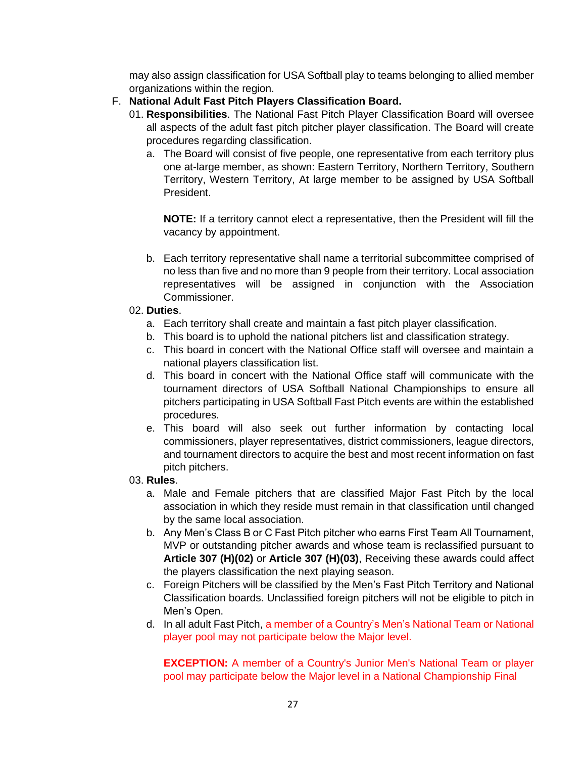may also assign classification for USA Softball play to teams belonging to allied member organizations within the region.

F. **National Adult Fast Pitch Players Classification Board.**

01. **Responsibilities**. The National Fast Pitch Player Classification Board will oversee all aspects of the adult fast pitch pitcher player classification. The Board will create procedures regarding classification.

   a. The Board will consist of five people, one representative from each territory plus one at-large member, as shown: Eastern Territory, Northern Territory, Southern Territory, Western Territory, At large member to be assigned by USA Softball President.

   **NOTE:** If a territory cannot elect a representative, then the President will fill the vacancy by appointment.

   b. Each territory representative shall name a territorial subcommittee comprised of no less than five and no more than 9 people from their territory. Local association representatives will be assigned in conjunction with the Association Commissioner.

02. **Duties**.

   a. Each territory shall create and maintain a fast pitch player classification.
   b. This board is to uphold the national pitchers list and classification strategy.
   c. This board in concert with the National Office staff will oversee and maintain a national players classification list.
   d. This board in concert with the National Office staff will communicate with the tournament directors of USA Softball National Championships to ensure all pitchers participating in USA Softball Fast Pitch events are within the established procedures.
   e. This board will also seek out further information by contacting local commissioners, player representatives, district commissioners, league directors, and tournament directors to acquire the best and most recent information on fast pitch pitchers.

03. **Rules**.

   a. Male and Female pitchers that are classified Major Fast Pitch by the local association in which they reside must remain in that classification until changed by the same local association.
   b. Any Men's Class B or C Fast Pitch pitcher who earns First Team All Tournament, MVP or outstanding pitcher awards and whose team is reclassified pursuant to **Article 307 (H)(02)** or **Article 307 (H)(03)**, Receiving these awards could affect the players classification the next playing season.
   c. Foreign Pitchers will be classified by the Men's Fast Pitch Territory and National Classification boards. Unclassified foreign pitchers will not be eligible to pitch in Men's Open.
   d. In all adult Fast Pitch, a member of a Country's Men's National Team or National player pool may not participate below the Major level.

   **EXCEPTION:** A member of a Country's Junior Men's National Team or player pool may participate below the Major level in a National Championship Final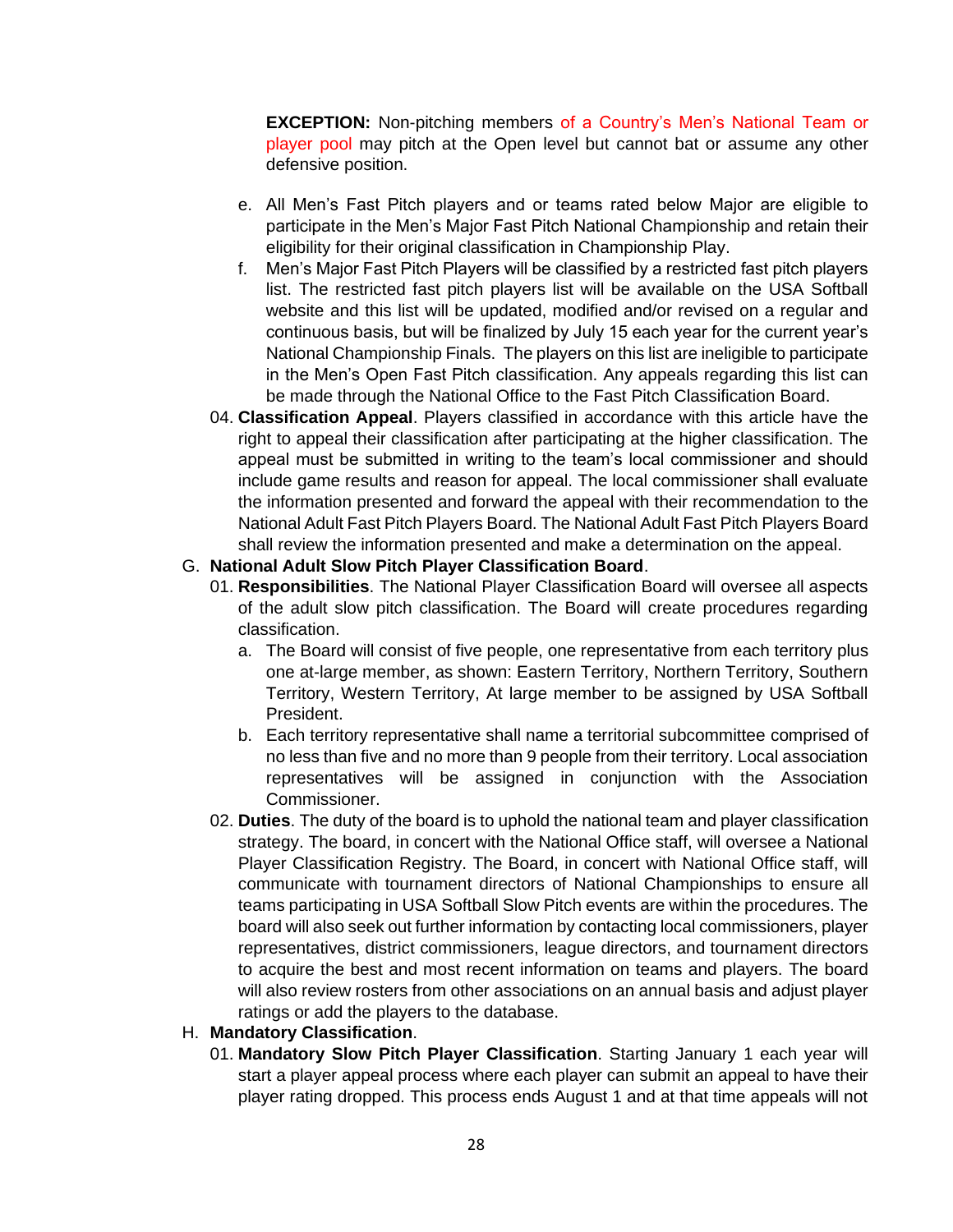**EXCEPTION:** Non-pitching members of a Country's Men's National Team or player pool may pitch at the Open level but cannot bat or assume any other defensive position.

e. All Men's Fast Pitch players and or teams rated below Major are eligible to participate in the Men's Major Fast Pitch National Championship and retain their eligibility for their original classification in Championship Play.

f. Men's Major Fast Pitch Players will be classified by a restricted fast pitch players list. The restricted fast pitch players list will be available on the USA Softball website and this list will be updated, modified and/or revised on a regular and continuous basis, but will be finalized by July 15 each year for the current year's National Championship Finals. The players on this list are ineligible to participate in the Men's Open Fast Pitch classification. Any appeals regarding this list can be made through the National Office to the Fast Pitch Classification Board.

04. **Classification Appeal**. Players classified in accordance with this article have the right to appeal their classification after participating at the higher classification. The appeal must be submitted in writing to the team's local commissioner and should include game results and reason for appeal. The local commissioner shall evaluate the information presented and forward the appeal with their recommendation to the National Adult Fast Pitch Players Board. The National Adult Fast Pitch Players Board shall review the information presented and make a determination on the appeal.

G. **National Adult Slow Pitch Player Classification Board**.

01. **Responsibilities**. The National Player Classification Board will oversee all aspects of the adult slow pitch classification. The Board will create procedures regarding classification.

a. The Board will consist of five people, one representative from each territory plus one at-large member, as shown: Eastern Territory, Northern Territory, Southern Territory, Western Territory, At large member to be assigned by USA Softball President.

b. Each territory representative shall name a territorial subcommittee comprised of no less than five and no more than 9 people from their territory. Local association representatives will be assigned in conjunction with the Association Commissioner.

02. **Duties**. The duty of the board is to uphold the national team and player classification strategy. The board, in concert with the National Office staff, will oversee a National Player Classification Registry. The Board, in concert with National Office staff, will communicate with tournament directors of National Championships to ensure all teams participating in USA Softball Slow Pitch events are within the procedures. The board will also seek out further information by contacting local commissioners, player representatives, district commissioners, league directors, and tournament directors to acquire the best and most recent information on teams and players. The board will also review rosters from other associations on an annual basis and adjust player ratings or add the players to the database.

H. **Mandatory Classification**.

01. **Mandatory Slow Pitch Player Classification**. Starting January 1 each year will start a player appeal process where each player can submit an appeal to have their player rating dropped. This process ends August 1 and at that time appeals will not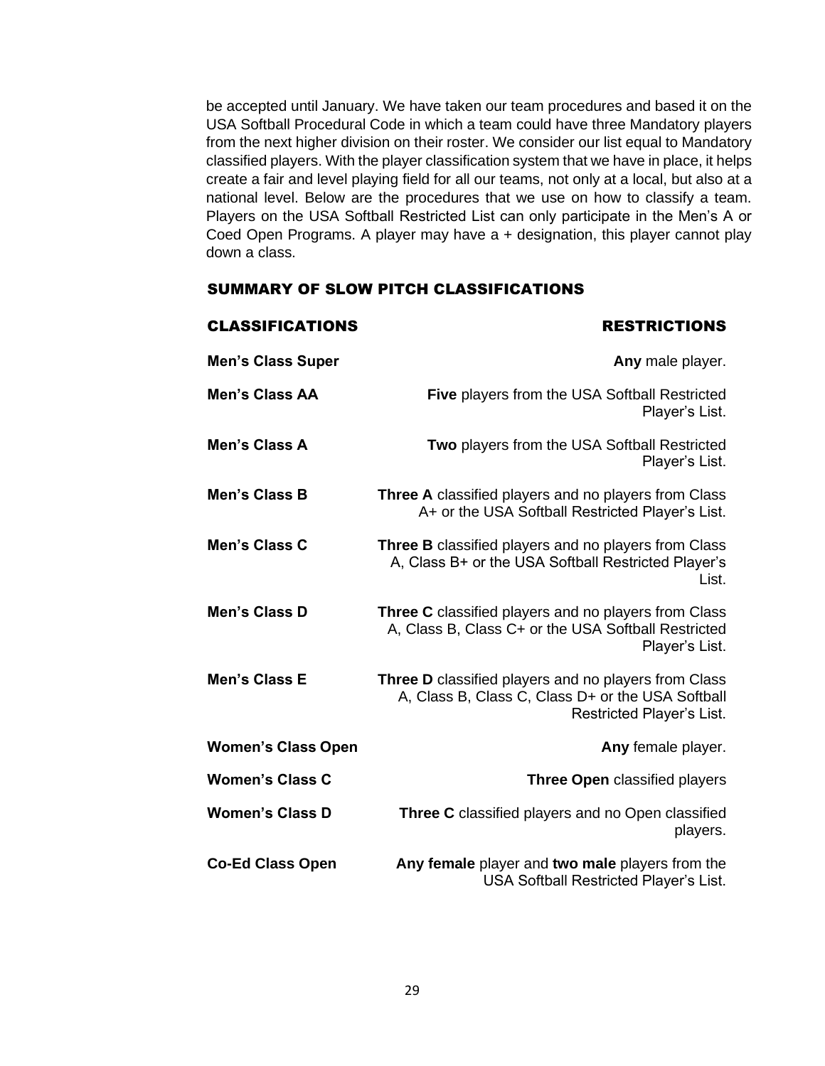be accepted until January. We have taken our team procedures and based it on the USA Softball Procedural Code in which a team could have three Mandatory players from the next higher division on their roster. We consider our list equal to Mandatory classified players. With the player classification system that we have in place, it helps create a fair and level playing field for all our teams, not only at a local, but also at a national level. Below are the procedures that we use on how to classify a team. Players on the USA Softball Restricted List can only participate in the Men's A or Coed Open Programs. A player may have a + designation, this player cannot play down a class.

## SUMMARY OF SLOW PITCH CLASSIFICATIONS

| CLASSIFICATIONS | RESTRICTIONS |
|---|---|
| **Men's Class Super** | **Any** male player. |
| **Men's Class AA** | **Five** players from the USA Softball Restricted Player's List. |
| **Men's Class A** | **Two** players from the USA Softball Restricted Player's List. |
| **Men's Class B** | **Three A** classified players and no players from Class A+ or the USA Softball Restricted Player's List. |
| **Men's Class C** | **Three B** classified players and no players from Class A, Class B+ or the USA Softball Restricted Player's List. |
| **Men's Class D** | **Three C** classified players and no players from Class A, Class B, Class C+ or the USA Softball Restricted Player's List. |
| **Men's Class E** | **Three D** classified players and no players from Class A, Class B, Class C, Class D+ or the USA Softball Restricted Player's List. |
| **Women's Class Open** | **Any** female player. |
| **Women's Class C** | **Three Open** classified players |
| **Women's Class D** | **Three C** classified players and no Open classified players. |
| **Co-Ed Class Open** | **Any female** player and **two male** players from the USA Softball Restricted Player's List. |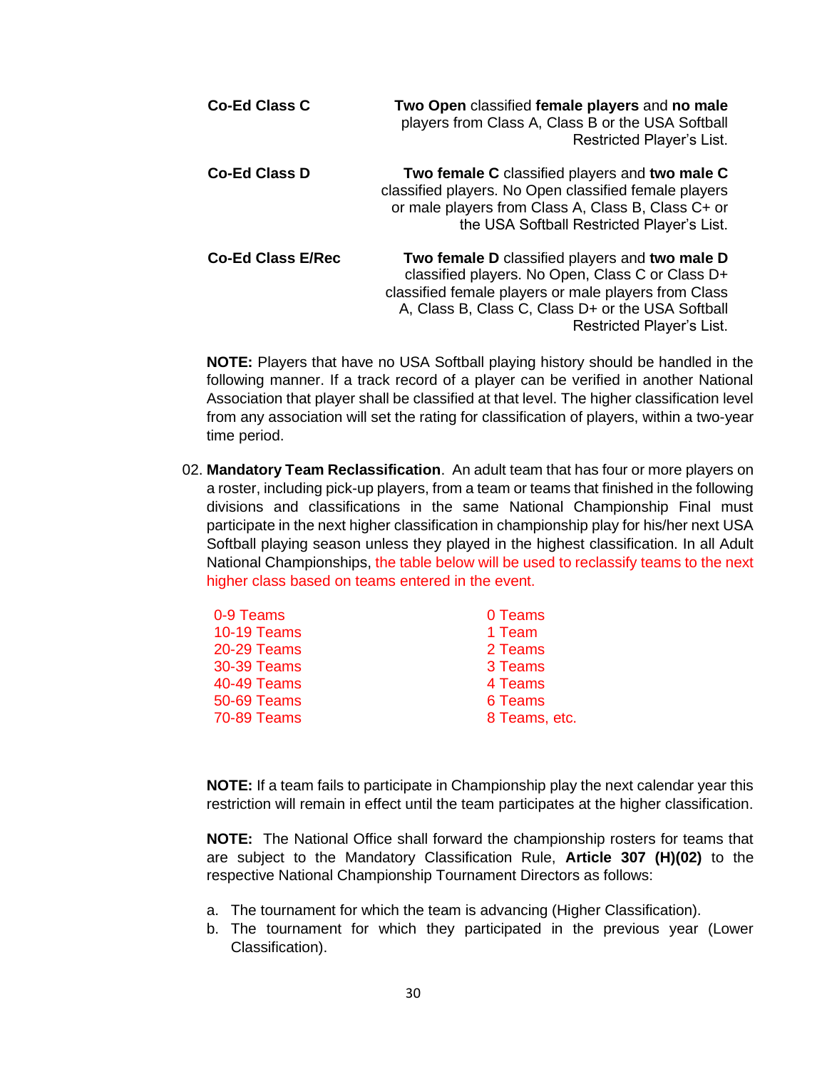| | |
|---|---|
| **Co-Ed Class C** | **Two Open** classified **female players** and **no male** players from Class A, Class B or the USA Softball Restricted Player's List. |
| **Co-Ed Class D** | **Two female C** classified players and **two male C** classified players. No Open classified female players or male players from Class A, Class B, Class C+ or the USA Softball Restricted Player's List. |
| **Co-Ed Class E/Rec** | **Two female D** classified players and **two male D** classified players. No Open, Class C or Class D+ classified female players or male players from Class A, Class B, Class C, Class D+ or the USA Softball Restricted Player's List. |

**NOTE:** Players that have no USA Softball playing history should be handled in the following manner. If a track record of a player can be verified in another National Association that player shall be classified at that level. The higher classification level from any association will set the rating for classification of players, within a two-year time period.

02. **Mandatory Team Reclassification**. An adult team that has four or more players on a roster, including pick-up players, from a team or teams that finished in the following divisions and classifications in the same National Championship Final must participate in the next higher classification in championship play for his/her next USA Softball playing season unless they played in the highest classification. In all Adult National Championships, the table below will be used to reclassify teams to the next higher class based on teams entered in the event.

| | |
|---|---|
| 0-9 Teams | 0 Teams |
| 10-19 Teams | 1 Team |
| 20-29 Teams | 2 Teams |
| 30-39 Teams | 3 Teams |
| 40-49 Teams | 4 Teams |
| 50-69 Teams | 6 Teams |
| 70-89 Teams | 8 Teams, etc. |

**NOTE:** If a team fails to participate in Championship play the next calendar year this restriction will remain in effect until the team participates at the higher classification.

**NOTE:** The National Office shall forward the championship rosters for teams that are subject to the Mandatory Classification Rule, **Article 307 (H)(02)** to the respective National Championship Tournament Directors as follows:

a. The tournament for which the team is advancing (Higher Classification).
b. The tournament for which they participated in the previous year (Lower Classification).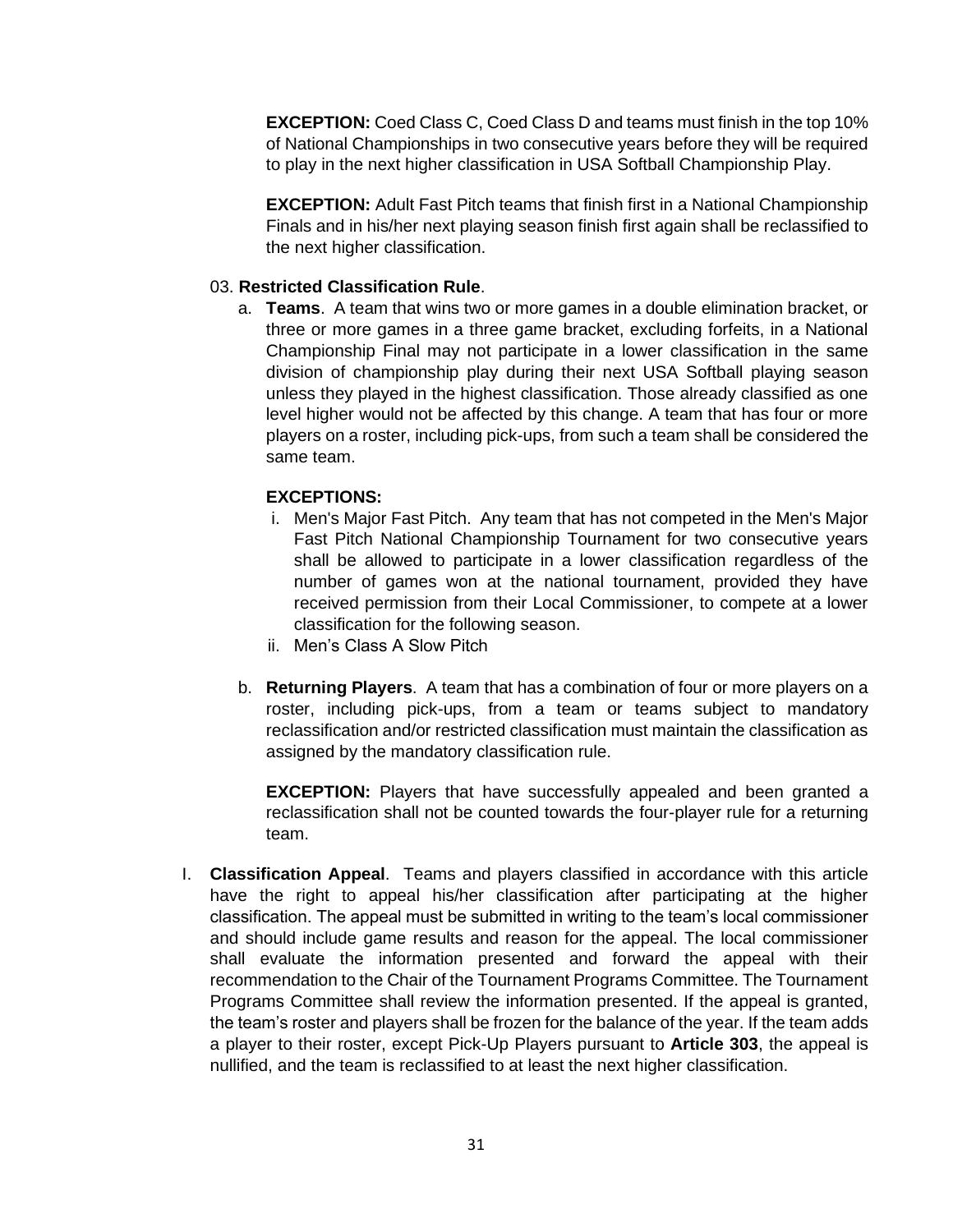**EXCEPTION:** Coed Class C, Coed Class D and teams must finish in the top 10% of National Championships in two consecutive years before they will be required to play in the next higher classification in USA Softball Championship Play.

**EXCEPTION:** Adult Fast Pitch teams that finish first in a National Championship Finals and in his/her next playing season finish first again shall be reclassified to the next higher classification.

03. **Restricted Classification Rule**.

a. **Teams**. A team that wins two or more games in a double elimination bracket, or three or more games in a three game bracket, excluding forfeits, in a National Championship Final may not participate in a lower classification in the same division of championship play during their next USA Softball playing season unless they played in the highest classification. Those already classified as one level higher would not be affected by this change. A team that has four or more players on a roster, including pick-ups, from such a team shall be considered the same team.

   **EXCEPTIONS:**

   i. Men's Major Fast Pitch. Any team that has not competed in the Men's Major Fast Pitch National Championship Tournament for two consecutive years shall be allowed to participate in a lower classification regardless of the number of games won at the national tournament, provided they have received permission from their Local Commissioner, to compete at a lower classification for the following season.
   
   ii. Men's Class A Slow Pitch

b. **Returning Players**. A team that has a combination of four or more players on a roster, including pick-ups, from a team or teams subject to mandatory reclassification and/or restricted classification must maintain the classification as assigned by the mandatory classification rule.

   **EXCEPTION:** Players that have successfully appealed and been granted a reclassification shall not be counted towards the four-player rule for a returning team.

I. **Classification Appeal**. Teams and players classified in accordance with this article have the right to appeal his/her classification after participating at the higher classification. The appeal must be submitted in writing to the team's local commissioner and should include game results and reason for the appeal. The local commissioner shall evaluate the information presented and forward the appeal with their recommendation to the Chair of the Tournament Programs Committee. The Tournament Programs Committee shall review the information presented. If the appeal is granted, the team's roster and players shall be frozen for the balance of the year. If the team adds a player to their roster, except Pick-Up Players pursuant to **Article 303**, the appeal is nullified, and the team is reclassified to at least the next higher classification.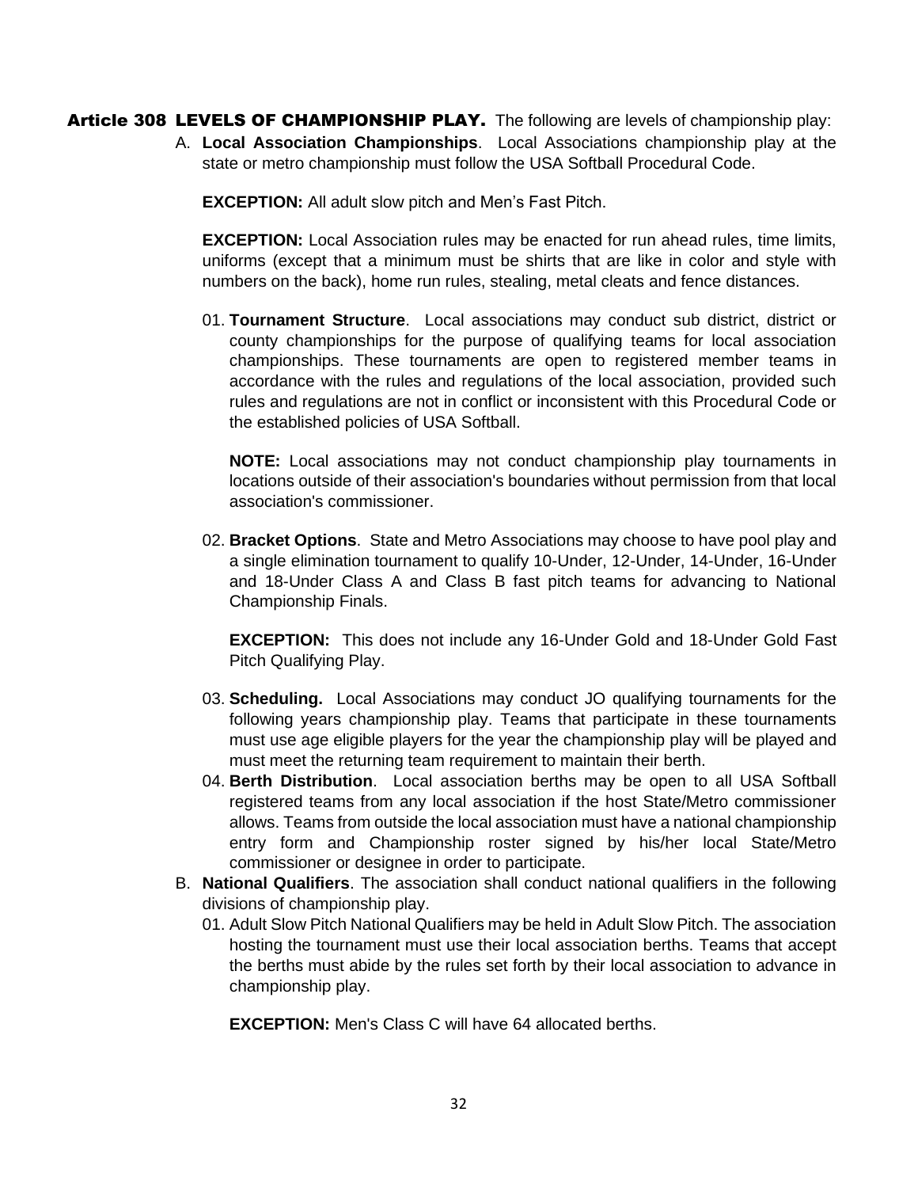**Article 308 LEVELS OF CHAMPIONSHIP PLAY.** The following are levels of championship play:

A. **Local Association Championships**. Local Associations championship play at the state or metro championship must follow the USA Softball Procedural Code.

   **EXCEPTION:** All adult slow pitch and Men's Fast Pitch.

   **EXCEPTION:** Local Association rules may be enacted for run ahead rules, time limits, uniforms (except that a minimum must be shirts that are like in color and style with numbers on the back), home run rules, stealing, metal cleats and fence distances.

   01. **Tournament Structure**. Local associations may conduct sub district, district or county championships for the purpose of qualifying teams for local association championships. These tournaments are open to registered member teams in accordance with the rules and regulations of the local association, provided such rules and regulations are not in conflict or inconsistent with this Procedural Code or the established policies of USA Softball.

       **NOTE:** Local associations may not conduct championship play tournaments in locations outside of their association's boundaries without permission from that local association's commissioner.

   02. **Bracket Options**. State and Metro Associations may choose to have pool play and a single elimination tournament to qualify 10-Under, 12-Under, 14-Under, 16-Under and 18-Under Class A and Class B fast pitch teams for advancing to National Championship Finals.

       **EXCEPTION:** This does not include any 16-Under Gold and 18-Under Gold Fast Pitch Qualifying Play.

   03. **Scheduling.** Local Associations may conduct JO qualifying tournaments for the following years championship play. Teams that participate in these tournaments must use age eligible players for the year the championship play will be played and must meet the returning team requirement to maintain their berth.

   04. **Berth Distribution**. Local association berths may be open to all USA Softball registered teams from any local association if the host State/Metro commissioner allows. Teams from outside the local association must have a national championship entry form and Championship roster signed by his/her local State/Metro commissioner or designee in order to participate.

B. **National Qualifiers**. The association shall conduct national qualifiers in the following divisions of championship play.

   01. Adult Slow Pitch National Qualifiers may be held in Adult Slow Pitch. The association hosting the tournament must use their local association berths. Teams that accept the berths must abide by the rules set forth by their local association to advance in championship play.

       **EXCEPTION:** Men's Class C will have 64 allocated berths.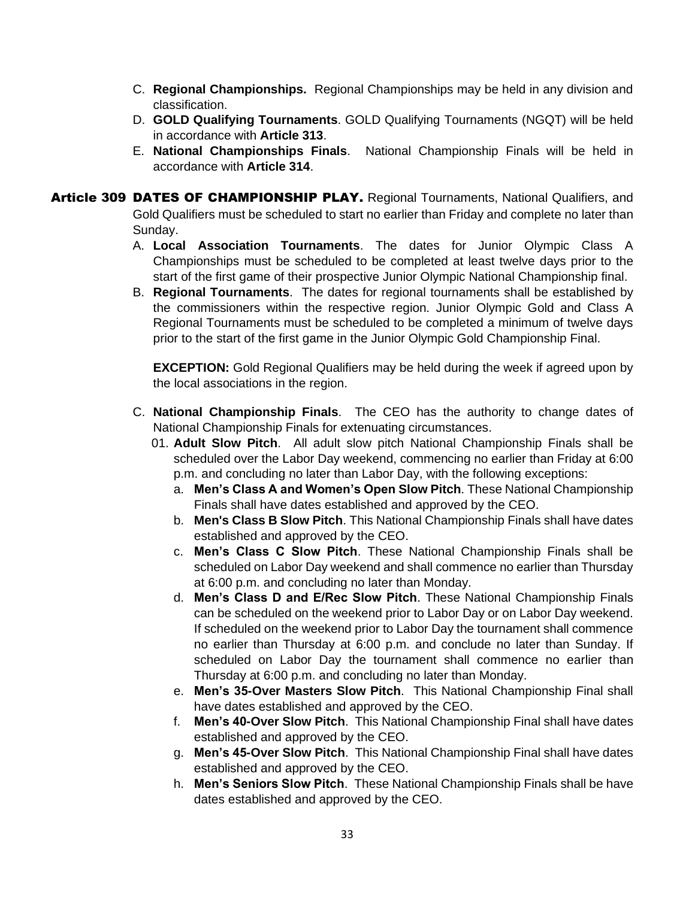C. **Regional Championships.** Regional Championships may be held in any division and classification.

D. **GOLD Qualifying Tournaments**. GOLD Qualifying Tournaments (NGQT) will be held in accordance with **Article 313**.

E. **National Championships Finals**. National Championship Finals will be held in accordance with **Article 314**.

## Article 309 DATES OF CHAMPIONSHIP PLAY.

Regional Tournaments, National Qualifiers, and Gold Qualifiers must be scheduled to start no earlier than Friday and complete no later than Sunday.

A. **Local Association Tournaments**. The dates for Junior Olympic Class A Championships must be scheduled to be completed at least twelve days prior to the start of the first game of their prospective Junior Olympic National Championship final.

B. **Regional Tournaments**. The dates for regional tournaments shall be established by the commissioners within the respective region. Junior Olympic Gold and Class A Regional Tournaments must be scheduled to be completed a minimum of twelve days prior to the start of the first game in the Junior Olympic Gold Championship Final.

**EXCEPTION:** Gold Regional Qualifiers may be held during the week if agreed upon by the local associations in the region.

C. **National Championship Finals**. The CEO has the authority to change dates of National Championship Finals for extenuating circumstances.

01. **Adult Slow Pitch**. All adult slow pitch National Championship Finals shall be scheduled over the Labor Day weekend, commencing no earlier than Friday at 6:00 p.m. and concluding no later than Labor Day, with the following exceptions:

a. **Men's Class A and Women's Open Slow Pitch**. These National Championship Finals shall have dates established and approved by the CEO.

b. **Men's Class B Slow Pitch**. This National Championship Finals shall have dates established and approved by the CEO.

c. **Men's Class C Slow Pitch**. These National Championship Finals shall be scheduled on Labor Day weekend and shall commence no earlier than Thursday at 6:00 p.m. and concluding no later than Monday.

d. **Men's Class D and E/Rec Slow Pitch**. These National Championship Finals can be scheduled on the weekend prior to Labor Day or on Labor Day weekend. If scheduled on the weekend prior to Labor Day the tournament shall commence no earlier than Thursday at 6:00 p.m. and conclude no later than Sunday. If scheduled on Labor Day the tournament shall commence no earlier than Thursday at 6:00 p.m. and concluding no later than Monday.

e. **Men's 35-Over Masters Slow Pitch**. This National Championship Final shall have dates established and approved by the CEO.

f. **Men's 40-Over Slow Pitch**. This National Championship Final shall have dates established and approved by the CEO.

g. **Men's 45-Over Slow Pitch**. This National Championship Final shall have dates established and approved by the CEO.

h. **Men's Seniors Slow Pitch**. These National Championship Finals shall be have dates established and approved by the CEO.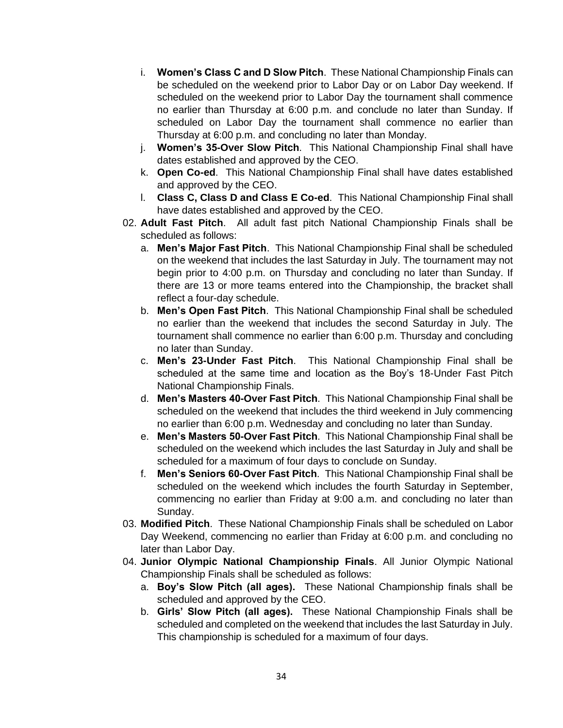i. **Women's Class C and D Slow Pitch**. These National Championship Finals can be scheduled on the weekend prior to Labor Day or on Labor Day weekend. If scheduled on the weekend prior to Labor Day the tournament shall commence no earlier than Thursday at 6:00 p.m. and conclude no later than Sunday. If scheduled on Labor Day the tournament shall commence no earlier than Thursday at 6:00 p.m. and concluding no later than Monday.

j. **Women's 35-Over Slow Pitch**. This National Championship Final shall have dates established and approved by the CEO.

k. **Open Co-ed**. This National Championship Final shall have dates established and approved by the CEO.

l. **Class C, Class D and Class E Co-ed**. This National Championship Final shall have dates established and approved by the CEO.

02. **Adult Fast Pitch**. All adult fast pitch National Championship Finals shall be scheduled as follows:

    a. **Men's Major Fast Pitch**. This National Championship Final shall be scheduled on the weekend that includes the last Saturday in July. The tournament may not begin prior to 4:00 p.m. on Thursday and concluding no later than Sunday. If there are 13 or more teams entered into the Championship, the bracket shall reflect a four-day schedule.

    b. **Men's Open Fast Pitch**. This National Championship Final shall be scheduled no earlier than the weekend that includes the second Saturday in July. The tournament shall commence no earlier than 6:00 p.m. Thursday and concluding no later than Sunday.

    c. **Men's 23-Under Fast Pitch**. This National Championship Final shall be scheduled at the same time and location as the Boy's 18-Under Fast Pitch National Championship Finals.

    d. **Men's Masters 40-Over Fast Pitch**. This National Championship Final shall be scheduled on the weekend that includes the third weekend in July commencing no earlier than 6:00 p.m. Wednesday and concluding no later than Sunday.

    e. **Men's Masters 50-Over Fast Pitch**. This National Championship Final shall be scheduled on the weekend which includes the last Saturday in July and shall be scheduled for a maximum of four days to conclude on Sunday.

    f. **Men's Seniors 60-Over Fast Pitch**. This National Championship Final shall be scheduled on the weekend which includes the fourth Saturday in September, commencing no earlier than Friday at 9:00 a.m. and concluding no later than Sunday.

03. **Modified Pitch**. These National Championship Finals shall be scheduled on Labor Day Weekend, commencing no earlier than Friday at 6:00 p.m. and concluding no later than Labor Day.

04. **Junior Olympic National Championship Finals**. All Junior Olympic National Championship Finals shall be scheduled as follows:

    a. **Boy's Slow Pitch (all ages).** These National Championship finals shall be scheduled and approved by the CEO.

    b. **Girls' Slow Pitch (all ages).** These National Championship Finals shall be scheduled and completed on the weekend that includes the last Saturday in July. This championship is scheduled for a maximum of four days.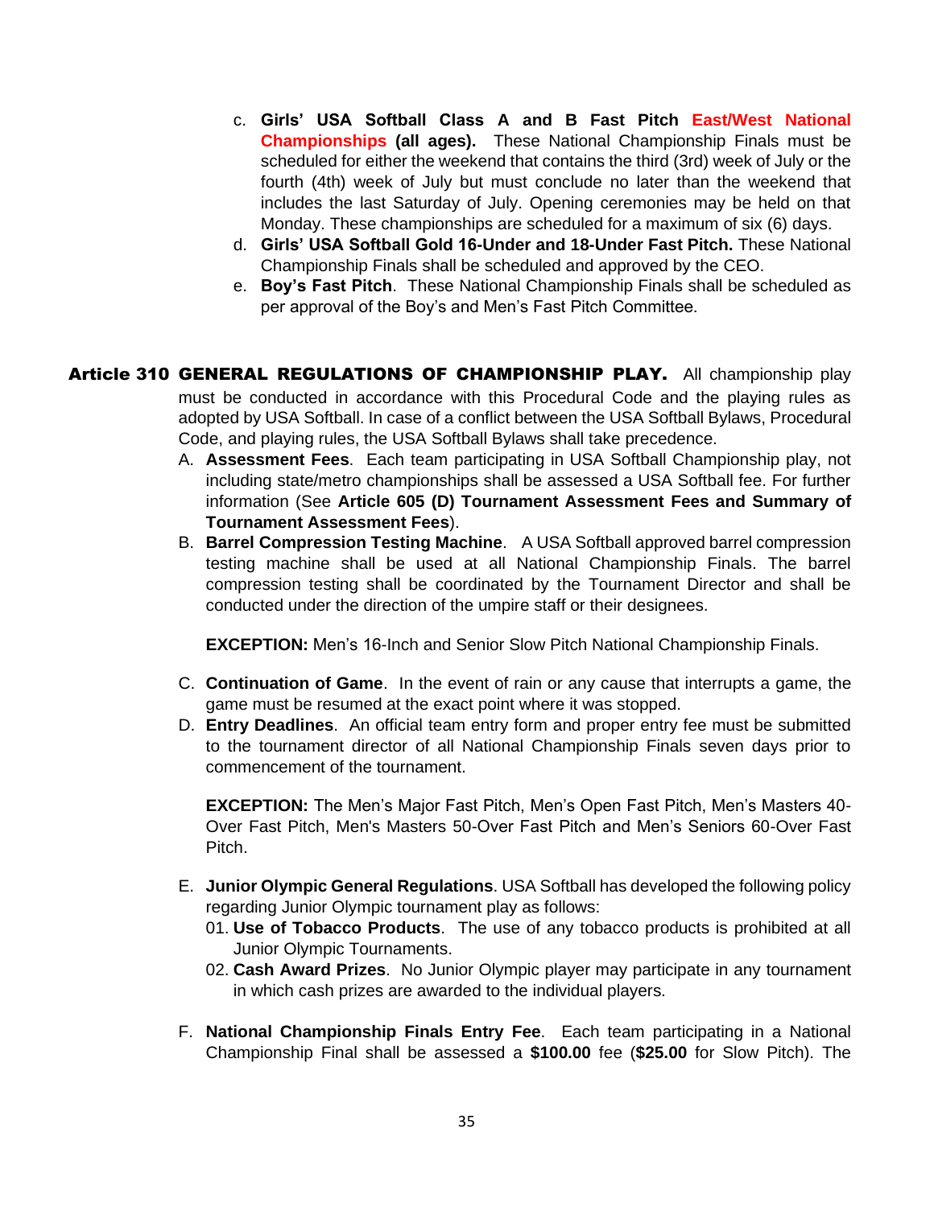c. **Girls' USA Softball Class A and B Fast Pitch East/West National Championships (all ages).** These National Championship Finals must be scheduled for either the weekend that contains the third (3rd) week of July or the fourth (4th) week of July but must conclude no later than the weekend that includes the last Saturday of July. Opening ceremonies may be held on that Monday. These championships are scheduled for a maximum of six (6) days.

d. **Girls' USA Softball Gold 16-Under and 18-Under Fast Pitch.** These National Championship Finals shall be scheduled and approved by the CEO.

e. **Boy's Fast Pitch**. These National Championship Finals shall be scheduled as per approval of the Boy's and Men's Fast Pitch Committee.

**Article 310 GENERAL REGULATIONS OF CHAMPIONSHIP PLAY.** All championship play must be conducted in accordance with this Procedural Code and the playing rules as adopted by USA Softball. In case of a conflict between the USA Softball Bylaws, Procedural Code, and playing rules, the USA Softball Bylaws shall take precedence.

A. **Assessment Fees**. Each team participating in USA Softball Championship play, not including state/metro championships shall be assessed a USA Softball fee. For further information (See **Article 605 (D) Tournament Assessment Fees and Summary of Tournament Assessment Fees**).

B. **Barrel Compression Testing Machine**. A USA Softball approved barrel compression testing machine shall be used at all National Championship Finals. The barrel compression testing shall be coordinated by the Tournament Director and shall be conducted under the direction of the umpire staff or their designees.

   **EXCEPTION:** Men's 16-Inch and Senior Slow Pitch National Championship Finals.

C. **Continuation of Game**. In the event of rain or any cause that interrupts a game, the game must be resumed at the exact point where it was stopped.

D. **Entry Deadlines**. An official team entry form and proper entry fee must be submitted to the tournament director of all National Championship Finals seven days prior to commencement of the tournament.

   **EXCEPTION:** The Men's Major Fast Pitch, Men's Open Fast Pitch, Men's Masters 40-Over Fast Pitch, Men's Masters 50-Over Fast Pitch and Men's Seniors 60-Over Fast Pitch.

E. **Junior Olympic General Regulations**. USA Softball has developed the following policy regarding Junior Olympic tournament play as follows:

   01. **Use of Tobacco Products**. The use of any tobacco products is prohibited at all Junior Olympic Tournaments.
   02. **Cash Award Prizes**. No Junior Olympic player may participate in any tournament in which cash prizes are awarded to the individual players.

F. **National Championship Finals Entry Fee**. Each team participating in a National Championship Final shall be assessed a **$100.00** fee (**$25.00** for Slow Pitch). The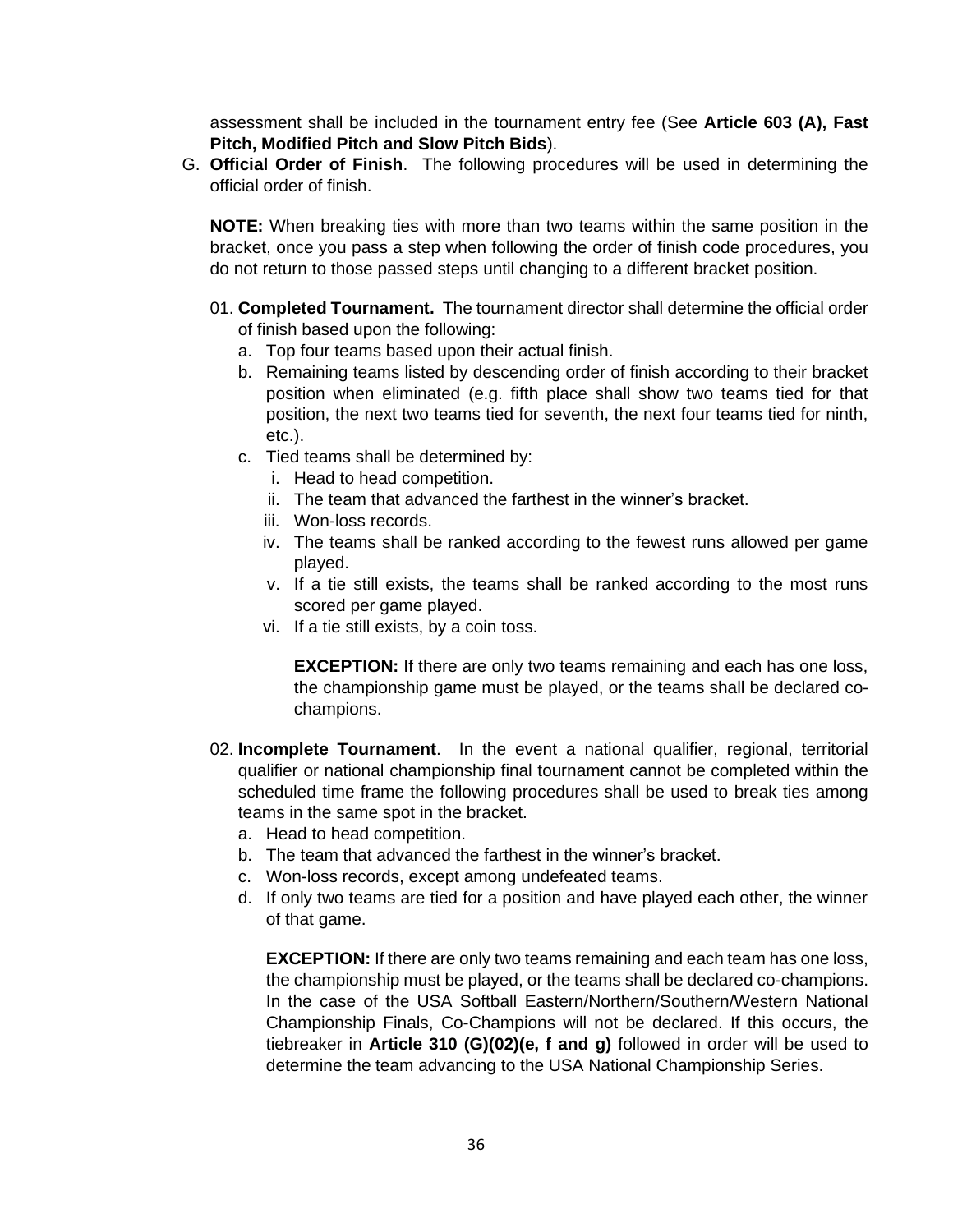assessment shall be included in the tournament entry fee (See **Article 603 (A), Fast Pitch, Modified Pitch and Slow Pitch Bids**).

G. **Official Order of Finish**. The following procedures will be used in determining the official order of finish.

   **NOTE:** When breaking ties with more than two teams within the same position in the bracket, once you pass a step when following the order of finish code procedures, you do not return to those passed steps until changing to a different bracket position.

   01. **Completed Tournament.** The tournament director shall determine the official order of finish based upon the following:
       a. Top four teams based upon their actual finish.
       b. Remaining teams listed by descending order of finish according to their bracket position when eliminated (e.g. fifth place shall show two teams tied for that position, the next two teams tied for seventh, the next four teams tied for ninth, etc.).
       c. Tied teams shall be determined by:
          i. Head to head competition.
          ii. The team that advanced the farthest in the winner's bracket.
          iii. Won-loss records.
          iv. The teams shall be ranked according to the fewest runs allowed per game played.
          v. If a tie still exists, the teams shall be ranked according to the most runs scored per game played.
          vi. If a tie still exists, by a coin toss.

          **EXCEPTION:** If there are only two teams remaining and each has one loss, the championship game must be played, or the teams shall be declared co-champions.

   02. **Incomplete Tournament**. In the event a national qualifier, regional, territorial qualifier or national championship final tournament cannot be completed within the scheduled time frame the following procedures shall be used to break ties among teams in the same spot in the bracket.
       a. Head to head competition.
       b. The team that advanced the farthest in the winner's bracket.
       c. Won-loss records, except among undefeated teams.
       d. If only two teams are tied for a position and have played each other, the winner of that game.

       **EXCEPTION:** If there are only two teams remaining and each team has one loss, the championship must be played, or the teams shall be declared co-champions. In the case of the USA Softball Eastern/Northern/Southern/Western National Championship Finals, Co-Champions will not be declared. If this occurs, the tiebreaker in **Article 310 (G)(02)(e, f and g)** followed in order will be used to determine the team advancing to the USA National Championship Series.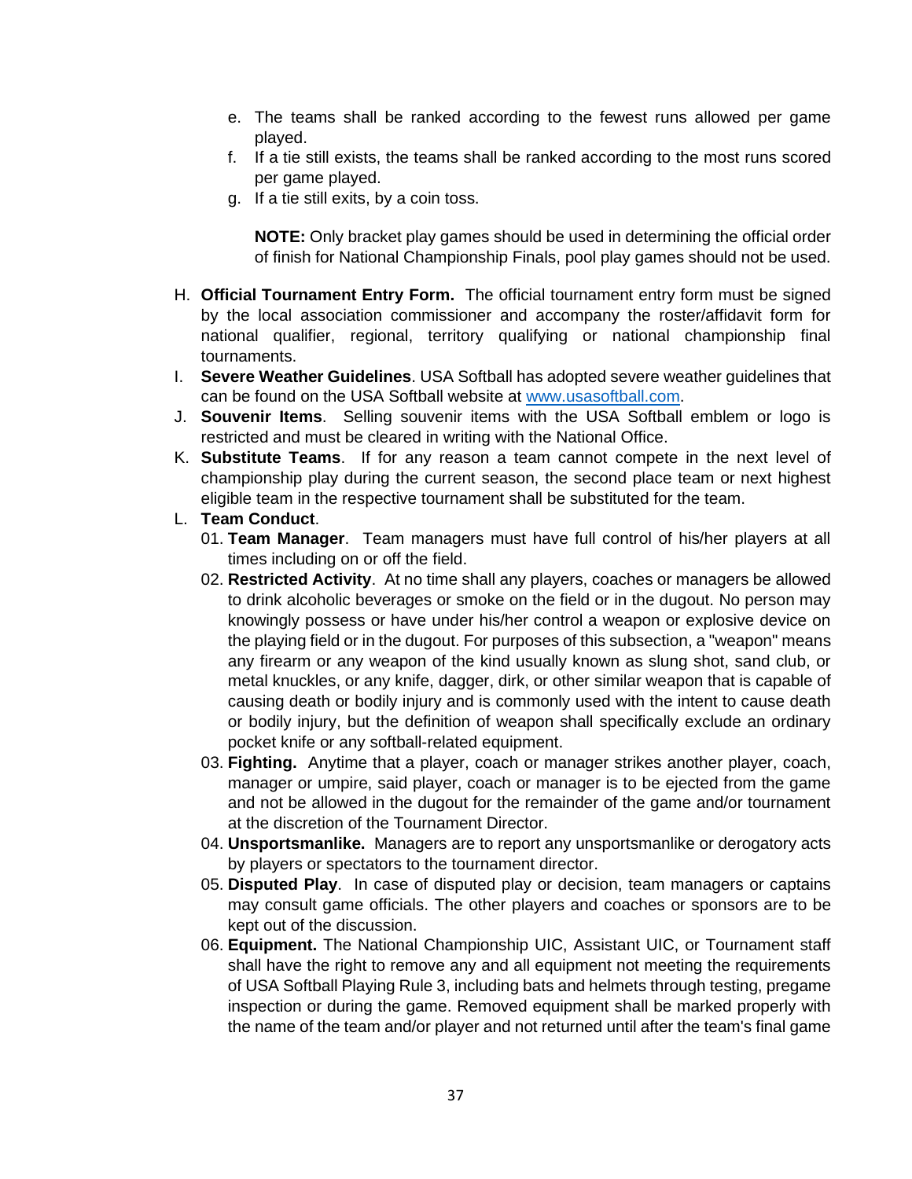e. The teams shall be ranked according to the fewest runs allowed per game played.
f. If a tie still exists, the teams shall be ranked according to the most runs scored per game played.
g. If a tie still exits, by a coin toss.

**NOTE:** Only bracket play games should be used in determining the official order of finish for National Championship Finals, pool play games should not be used.

H. **Official Tournament Entry Form.** The official tournament entry form must be signed by the local association commissioner and accompany the roster/affidavit form for national qualifier, regional, territory qualifying or national championship final tournaments.

I. **Severe Weather Guidelines**. USA Softball has adopted severe weather guidelines that can be found on the USA Softball website at www.usasoftball.com.

J. **Souvenir Items**. Selling souvenir items with the USA Softball emblem or logo is restricted and must be cleared in writing with the National Office.

K. **Substitute Teams**. If for any reason a team cannot compete in the next level of championship play during the current season, the second place team or next highest eligible team in the respective tournament shall be substituted for the team.

L. **Team Conduct**.

01. **Team Manager**. Team managers must have full control of his/her players at all times including on or off the field.

02. **Restricted Activity**. At no time shall any players, coaches or managers be allowed to drink alcoholic beverages or smoke on the field or in the dugout. No person may knowingly possess or have under his/her control a weapon or explosive device on the playing field or in the dugout. For purposes of this subsection, a "weapon" means any firearm or any weapon of the kind usually known as slung shot, sand club, or metal knuckles, or any knife, dagger, dirk, or other similar weapon that is capable of causing death or bodily injury and is commonly used with the intent to cause death or bodily injury, but the definition of weapon shall specifically exclude an ordinary pocket knife or any softball-related equipment.

03. **Fighting.** Anytime that a player, coach or manager strikes another player, coach, manager or umpire, said player, coach or manager is to be ejected from the game and not be allowed in the dugout for the remainder of the game and/or tournament at the discretion of the Tournament Director.

04. **Unsportsmanlike.** Managers are to report any unsportsmanlike or derogatory acts by players or spectators to the tournament director.

05. **Disputed Play**. In case of disputed play or decision, team managers or captains may consult game officials. The other players and coaches or sponsors are to be kept out of the discussion.

06. **Equipment.** The National Championship UIC, Assistant UIC, or Tournament staff shall have the right to remove any and all equipment not meeting the requirements of USA Softball Playing Rule 3, including bats and helmets through testing, pregame inspection or during the game. Removed equipment shall be marked properly with the name of the team and/or player and not returned until after the team's final game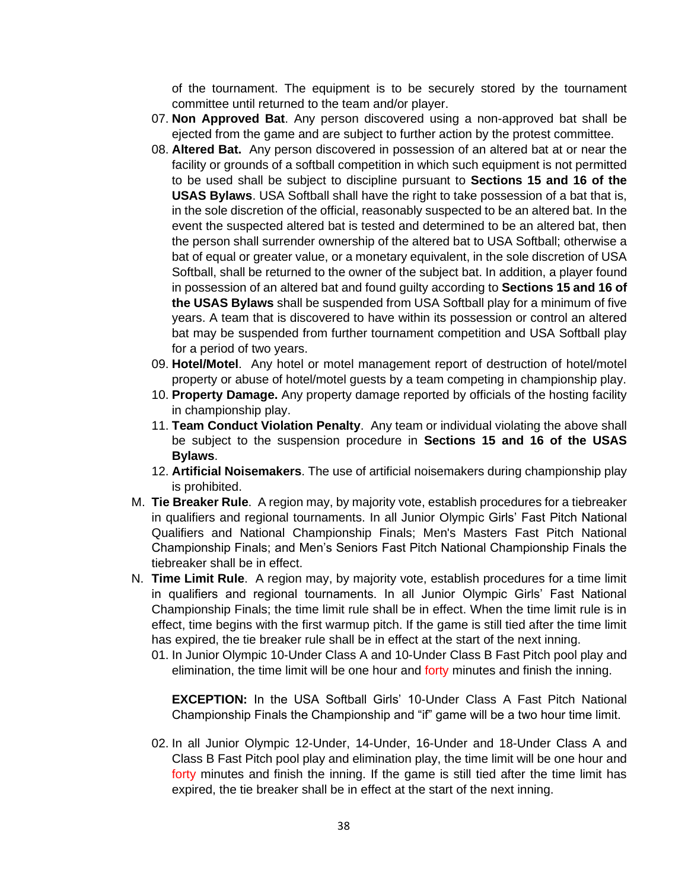of the tournament. The equipment is to be securely stored by the tournament committee until returned to the team and/or player.

07. **Non Approved Bat**. Any person discovered using a non-approved bat shall be ejected from the game and are subject to further action by the protest committee.
08. **Altered Bat.** Any person discovered in possession of an altered bat at or near the facility or grounds of a softball competition in which such equipment is not permitted to be used shall be subject to discipline pursuant to **Sections 15 and 16 of the USAS Bylaws**. USA Softball shall have the right to take possession of a bat that is, in the sole discretion of the official, reasonably suspected to be an altered bat. In the event the suspected altered bat is tested and determined to be an altered bat, then the person shall surrender ownership of the altered bat to USA Softball; otherwise a bat of equal or greater value, or a monetary equivalent, in the sole discretion of USA Softball, shall be returned to the owner of the subject bat. In addition, a player found in possession of an altered bat and found guilty according to **Sections 15 and 16 of the USAS Bylaws** shall be suspended from USA Softball play for a minimum of five years. A team that is discovered to have within its possession or control an altered bat may be suspended from further tournament competition and USA Softball play for a period of two years.
09. **Hotel/Motel**. Any hotel or motel management report of destruction of hotel/motel property or abuse of hotel/motel guests by a team competing in championship play.
10. **Property Damage.** Any property damage reported by officials of the hosting facility in championship play.
11. **Team Conduct Violation Penalty**. Any team or individual violating the above shall be subject to the suspension procedure in **Sections 15 and 16 of the USAS Bylaws**.
12. **Artificial Noisemakers**. The use of artificial noisemakers during championship play is prohibited.

M. **Tie Breaker Rule**. A region may, by majority vote, establish procedures for a tiebreaker in qualifiers and regional tournaments. In all Junior Olympic Girls' Fast Pitch National Qualifiers and National Championship Finals; Men's Masters Fast Pitch National Championship Finals; and Men's Seniors Fast Pitch National Championship Finals the tiebreaker shall be in effect.

N. **Time Limit Rule**. A region may, by majority vote, establish procedures for a time limit in qualifiers and regional tournaments. In all Junior Olympic Girls' Fast National Championship Finals; the time limit rule shall be in effect. When the time limit rule is in effect, time begins with the first warmup pitch. If the game is still tied after the time limit has expired, the tie breaker rule shall be in effect at the start of the next inning.

01. In Junior Olympic 10-Under Class A and 10-Under Class B Fast Pitch pool play and elimination, the time limit will be one hour and forty minutes and finish the inning.

    **EXCEPTION:** In the USA Softball Girls' 10-Under Class A Fast Pitch National Championship Finals the Championship and "if" game will be a two hour time limit.

02. In all Junior Olympic 12-Under, 14-Under, 16-Under and 18-Under Class A and Class B Fast Pitch pool play and elimination play, the time limit will be one hour and forty minutes and finish the inning. If the game is still tied after the time limit has expired, the tie breaker shall be in effect at the start of the next inning.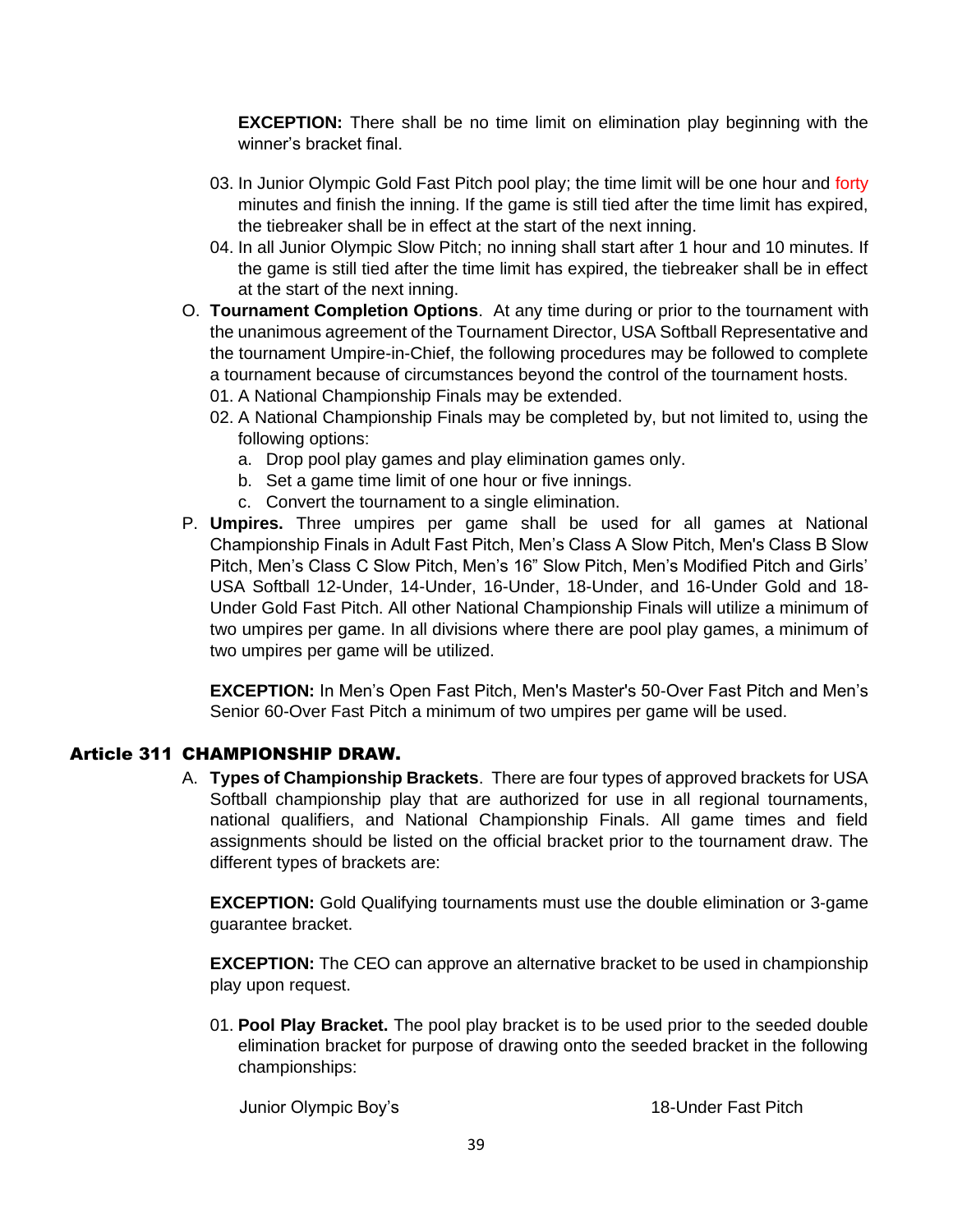**EXCEPTION:** There shall be no time limit on elimination play beginning with the winner's bracket final.

03. In Junior Olympic Gold Fast Pitch pool play; the time limit will be one hour and forty minutes and finish the inning. If the game is still tied after the time limit has expired, the tiebreaker shall be in effect at the start of the next inning.
04. In all Junior Olympic Slow Pitch; no inning shall start after 1 hour and 10 minutes. If the game is still tied after the time limit has expired, the tiebreaker shall be in effect at the start of the next inning.

O. **Tournament Completion Options**. At any time during or prior to the tournament with the unanimous agreement of the Tournament Director, USA Softball Representative and the tournament Umpire-in-Chief, the following procedures may be followed to complete a tournament because of circumstances beyond the control of the tournament hosts.

01. A National Championship Finals may be extended.
02. A National Championship Finals may be completed by, but not limited to, using the following options:
    a. Drop pool play games and play elimination games only.
    b. Set a game time limit of one hour or five innings.
    c. Convert the tournament to a single elimination.

P. **Umpires.** Three umpires per game shall be used for all games at National Championship Finals in Adult Fast Pitch, Men's Class A Slow Pitch, Men's Class B Slow Pitch, Men's Class C Slow Pitch, Men's 16" Slow Pitch, Men's Modified Pitch and Girls' USA Softball 12-Under, 14-Under, 16-Under, 18-Under, and 16-Under Gold and 18-Under Gold Fast Pitch. All other National Championship Finals will utilize a minimum of two umpires per game. In all divisions where there are pool play games, a minimum of two umpires per game will be utilized.

**EXCEPTION:** In Men's Open Fast Pitch, Men's Master's 50-Over Fast Pitch and Men's Senior 60-Over Fast Pitch a minimum of two umpires per game will be used.

## Article 311 CHAMPIONSHIP DRAW.

A. **Types of Championship Brackets**. There are four types of approved brackets for USA Softball championship play that are authorized for use in all regional tournaments, national qualifiers, and National Championship Finals. All game times and field assignments should be listed on the official bracket prior to the tournament draw. The different types of brackets are:

**EXCEPTION:** Gold Qualifying tournaments must use the double elimination or 3-game guarantee bracket.

**EXCEPTION:** The CEO can approve an alternative bracket to be used in championship play upon request.

01. **Pool Play Bracket.** The pool play bracket is to be used prior to the seeded double elimination bracket for purpose of drawing onto the seeded bracket in the following championships:

| | |
|---|---|
| Junior Olympic Boy's | 18-Under Fast Pitch |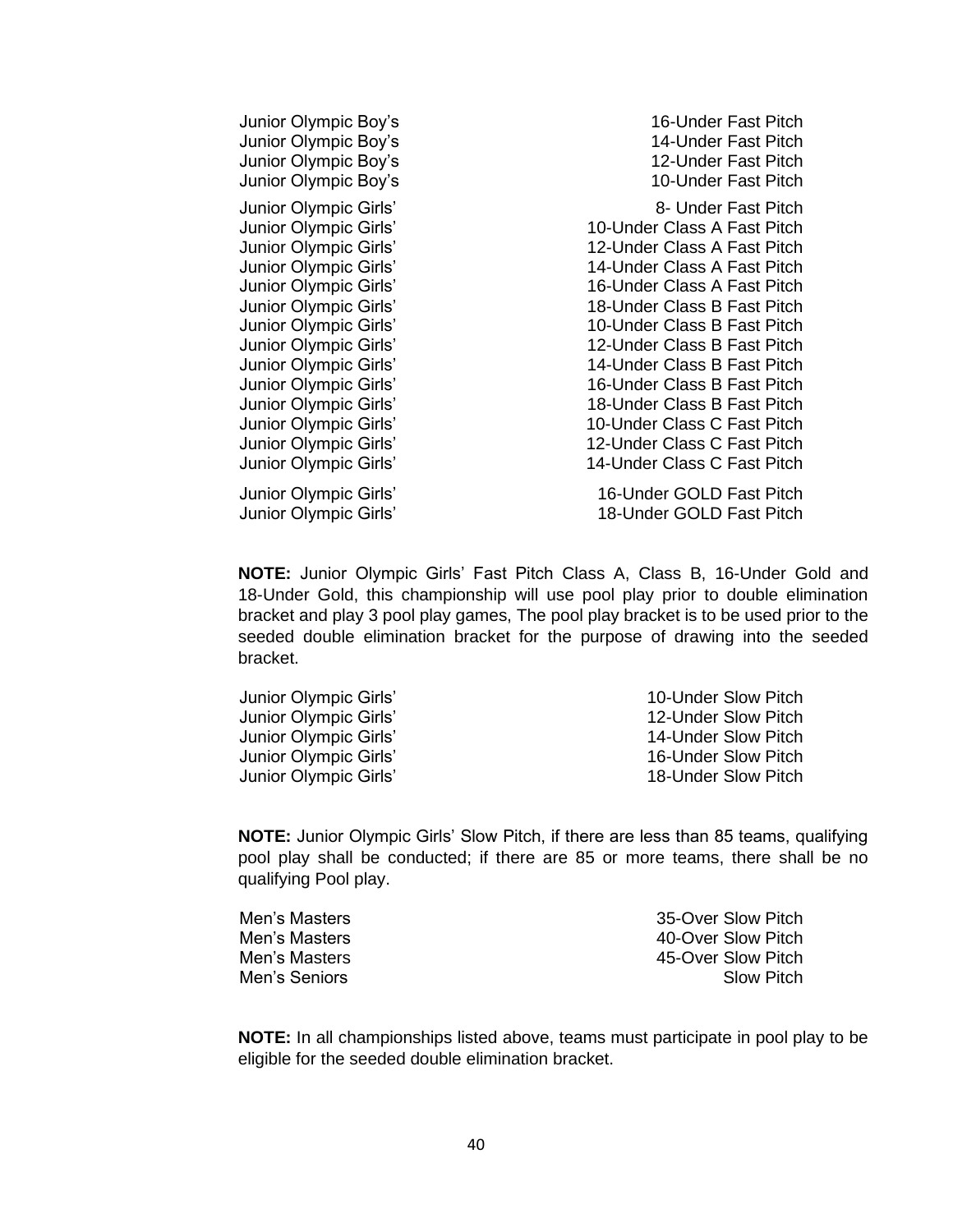| | |
|---|---|
| Junior Olympic Boy’s | 16-Under Fast Pitch |
| Junior Olympic Boy’s | 14-Under Fast Pitch |
| Junior Olympic Boy’s | 12-Under Fast Pitch |
| Junior Olympic Boy’s | 10-Under Fast Pitch |
| Junior Olympic Girls’ | 8- Under Fast Pitch |
| Junior Olympic Girls’ | 10-Under Class A Fast Pitch |
| Junior Olympic Girls’ | 12-Under Class A Fast Pitch |
| Junior Olympic Girls’ | 14-Under Class A Fast Pitch |
| Junior Olympic Girls’ | 16-Under Class A Fast Pitch |
| Junior Olympic Girls’ | 18-Under Class B Fast Pitch |
| Junior Olympic Girls’ | 10-Under Class B Fast Pitch |
| Junior Olympic Girls’ | 12-Under Class B Fast Pitch |
| Junior Olympic Girls’ | 14-Under Class B Fast Pitch |
| Junior Olympic Girls’ | 16-Under Class B Fast Pitch |
| Junior Olympic Girls’ | 18-Under Class B Fast Pitch |
| Junior Olympic Girls’ | 10-Under Class C Fast Pitch |
| Junior Olympic Girls’ | 12-Under Class C Fast Pitch |
| Junior Olympic Girls’ | 14-Under Class C Fast Pitch |
| Junior Olympic Girls’ | 16-Under GOLD Fast Pitch |
| Junior Olympic Girls’ | 18-Under GOLD Fast Pitch |

**NOTE:** Junior Olympic Girls’ Fast Pitch Class A, Class B, 16-Under Gold and 18-Under Gold, this championship will use pool play prior to double elimination bracket and play 3 pool play games, The pool play bracket is to be used prior to the seeded double elimination bracket for the purpose of drawing into the seeded bracket.

| | |
|---|---|
| Junior Olympic Girls’ | 10-Under Slow Pitch |
| Junior Olympic Girls’ | 12-Under Slow Pitch |
| Junior Olympic Girls’ | 14-Under Slow Pitch |
| Junior Olympic Girls’ | 16-Under Slow Pitch |
| Junior Olympic Girls’ | 18-Under Slow Pitch |

**NOTE:** Junior Olympic Girls’ Slow Pitch, if there are less than 85 teams, qualifying pool play shall be conducted; if there are 85 or more teams, there shall be no qualifying Pool play.

| | |
|---|---|
| Men’s Masters | 35-Over Slow Pitch |
| Men’s Masters | 40-Over Slow Pitch |
| Men’s Masters | 45-Over Slow Pitch |
| Men’s Seniors | Slow Pitch |

**NOTE:** In all championships listed above, teams must participate in pool play to be eligible for the seeded double elimination bracket.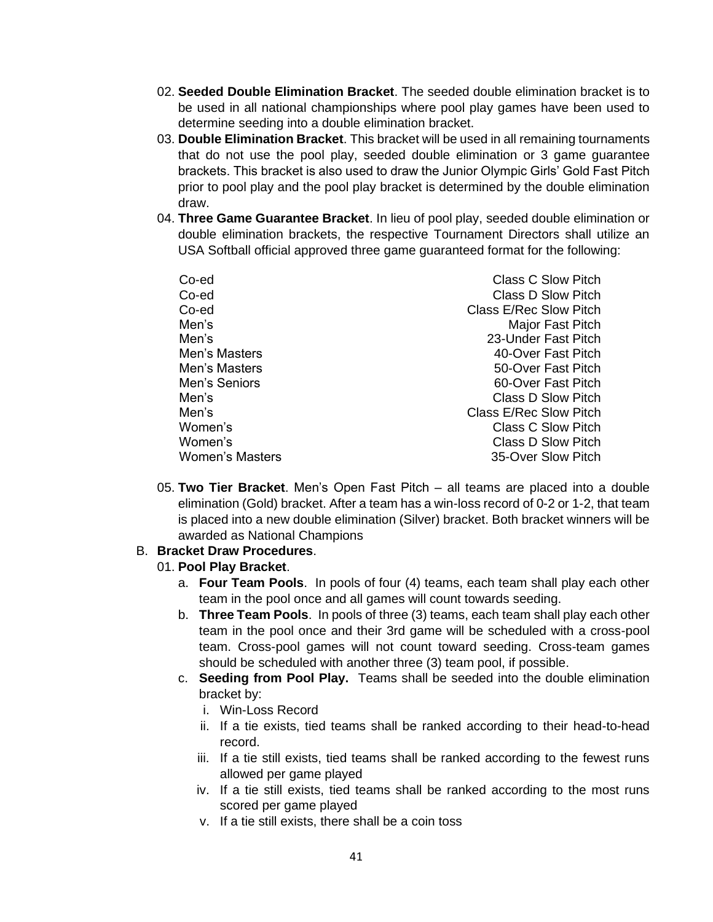02. **Seeded Double Elimination Bracket**. The seeded double elimination bracket is to be used in all national championships where pool play games have been used to determine seeding into a double elimination bracket.

03. **Double Elimination Bracket**. This bracket will be used in all remaining tournaments that do not use the pool play, seeded double elimination or 3 game guarantee brackets. This bracket is also used to draw the Junior Olympic Girls' Gold Fast Pitch prior to pool play and the pool play bracket is determined by the double elimination draw.

04. **Three Game Guarantee Bracket**. In lieu of pool play, seeded double elimination or double elimination brackets, the respective Tournament Directors shall utilize an USA Softball official approved three game guaranteed format for the following:

| | |
|---|---|
| Co-ed | Class C Slow Pitch |
| Co-ed | Class D Slow Pitch |
| Co-ed | Class E/Rec Slow Pitch |
| Men's | Major Fast Pitch |
| Men's | 23-Under Fast Pitch |
| Men's Masters | 40-Over Fast Pitch |
| Men's Masters | 50-Over Fast Pitch |
| Men's Seniors | 60-Over Fast Pitch |
| Men's | Class D Slow Pitch |
| Men's | Class E/Rec Slow Pitch |
| Women's | Class C Slow Pitch |
| Women's | Class D Slow Pitch |
| Women's Masters | 35-Over Slow Pitch |

05. **Two Tier Bracket**. Men's Open Fast Pitch – all teams are placed into a double elimination (Gold) bracket. After a team has a win-loss record of 0-2 or 1-2, that team is placed into a new double elimination (Silver) bracket. Both bracket winners will be awarded as National Champions

B. **Bracket Draw Procedures**.

01. **Pool Play Bracket**.

a. **Four Team Pools**. In pools of four (4) teams, each team shall play each other team in the pool once and all games will count towards seeding.

b. **Three Team Pools**. In pools of three (3) teams, each team shall play each other team in the pool once and their 3rd game will be scheduled with a cross-pool team. Cross-pool games will not count toward seeding. Cross-team games should be scheduled with another three (3) team pool, if possible.

c. **Seeding from Pool Play.** Teams shall be seeded into the double elimination bracket by:

i. Win-Loss Record

ii. If a tie exists, tied teams shall be ranked according to their head-to-head record.

iii. If a tie still exists, tied teams shall be ranked according to the fewest runs allowed per game played

iv. If a tie still exists, tied teams shall be ranked according to the most runs scored per game played

v. If a tie still exists, there shall be a coin toss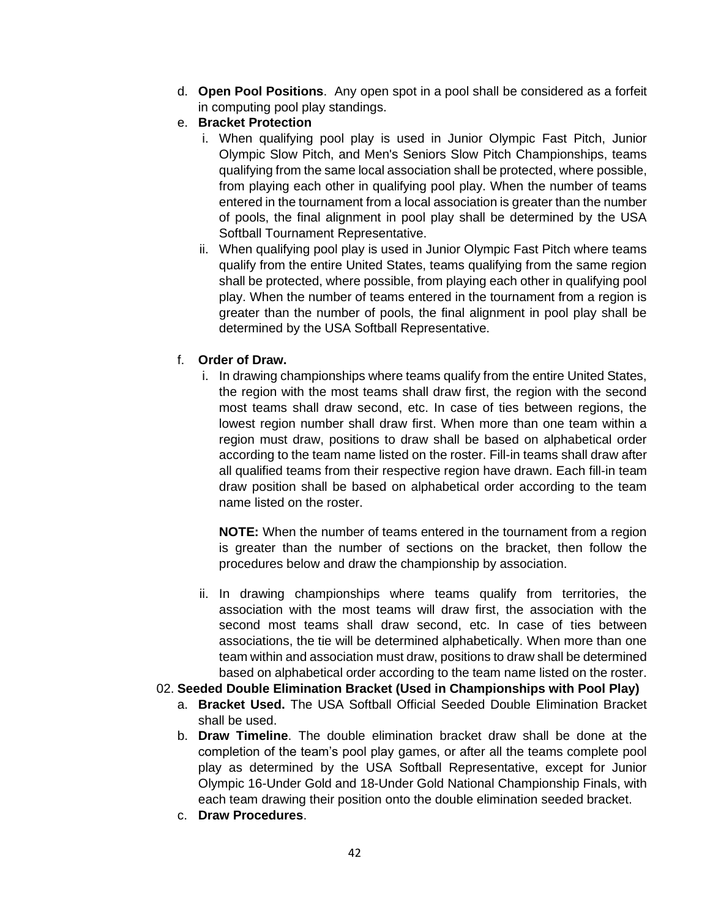d. **Open Pool Positions**. Any open spot in a pool shall be considered as a forfeit in computing pool play standings.

e. **Bracket Protection**

   i. When qualifying pool play is used in Junior Olympic Fast Pitch, Junior Olympic Slow Pitch, and Men's Seniors Slow Pitch Championships, teams qualifying from the same local association shall be protected, where possible, from playing each other in qualifying pool play. When the number of teams entered in the tournament from a local association is greater than the number of pools, the final alignment in pool play shall be determined by the USA Softball Tournament Representative.

   ii. When qualifying pool play is used in Junior Olympic Fast Pitch where teams qualify from the entire United States, teams qualifying from the same region shall be protected, where possible, from playing each other in qualifying pool play. When the number of teams entered in the tournament from a region is greater than the number of pools, the final alignment in pool play shall be determined by the USA Softball Representative.

f. **Order of Draw.**

   i. In drawing championships where teams qualify from the entire United States, the region with the most teams shall draw first, the region with the second most teams shall draw second, etc. In case of ties between regions, the lowest region number shall draw first. When more than one team within a region must draw, positions to draw shall be based on alphabetical order according to the team name listed on the roster. Fill-in teams shall draw after all qualified teams from their respective region have drawn. Each fill-in team draw position shall be based on alphabetical order according to the team name listed on the roster.

      **NOTE:** When the number of teams entered in the tournament from a region is greater than the number of sections on the bracket, then follow the procedures below and draw the championship by association.

   ii. In drawing championships where teams qualify from territories, the association with the most teams will draw first, the association with the second most teams shall draw second, etc. In case of ties between associations, the tie will be determined alphabetically. When more than one team within and association must draw, positions to draw shall be determined based on alphabetical order according to the team name listed on the roster.

02. **Seeded Double Elimination Bracket (Used in Championships with Pool Play)**

   a. **Bracket Used.** The USA Softball Official Seeded Double Elimination Bracket shall be used.

   b. **Draw Timeline**. The double elimination bracket draw shall be done at the completion of the team's pool play games, or after all the teams complete pool play as determined by the USA Softball Representative, except for Junior Olympic 16-Under Gold and 18-Under Gold National Championship Finals, with each team drawing their position onto the double elimination seeded bracket.

   c. **Draw Procedures**.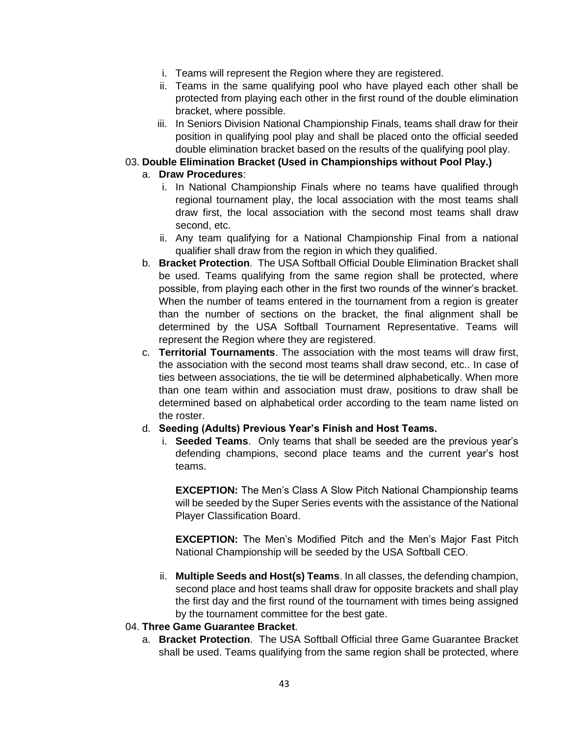i. Teams will represent the Region where they are registered.

ii. Teams in the same qualifying pool who have played each other shall be protected from playing each other in the first round of the double elimination bracket, where possible.

iii. In Seniors Division National Championship Finals, teams shall draw for their position in qualifying pool play and shall be placed onto the official seeded double elimination bracket based on the results of the qualifying pool play.

03. **Double Elimination Bracket (Used in Championships without Pool Play.)**

a. **Draw Procedures**:

i. In National Championship Finals where no teams have qualified through regional tournament play, the local association with the most teams shall draw first, the local association with the second most teams shall draw second, etc.

ii. Any team qualifying for a National Championship Final from a national qualifier shall draw from the region in which they qualified.

b. **Bracket Protection**. The USA Softball Official Double Elimination Bracket shall be used. Teams qualifying from the same region shall be protected, where possible, from playing each other in the first two rounds of the winner's bracket. When the number of teams entered in the tournament from a region is greater than the number of sections on the bracket, the final alignment shall be determined by the USA Softball Tournament Representative. Teams will represent the Region where they are registered.

c. **Territorial Tournaments**. The association with the most teams will draw first, the association with the second most teams shall draw second, etc.. In case of ties between associations, the tie will be determined alphabetically. When more than one team within and association must draw, positions to draw shall be determined based on alphabetical order according to the team name listed on the roster.

d. **Seeding (Adults) Previous Year's Finish and Host Teams.**

i. **Seeded Teams**. Only teams that shall be seeded are the previous year's defending champions, second place teams and the current year's host teams.

**EXCEPTION:** The Men's Class A Slow Pitch National Championship teams will be seeded by the Super Series events with the assistance of the National Player Classification Board.

**EXCEPTION:** The Men's Modified Pitch and the Men's Major Fast Pitch National Championship will be seeded by the USA Softball CEO.

ii. **Multiple Seeds and Host(s) Teams**. In all classes, the defending champion, second place and host teams shall draw for opposite brackets and shall play the first day and the first round of the tournament with times being assigned by the tournament committee for the best gate.

04. **Three Game Guarantee Bracket**.

a. **Bracket Protection**. The USA Softball Official three Game Guarantee Bracket shall be used. Teams qualifying from the same region shall be protected, where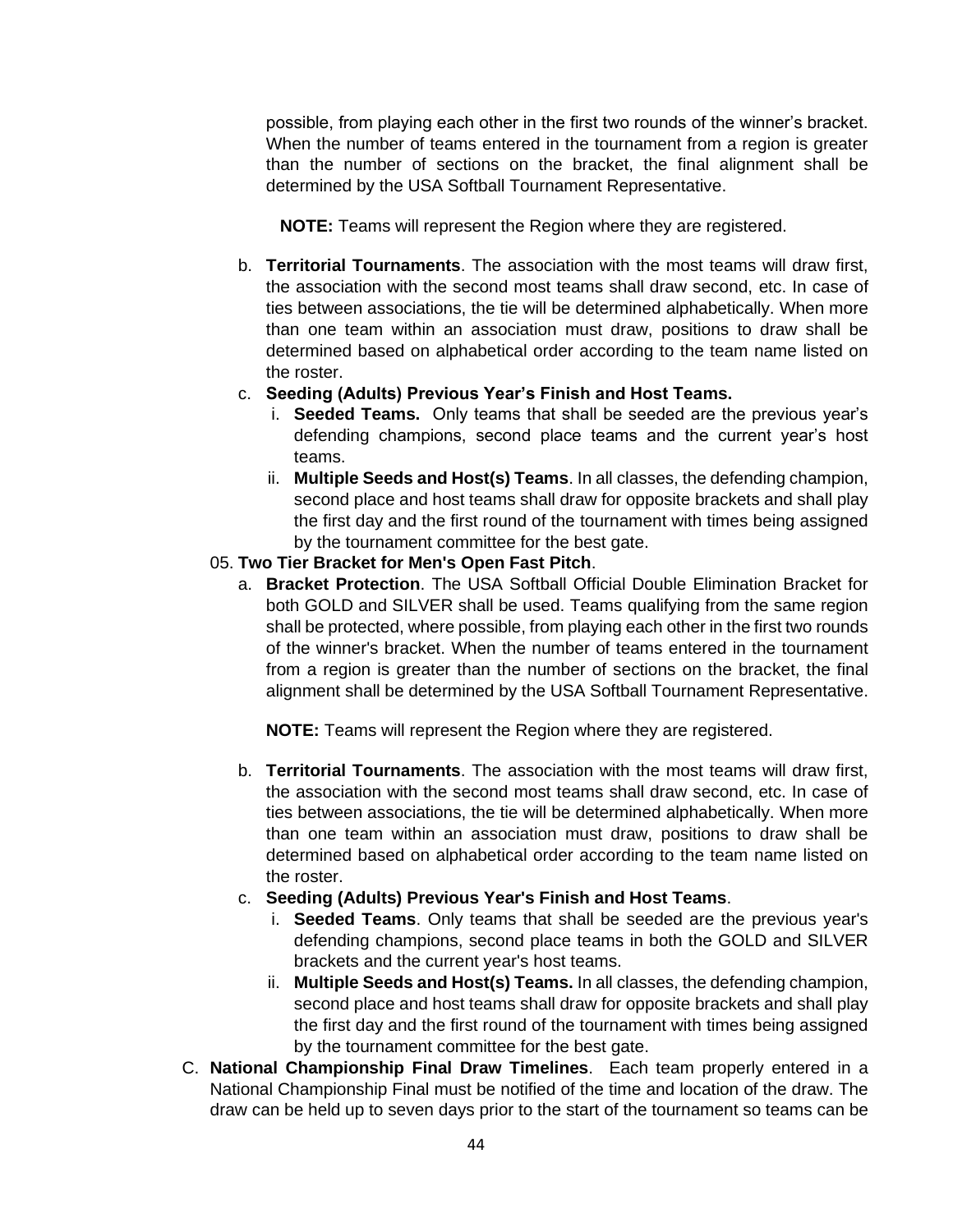possible, from playing each other in the first two rounds of the winner's bracket. When the number of teams entered in the tournament from a region is greater than the number of sections on the bracket, the final alignment shall be determined by the USA Softball Tournament Representative.

**NOTE:** Teams will represent the Region where they are registered.

b. **Territorial Tournaments**. The association with the most teams will draw first, the association with the second most teams shall draw second, etc. In case of ties between associations, the tie will be determined alphabetically. When more than one team within an association must draw, positions to draw shall be determined based on alphabetical order according to the team name listed on the roster.

c. **Seeding (Adults) Previous Year's Finish and Host Teams.**
   i. **Seeded Teams.** Only teams that shall be seeded are the previous year's defending champions, second place teams and the current year's host teams.
   ii. **Multiple Seeds and Host(s) Teams**. In all classes, the defending champion, second place and host teams shall draw for opposite brackets and shall play the first day and the first round of the tournament with times being assigned by the tournament committee for the best gate.

05. **Two Tier Bracket for Men's Open Fast Pitch**.

a. **Bracket Protection**. The USA Softball Official Double Elimination Bracket for both GOLD and SILVER shall be used. Teams qualifying from the same region shall be protected, where possible, from playing each other in the first two rounds of the winner's bracket. When the number of teams entered in the tournament from a region is greater than the number of sections on the bracket, the final alignment shall be determined by the USA Softball Tournament Representative.

   **NOTE:** Teams will represent the Region where they are registered.

b. **Territorial Tournaments**. The association with the most teams will draw first, the association with the second most teams shall draw second, etc. In case of ties between associations, the tie will be determined alphabetically. When more than one team within an association must draw, positions to draw shall be determined based on alphabetical order according to the team name listed on the roster.

c. **Seeding (Adults) Previous Year's Finish and Host Teams**.
   i. **Seeded Teams**. Only teams that shall be seeded are the previous year's defending champions, second place teams in both the GOLD and SILVER brackets and the current year's host teams.
   ii. **Multiple Seeds and Host(s) Teams.** In all classes, the defending champion, second place and host teams shall draw for opposite brackets and shall play the first day and the first round of the tournament with times being assigned by the tournament committee for the best gate.

C. **National Championship Final Draw Timelines**. Each team properly entered in a National Championship Final must be notified of the time and location of the draw. The draw can be held up to seven days prior to the start of the tournament so teams can be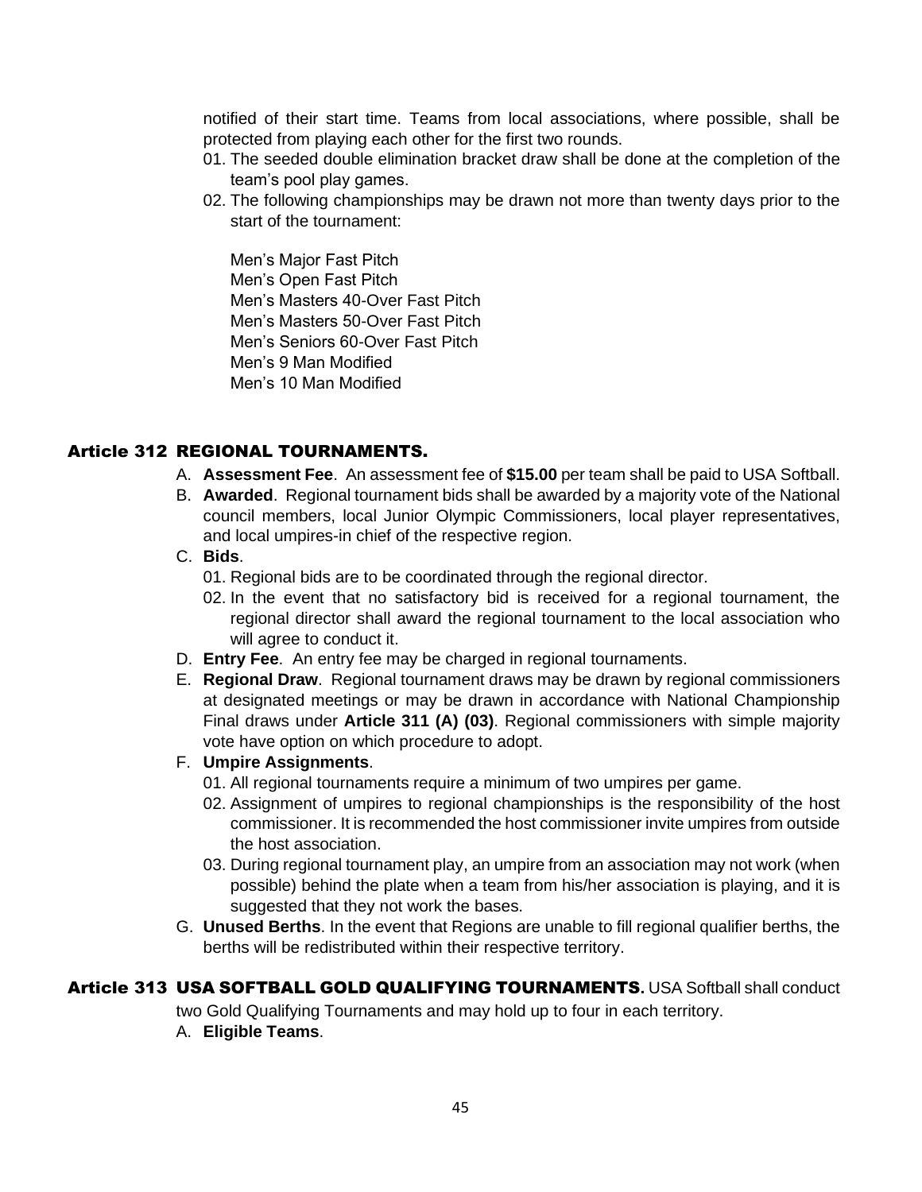notified of their start time. Teams from local associations, where possible, shall be protected from playing each other for the first two rounds.

01. The seeded double elimination bracket draw shall be done at the completion of the team's pool play games.
02. The following championships may be drawn not more than twenty days prior to the start of the tournament:

    Men's Major Fast Pitch
    Men's Open Fast Pitch
    Men's Masters 40-Over Fast Pitch
    Men's Masters 50-Over Fast Pitch
    Men's Seniors 60-Over Fast Pitch
    Men's 9 Man Modified
    Men's 10 Man Modified

## Article 312 REGIONAL TOURNAMENTS.

A. **Assessment Fee**. An assessment fee of **$15.00** per team shall be paid to USA Softball.

B. **Awarded**. Regional tournament bids shall be awarded by a majority vote of the National council members, local Junior Olympic Commissioners, local player representatives, and local umpires-in chief of the respective region.

C. **Bids**.
   01. Regional bids are to be coordinated through the regional director.
   02. In the event that no satisfactory bid is received for a regional tournament, the regional director shall award the regional tournament to the local association who will agree to conduct it.

D. **Entry Fee**. An entry fee may be charged in regional tournaments.

E. **Regional Draw**. Regional tournament draws may be drawn by regional commissioners at designated meetings or may be drawn in accordance with National Championship Final draws under **Article 311 (A) (03)**. Regional commissioners with simple majority vote have option on which procedure to adopt.

F. **Umpire Assignments**.
   01. All regional tournaments require a minimum of two umpires per game.
   02. Assignment of umpires to regional championships is the responsibility of the host commissioner. It is recommended the host commissioner invite umpires from outside the host association.
   03. During regional tournament play, an umpire from an association may not work (when possible) behind the plate when a team from his/her association is playing, and it is suggested that they not work the bases.

G. **Unused Berths**. In the event that Regions are unable to fill regional qualifier berths, the berths will be redistributed within their respective territory.

## Article 313 USA SOFTBALL GOLD QUALIFYING TOURNAMENTS.

USA Softball shall conduct two Gold Qualifying Tournaments and may hold up to four in each territory.

A. **Eligible Teams**.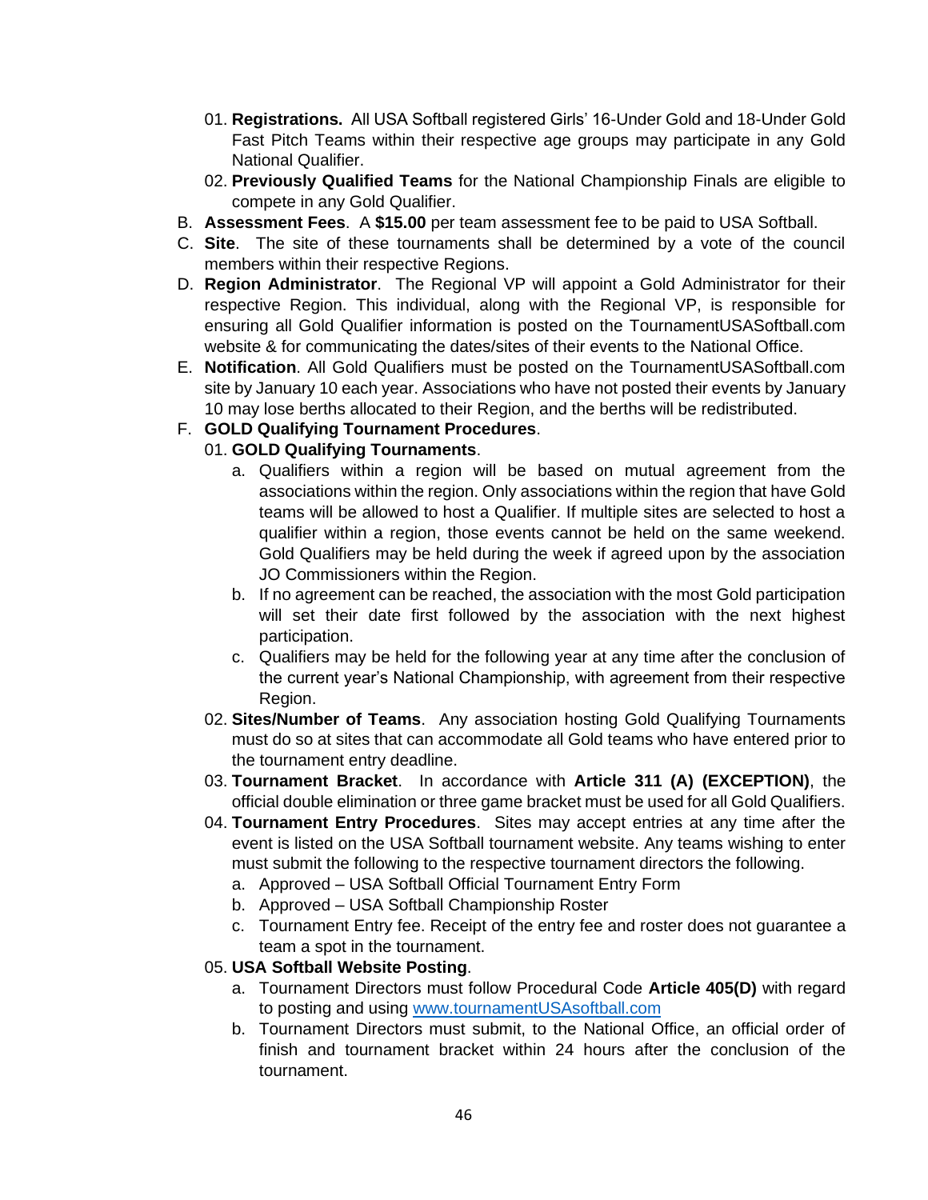01. **Registrations.** All USA Softball registered Girls' 16-Under Gold and 18-Under Gold Fast Pitch Teams within their respective age groups may participate in any Gold National Qualifier.
02. **Previously Qualified Teams** for the National Championship Finals are eligible to compete in any Gold Qualifier.

B. **Assessment Fees**. A **$15.00** per team assessment fee to be paid to USA Softball.

C. **Site**. The site of these tournaments shall be determined by a vote of the council members within their respective Regions.

D. **Region Administrator**. The Regional VP will appoint a Gold Administrator for their respective Region. This individual, along with the Regional VP, is responsible for ensuring all Gold Qualifier information is posted on the TournamentUSASoftball.com website & for communicating the dates/sites of their events to the National Office.

E. **Notification**. All Gold Qualifiers must be posted on the TournamentUSASoftball.com site by January 10 each year. Associations who have not posted their events by January 10 may lose berths allocated to their Region, and the berths will be redistributed.

F. **GOLD Qualifying Tournament Procedures**.

01. **GOLD Qualifying Tournaments**.
   a. Qualifiers within a region will be based on mutual agreement from the associations within the region. Only associations within the region that have Gold teams will be allowed to host a Qualifier. If multiple sites are selected to host a qualifier within a region, those events cannot be held on the same weekend. Gold Qualifiers may be held during the week if agreed upon by the association JO Commissioners within the Region.
   b. If no agreement can be reached, the association with the most Gold participation will set their date first followed by the association with the next highest participation.
   c. Qualifiers may be held for the following year at any time after the conclusion of the current year's National Championship, with agreement from their respective Region.
02. **Sites/Number of Teams**. Any association hosting Gold Qualifying Tournaments must do so at sites that can accommodate all Gold teams who have entered prior to the tournament entry deadline.
03. **Tournament Bracket**. In accordance with **Article 311 (A) (EXCEPTION)**, the official double elimination or three game bracket must be used for all Gold Qualifiers.
04. **Tournament Entry Procedures**. Sites may accept entries at any time after the event is listed on the USA Softball tournament website. Any teams wishing to enter must submit the following to the respective tournament directors the following.
   a. Approved – USA Softball Official Tournament Entry Form
   b. Approved – USA Softball Championship Roster
   c. Tournament Entry fee. Receipt of the entry fee and roster does not guarantee a team a spot in the tournament.
05. **USA Softball Website Posting**.
   a. Tournament Directors must follow Procedural Code **Article 405(D)** with regard to posting and using www.tournamentUSAsoftball.com
   b. Tournament Directors must submit, to the National Office, an official order of finish and tournament bracket within 24 hours after the conclusion of the tournament.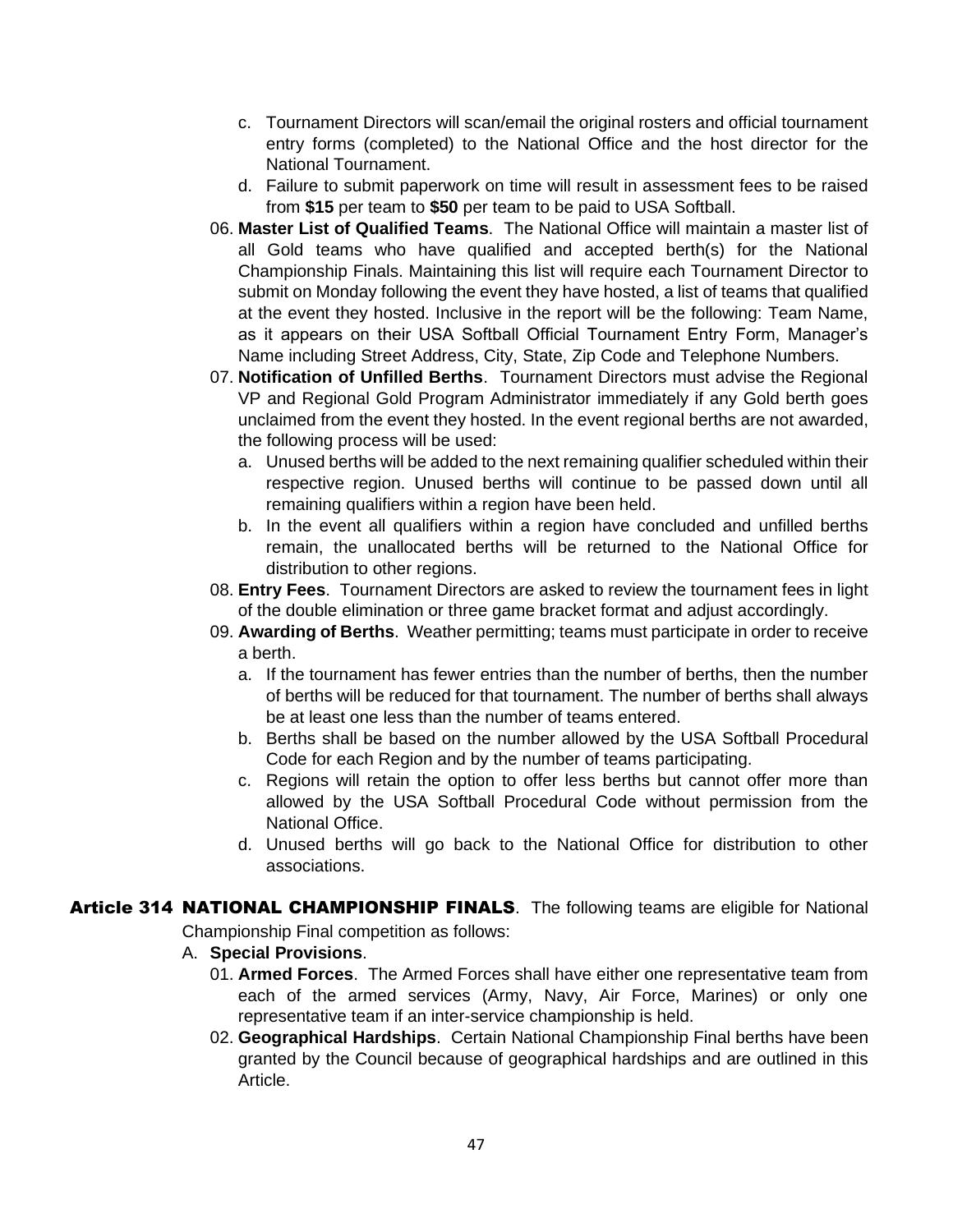c. Tournament Directors will scan/email the original rosters and official tournament entry forms (completed) to the National Office and the host director for the National Tournament.

d. Failure to submit paperwork on time will result in assessment fees to be raised from **$15** per team to **$50** per team to be paid to USA Softball.

06. **Master List of Qualified Teams**. The National Office will maintain a master list of all Gold teams who have qualified and accepted berth(s) for the National Championship Finals. Maintaining this list will require each Tournament Director to submit on Monday following the event they have hosted, a list of teams that qualified at the event they hosted. Inclusive in the report will be the following: Team Name, as it appears on their USA Softball Official Tournament Entry Form, Manager's Name including Street Address, City, State, Zip Code and Telephone Numbers.

07. **Notification of Unfilled Berths**. Tournament Directors must advise the Regional VP and Regional Gold Program Administrator immediately if any Gold berth goes unclaimed from the event they hosted. In the event regional berths are not awarded, the following process will be used:

   a. Unused berths will be added to the next remaining qualifier scheduled within their respective region. Unused berths will continue to be passed down until all remaining qualifiers within a region have been held.

   b. In the event all qualifiers within a region have concluded and unfilled berths remain, the unallocated berths will be returned to the National Office for distribution to other regions.

08. **Entry Fees**. Tournament Directors are asked to review the tournament fees in light of the double elimination or three game bracket format and adjust accordingly.

09. **Awarding of Berths**. Weather permitting; teams must participate in order to receive a berth.

   a. If the tournament has fewer entries than the number of berths, then the number of berths will be reduced for that tournament. The number of berths shall always be at least one less than the number of teams entered.

   b. Berths shall be based on the number allowed by the USA Softball Procedural Code for each Region and by the number of teams participating.

   c. Regions will retain the option to offer less berths but cannot offer more than allowed by the USA Softball Procedural Code without permission from the National Office.

   d. Unused berths will go back to the National Office for distribution to other associations.

## Article 314 NATIONAL CHAMPIONSHIP FINALS

The following teams are eligible for National Championship Final competition as follows:

A. **Special Provisions**.

01. **Armed Forces**. The Armed Forces shall have either one representative team from each of the armed services (Army, Navy, Air Force, Marines) or only one representative team if an inter-service championship is held.

02. **Geographical Hardships**. Certain National Championship Final berths have been granted by the Council because of geographical hardships and are outlined in this Article.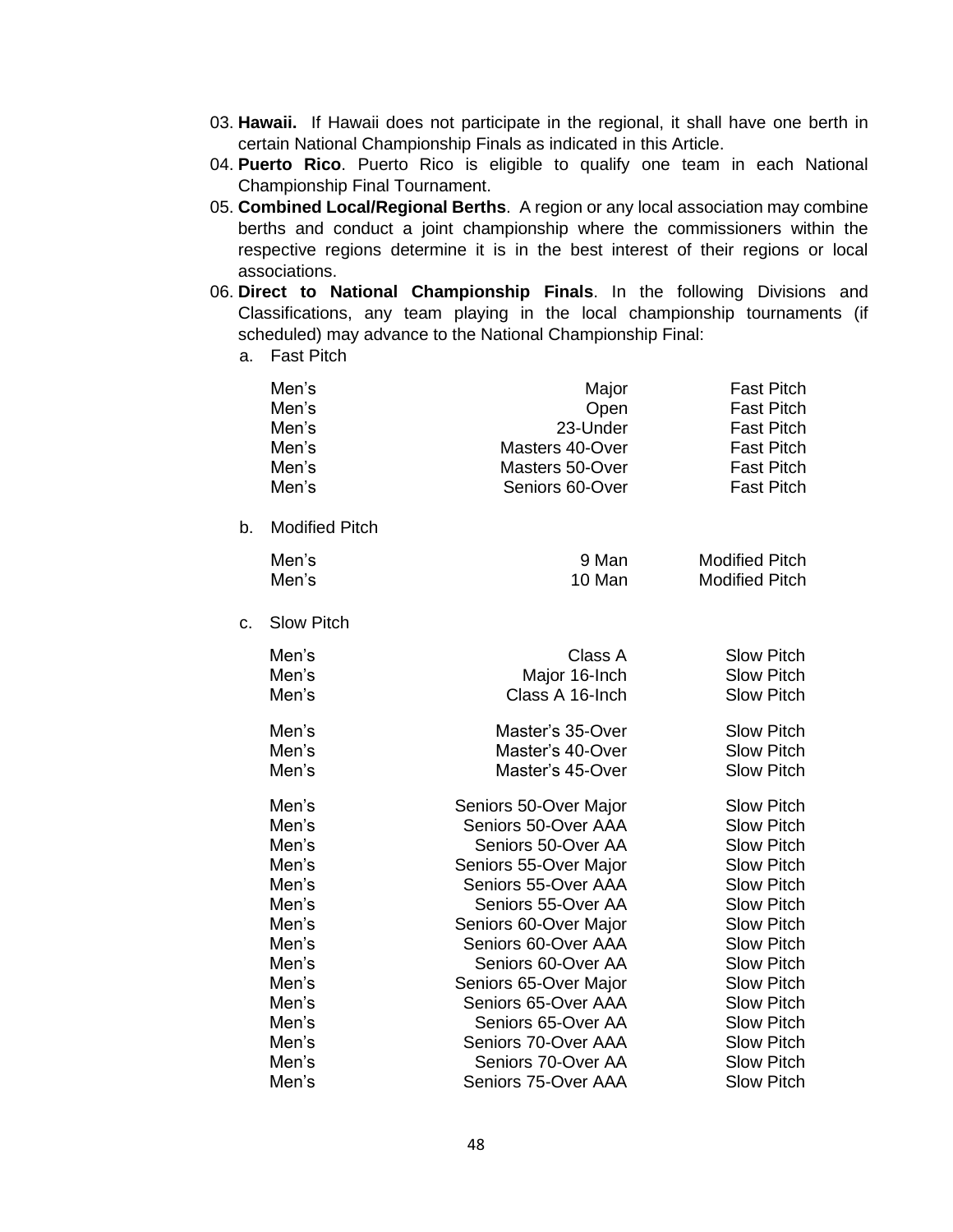03. **Hawaii.** If Hawaii does not participate in the regional, it shall have one berth in certain National Championship Finals as indicated in this Article.
04. **Puerto Rico**. Puerto Rico is eligible to qualify one team in each National Championship Final Tournament.
05. **Combined Local/Regional Berths**. A region or any local association may combine berths and conduct a joint championship where the commissioners within the respective regions determine it is in the best interest of their regions or local associations.
06. **Direct to National Championship Finals**. In the following Divisions and Classifications, any team playing in the local championship tournaments (if scheduled) may advance to the National Championship Final:

   a. Fast Pitch

| | | |
|---|---|---|
| Men's | Major | Fast Pitch |
| Men's | Open | Fast Pitch |
| Men's | 23-Under | Fast Pitch |
| Men's | Masters 40-Over | Fast Pitch |
| Men's | Masters 50-Over | Fast Pitch |
| Men's | Seniors 60-Over | Fast Pitch |

   b. Modified Pitch

| | | |
|---|---|---|
| Men's | 9 Man | Modified Pitch |
| Men's | 10 Man | Modified Pitch |

   c. Slow Pitch

| | | |
|---|---|---|
| Men's | Class A | Slow Pitch |
| Men's | Major 16-Inch | Slow Pitch |
| Men's | Class A 16-Inch | Slow Pitch |
| Men's | Master's 35-Over | Slow Pitch |
| Men's | Master's 40-Over | Slow Pitch |
| Men's | Master's 45-Over | Slow Pitch |
| Men's | Seniors 50-Over Major | Slow Pitch |
| Men's | Seniors 50-Over AAA | Slow Pitch |
| Men's | Seniors 50-Over AA | Slow Pitch |
| Men's | Seniors 55-Over Major | Slow Pitch |
| Men's | Seniors 55-Over AAA | Slow Pitch |
| Men's | Seniors 55-Over AA | Slow Pitch |
| Men's | Seniors 60-Over Major | Slow Pitch |
| Men's | Seniors 60-Over AAA | Slow Pitch |
| Men's | Seniors 60-Over AA | Slow Pitch |
| Men's | Seniors 65-Over Major | Slow Pitch |
| Men's | Seniors 65-Over AAA | Slow Pitch |
| Men's | Seniors 65-Over AA | Slow Pitch |
| Men's | Seniors 70-Over AAA | Slow Pitch |
| Men's | Seniors 70-Over AA | Slow Pitch |
| Men's | Seniors 75-Over AAA | Slow Pitch |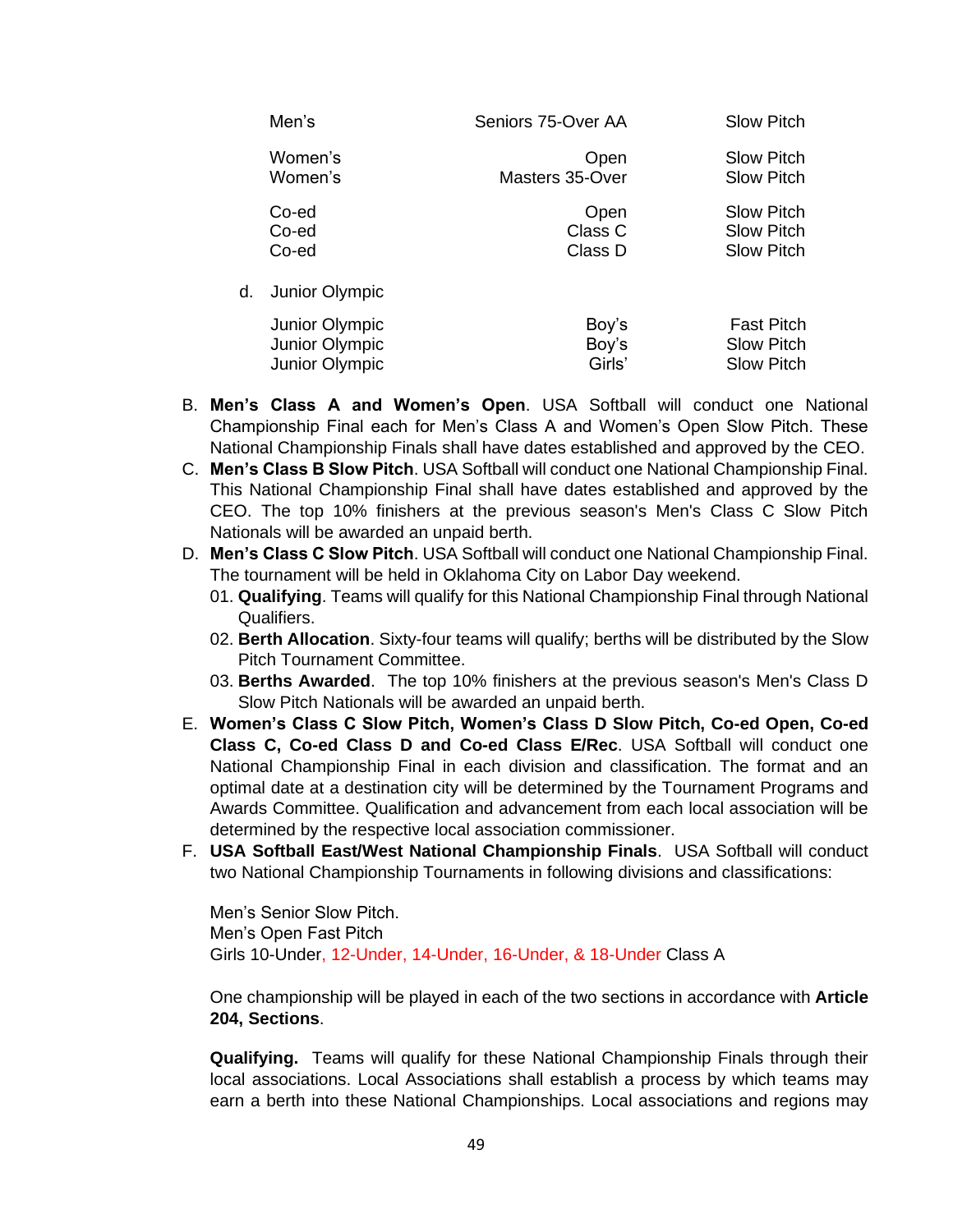| | | |
|---|---|---|
| Men's | Seniors 75-Over AA | Slow Pitch |
| Women's | Open | Slow Pitch |
| Women's | Masters 35-Over | Slow Pitch |
| Co-ed | Open | Slow Pitch |
| Co-ed | Class C | Slow Pitch |
| Co-ed | Class D | Slow Pitch |

d. Junior Olympic

| | | |
|---|---|---|
| Junior Olympic | Boy's | Fast Pitch |
| Junior Olympic | Boy's | Slow Pitch |
| Junior Olympic | Girls' | Slow Pitch |

B. **Men's Class A and Women's Open**. USA Softball will conduct one National Championship Final each for Men's Class A and Women's Open Slow Pitch. These National Championship Finals shall have dates established and approved by the CEO.

C. **Men's Class B Slow Pitch**. USA Softball will conduct one National Championship Final. This National Championship Final shall have dates established and approved by the CEO. The top 10% finishers at the previous season's Men's Class C Slow Pitch Nationals will be awarded an unpaid berth.

D. **Men's Class C Slow Pitch**. USA Softball will conduct one National Championship Final. The tournament will be held in Oklahoma City on Labor Day weekend.

01. **Qualifying**. Teams will qualify for this National Championship Final through National Qualifiers.
02. **Berth Allocation**. Sixty-four teams will qualify; berths will be distributed by the Slow Pitch Tournament Committee.
03. **Berths Awarded**. The top 10% finishers at the previous season's Men's Class D Slow Pitch Nationals will be awarded an unpaid berth.

E. **Women's Class C Slow Pitch, Women's Class D Slow Pitch, Co-ed Open, Co-ed Class C, Co-ed Class D and Co-ed Class E/Rec**. USA Softball will conduct one National Championship Final in each division and classification. The format and an optimal date at a destination city will be determined by the Tournament Programs and Awards Committee. Qualification and advancement from each local association will be determined by the respective local association commissioner.

F. **USA Softball East/West National Championship Finals**. USA Softball will conduct two National Championship Tournaments in following divisions and classifications:

Men's Senior Slow Pitch.
Men's Open Fast Pitch
Girls 10-Under, 12-Under, 14-Under, 16-Under, & 18-Under Class A

One championship will be played in each of the two sections in accordance with **Article 204, Sections**.

**Qualifying.** Teams will qualify for these National Championship Finals through their local associations. Local Associations shall establish a process by which teams may earn a berth into these National Championships. Local associations and regions may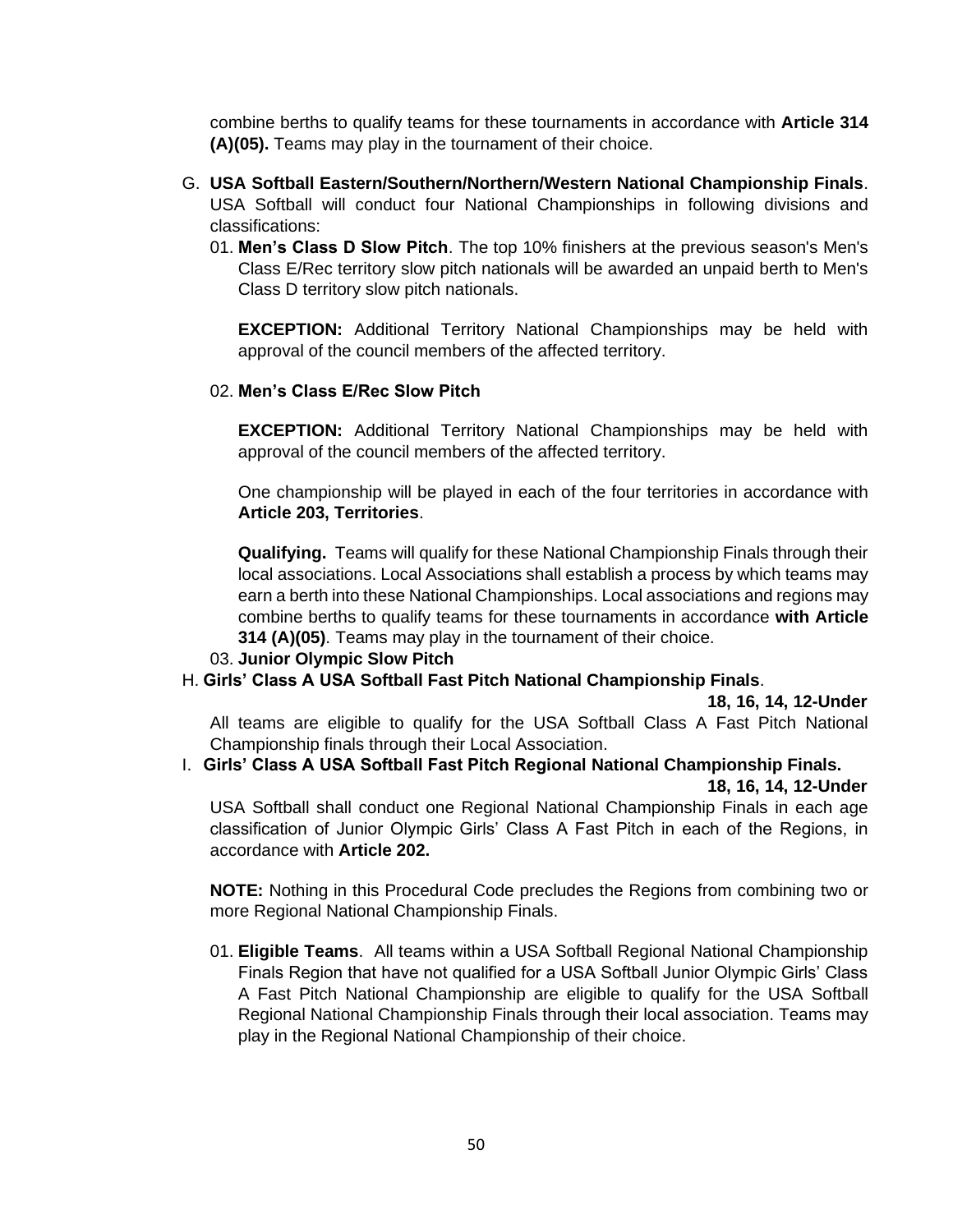combine berths to qualify teams for these tournaments in accordance with **Article 314 (A)(05).** Teams may play in the tournament of their choice.

G. **USA Softball Eastern/Southern/Northern/Western National Championship Finals**. USA Softball will conduct four National Championships in following divisions and classifications:

01. **Men's Class D Slow Pitch**. The top 10% finishers at the previous season's Men's Class E/Rec territory slow pitch nationals will be awarded an unpaid berth to Men's Class D territory slow pitch nationals.

    **EXCEPTION:** Additional Territory National Championships may be held with approval of the council members of the affected territory.

02. **Men's Class E/Rec Slow Pitch**

    **EXCEPTION:** Additional Territory National Championships may be held with approval of the council members of the affected territory.

    One championship will be played in each of the four territories in accordance with **Article 203, Territories**.

    **Qualifying.** Teams will qualify for these National Championship Finals through their local associations. Local Associations shall establish a process by which teams may earn a berth into these National Championships. Local associations and regions may combine berths to qualify teams for these tournaments in accordance **with Article 314 (A)(05)**. Teams may play in the tournament of their choice.

03. **Junior Olympic Slow Pitch**

H. **Girls' Class A USA Softball Fast Pitch National Championship Finals**.

**18, 16, 14, 12-Under**

All teams are eligible to qualify for the USA Softball Class A Fast Pitch National Championship finals through their Local Association.

I. **Girls' Class A USA Softball Fast Pitch Regional National Championship Finals.**

**18, 16, 14, 12-Under**

USA Softball shall conduct one Regional National Championship Finals in each age classification of Junior Olympic Girls' Class A Fast Pitch in each of the Regions, in accordance with **Article 202.**

**NOTE:** Nothing in this Procedural Code precludes the Regions from combining two or more Regional National Championship Finals.

01. **Eligible Teams**. All teams within a USA Softball Regional National Championship Finals Region that have not qualified for a USA Softball Junior Olympic Girls' Class A Fast Pitch National Championship are eligible to qualify for the USA Softball Regional National Championship Finals through their local association. Teams may play in the Regional National Championship of their choice.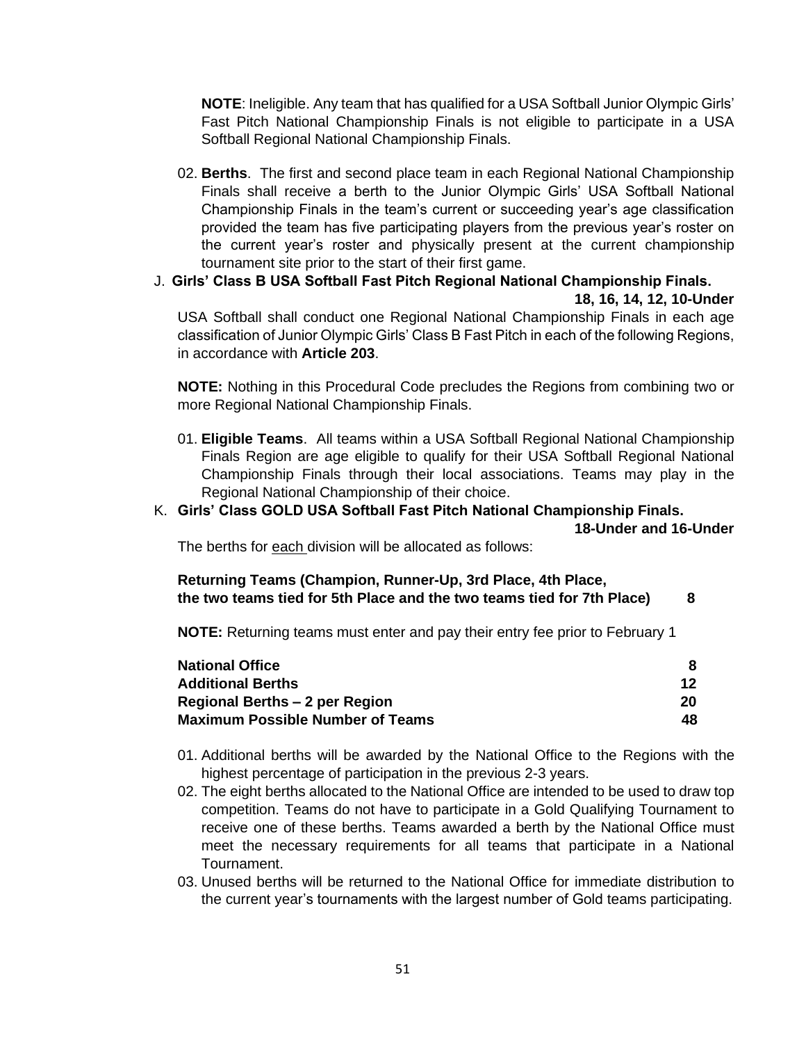**NOTE**: Ineligible. Any team that has qualified for a USA Softball Junior Olympic Girls' Fast Pitch National Championship Finals is not eligible to participate in a USA Softball Regional National Championship Finals.

02. **Berths**. The first and second place team in each Regional National Championship Finals shall receive a berth to the Junior Olympic Girls' USA Softball National Championship Finals in the team's current or succeeding year's age classification provided the team has five participating players from the previous year's roster on the current year's roster and physically present at the current championship tournament site prior to the start of their first game.

J. **Girls' Class B USA Softball Fast Pitch Regional National Championship Finals.**

**18, 16, 14, 12, 10-Under**

USA Softball shall conduct one Regional National Championship Finals in each age classification of Junior Olympic Girls' Class B Fast Pitch in each of the following Regions, in accordance with **Article 203**.

**NOTE:** Nothing in this Procedural Code precludes the Regions from combining two or more Regional National Championship Finals.

01. **Eligible Teams**. All teams within a USA Softball Regional National Championship Finals Region are age eligible to qualify for their USA Softball Regional National Championship Finals through their local associations. Teams may play in the Regional National Championship of their choice.

K. **Girls' Class GOLD USA Softball Fast Pitch National Championship Finals.**

**18-Under and 16-Under**

The berths for each division will be allocated as follows:

| | |
|---|---|
| **Returning Teams (Champion, Runner-Up, 3rd Place, 4th Place, the two teams tied for 5th Place and the two teams tied for 7th Place)** | **8** |

**NOTE:** Returning teams must enter and pay their entry fee prior to February 1

| | |
|---|---|
| **National Office** | **8** |
| **Additional Berths** | **12** |
| **Regional Berths – 2 per Region** | **20** |
| **Maximum Possible Number of Teams** | **48** |

01. Additional berths will be awarded by the National Office to the Regions with the highest percentage of participation in the previous 2-3 years.
02. The eight berths allocated to the National Office are intended to be used to draw top competition. Teams do not have to participate in a Gold Qualifying Tournament to receive one of these berths. Teams awarded a berth by the National Office must meet the necessary requirements for all teams that participate in a National Tournament.
03. Unused berths will be returned to the National Office for immediate distribution to the current year's tournaments with the largest number of Gold teams participating.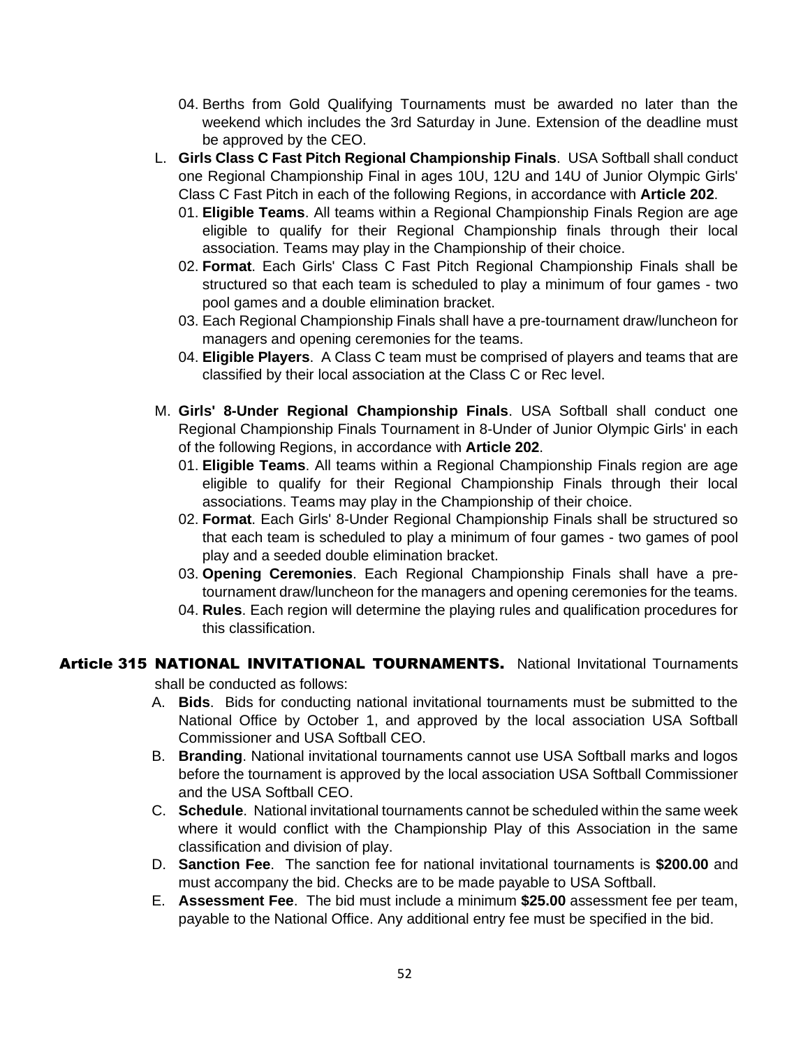04. Berths from Gold Qualifying Tournaments must be awarded no later than the weekend which includes the 3rd Saturday in June. Extension of the deadline must be approved by the CEO.

L. **Girls Class C Fast Pitch Regional Championship Finals**. USA Softball shall conduct one Regional Championship Final in ages 10U, 12U and 14U of Junior Olympic Girls' Class C Fast Pitch in each of the following Regions, in accordance with **Article 202**.

   01. **Eligible Teams**. All teams within a Regional Championship Finals Region are age eligible to qualify for their Regional Championship finals through their local association. Teams may play in the Championship of their choice.
   02. **Format**. Each Girls' Class C Fast Pitch Regional Championship Finals shall be structured so that each team is scheduled to play a minimum of four games - two pool games and a double elimination bracket.
   03. Each Regional Championship Finals shall have a pre-tournament draw/luncheon for managers and opening ceremonies for the teams.
   04. **Eligible Players**. A Class C team must be comprised of players and teams that are classified by their local association at the Class C or Rec level.

M. **Girls' 8-Under Regional Championship Finals**. USA Softball shall conduct one Regional Championship Finals Tournament in 8-Under of Junior Olympic Girls' in each of the following Regions, in accordance with **Article 202**.

   01. **Eligible Teams**. All teams within a Regional Championship Finals region are age eligible to qualify for their Regional Championship Finals through their local associations. Teams may play in the Championship of their choice.
   02. **Format**. Each Girls' 8-Under Regional Championship Finals shall be structured so that each team is scheduled to play a minimum of four games - two games of pool play and a seeded double elimination bracket.
   03. **Opening Ceremonies**. Each Regional Championship Finals shall have a pre-tournament draw/luncheon for the managers and opening ceremonies for the teams.
   04. **Rules**. Each region will determine the playing rules and qualification procedures for this classification.

**Article 315 NATIONAL INVITATIONAL TOURNAMENTS.** National Invitational Tournaments shall be conducted as follows:

A. **Bids**. Bids for conducting national invitational tournaments must be submitted to the National Office by October 1, and approved by the local association USA Softball Commissioner and USA Softball CEO.

B. **Branding**. National invitational tournaments cannot use USA Softball marks and logos before the tournament is approved by the local association USA Softball Commissioner and the USA Softball CEO.

C. **Schedule**. National invitational tournaments cannot be scheduled within the same week where it would conflict with the Championship Play of this Association in the same classification and division of play.

D. **Sanction Fee**. The sanction fee for national invitational tournaments is **$200.00** and must accompany the bid. Checks are to be made payable to USA Softball.

E. **Assessment Fee**. The bid must include a minimum **$25.00** assessment fee per team, payable to the National Office. Any additional entry fee must be specified in the bid.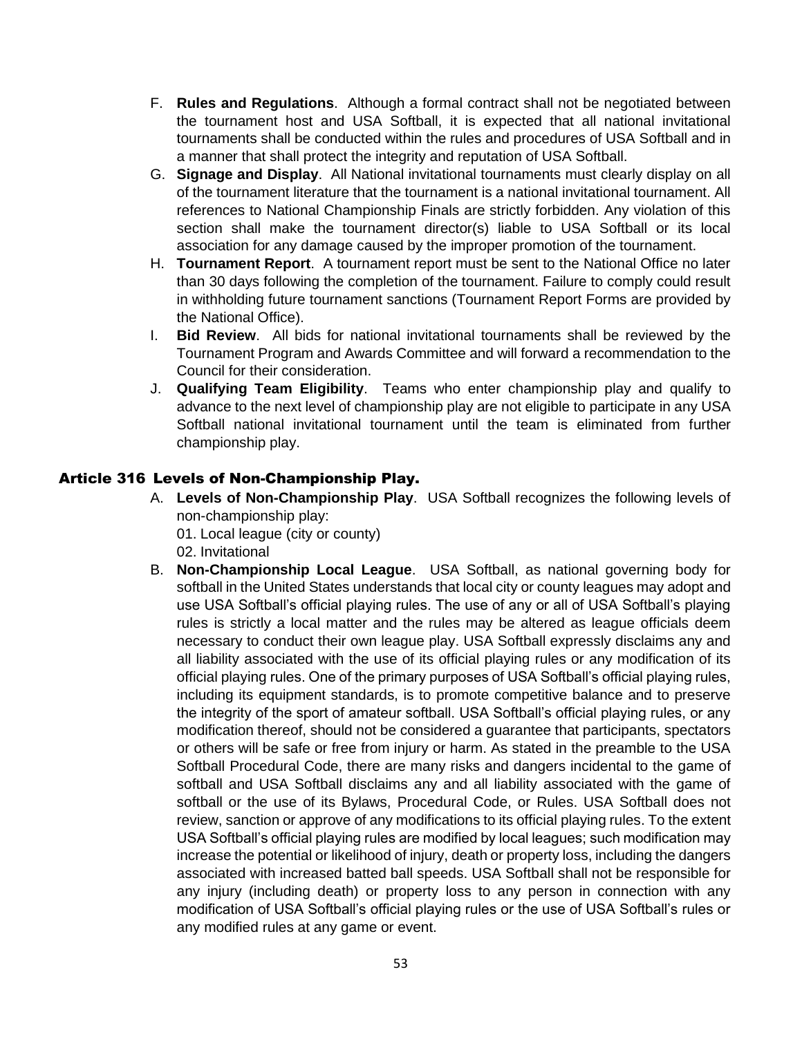F. **Rules and Regulations**. Although a formal contract shall not be negotiated between the tournament host and USA Softball, it is expected that all national invitational tournaments shall be conducted within the rules and procedures of USA Softball and in a manner that shall protect the integrity and reputation of USA Softball.

G. **Signage and Display**. All National invitational tournaments must clearly display on all of the tournament literature that the tournament is a national invitational tournament. All references to National Championship Finals are strictly forbidden. Any violation of this section shall make the tournament director(s) liable to USA Softball or its local association for any damage caused by the improper promotion of the tournament.

H. **Tournament Report**. A tournament report must be sent to the National Office no later than 30 days following the completion of the tournament. Failure to comply could result in withholding future tournament sanctions (Tournament Report Forms are provided by the National Office).

I. **Bid Review**. All bids for national invitational tournaments shall be reviewed by the Tournament Program and Awards Committee and will forward a recommendation to the Council for their consideration.

J. **Qualifying Team Eligibility**. Teams who enter championship play and qualify to advance to the next level of championship play are not eligible to participate in any USA Softball national invitational tournament until the team is eliminated from further championship play.

## Article 316 Levels of Non-Championship Play.

A. **Levels of Non-Championship Play**. USA Softball recognizes the following levels of non-championship play:

01. Local league (city or county)
02. Invitational

B. **Non-Championship Local League**. USA Softball, as national governing body for softball in the United States understands that local city or county leagues may adopt and use USA Softball's official playing rules. The use of any or all of USA Softball's playing rules is strictly a local matter and the rules may be altered as league officials deem necessary to conduct their own league play. USA Softball expressly disclaims any and all liability associated with the use of its official playing rules or any modification of its official playing rules. One of the primary purposes of USA Softball's official playing rules, including its equipment standards, is to promote competitive balance and to preserve the integrity of the sport of amateur softball. USA Softball's official playing rules, or any modification thereof, should not be considered a guarantee that participants, spectators or others will be safe or free from injury or harm. As stated in the preamble to the USA Softball Procedural Code, there are many risks and dangers incidental to the game of softball and USA Softball disclaims any and all liability associated with the game of softball or the use of its Bylaws, Procedural Code, or Rules. USA Softball does not review, sanction or approve of any modifications to its official playing rules. To the extent USA Softball's official playing rules are modified by local leagues; such modification may increase the potential or likelihood of injury, death or property loss, including the dangers associated with increased batted ball speeds. USA Softball shall not be responsible for any injury (including death) or property loss to any person in connection with any modification of USA Softball's official playing rules or the use of USA Softball's rules or any modified rules at any game or event.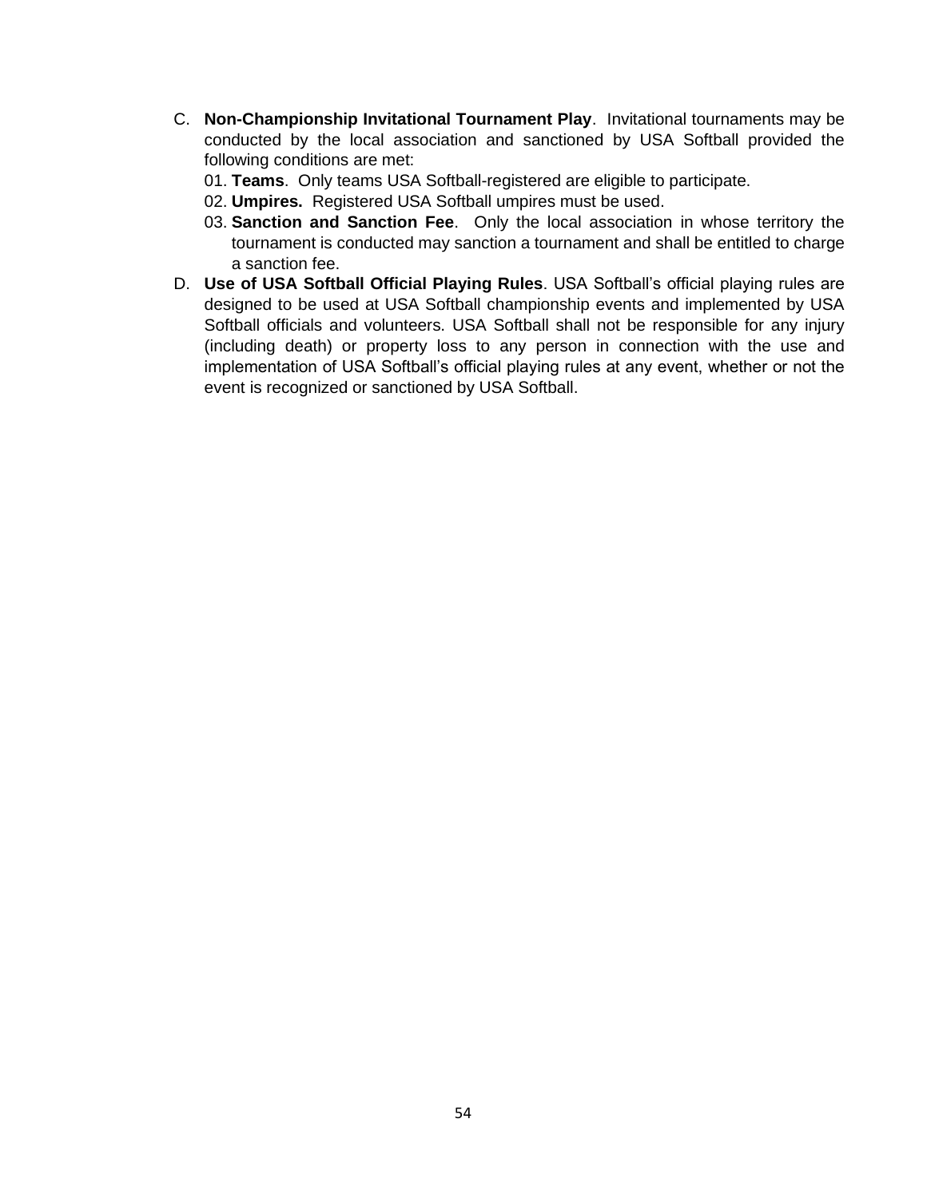C. **Non-Championship Invitational Tournament Play**. Invitational tournaments may be conducted by the local association and sanctioned by USA Softball provided the following conditions are met:

   01. **Teams**. Only teams USA Softball-registered are eligible to participate.
   02. **Umpires.** Registered USA Softball umpires must be used.
   03. **Sanction and Sanction Fee**. Only the local association in whose territory the tournament is conducted may sanction a tournament and shall be entitled to charge a sanction fee.

D. **Use of USA Softball Official Playing Rules**. USA Softball's official playing rules are designed to be used at USA Softball championship events and implemented by USA Softball officials and volunteers. USA Softball shall not be responsible for any injury (including death) or property loss to any person in connection with the use and implementation of USA Softball's official playing rules at any event, whether or not the event is recognized or sanctioned by USA Softball.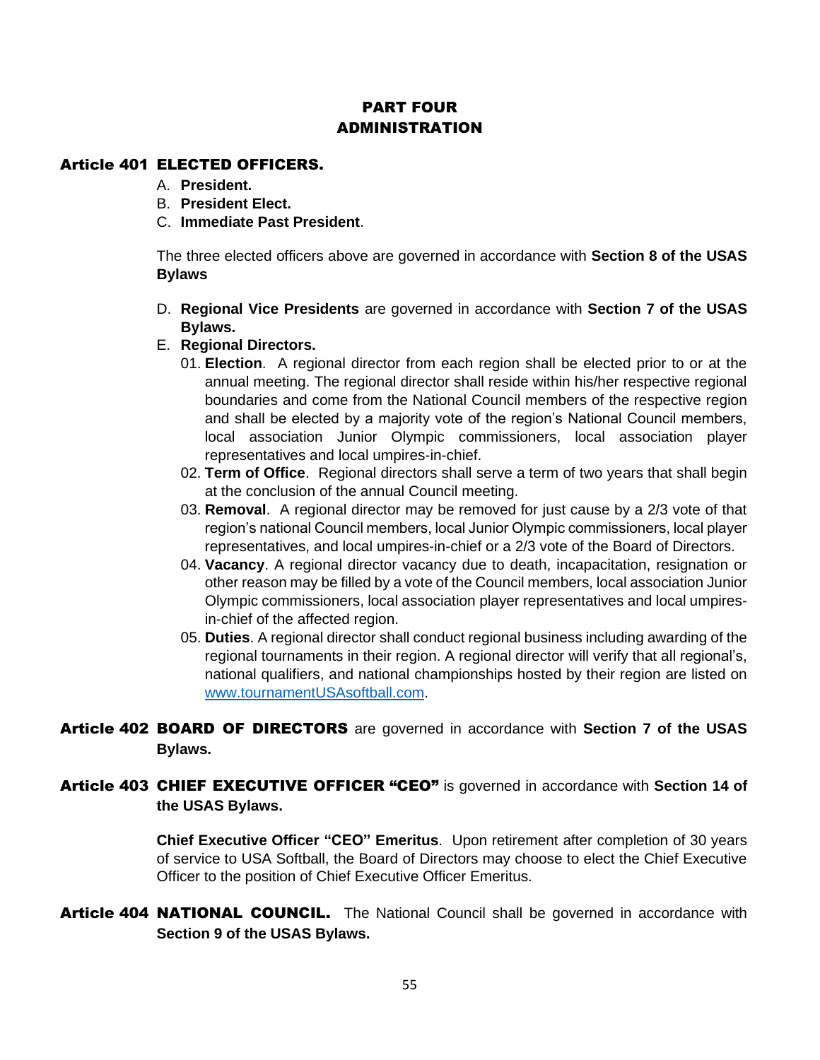# PART FOUR
# ADMINISTRATION

## Article 401 ELECTED OFFICERS.

A. **President.**
B. **President Elect.**
C. **Immediate Past President**.

The three elected officers above are governed in accordance with **Section 8 of the USAS Bylaws**

D. **Regional Vice Presidents** are governed in accordance with **Section 7 of the USAS Bylaws.**
E. **Regional Directors.**
   01. **Election**. A regional director from each region shall be elected prior to or at the annual meeting. The regional director shall reside within his/her respective regional boundaries and come from the National Council members of the respective region and shall be elected by a majority vote of the region's National Council members, local association Junior Olympic commissioners, local association player representatives and local umpires-in-chief.
   02. **Term of Office**. Regional directors shall serve a term of two years that shall begin at the conclusion of the annual Council meeting.
   03. **Removal**. A regional director may be removed for just cause by a 2/3 vote of that region's national Council members, local Junior Olympic commissioners, local player representatives, and local umpires-in-chief or a 2/3 vote of the Board of Directors.
   04. **Vacancy**. A regional director vacancy due to death, incapacitation, resignation or other reason may be filled by a vote of the Council members, local association Junior Olympic commissioners, local association player representatives and local umpires-in-chief of the affected region.
   05. **Duties**. A regional director shall conduct regional business including awarding of the regional tournaments in their region. A regional director will verify that all regional's, national qualifiers, and national championships hosted by their region are listed on www.tournamentUSAsoftball.com.

## Article 402 BOARD OF DIRECTORS are governed in accordance with **Section 7 of the USAS Bylaws.**

## Article 403 CHIEF EXECUTIVE OFFICER "CEO" is governed in accordance with **Section 14 of the USAS Bylaws.**

**Chief Executive Officer "CEO" Emeritus**. Upon retirement after completion of 30 years of service to USA Softball, the Board of Directors may choose to elect the Chief Executive Officer to the position of Chief Executive Officer Emeritus.

## Article 404 NATIONAL COUNCIL.

The National Council shall be governed in accordance with **Section 9 of the USAS Bylaws.**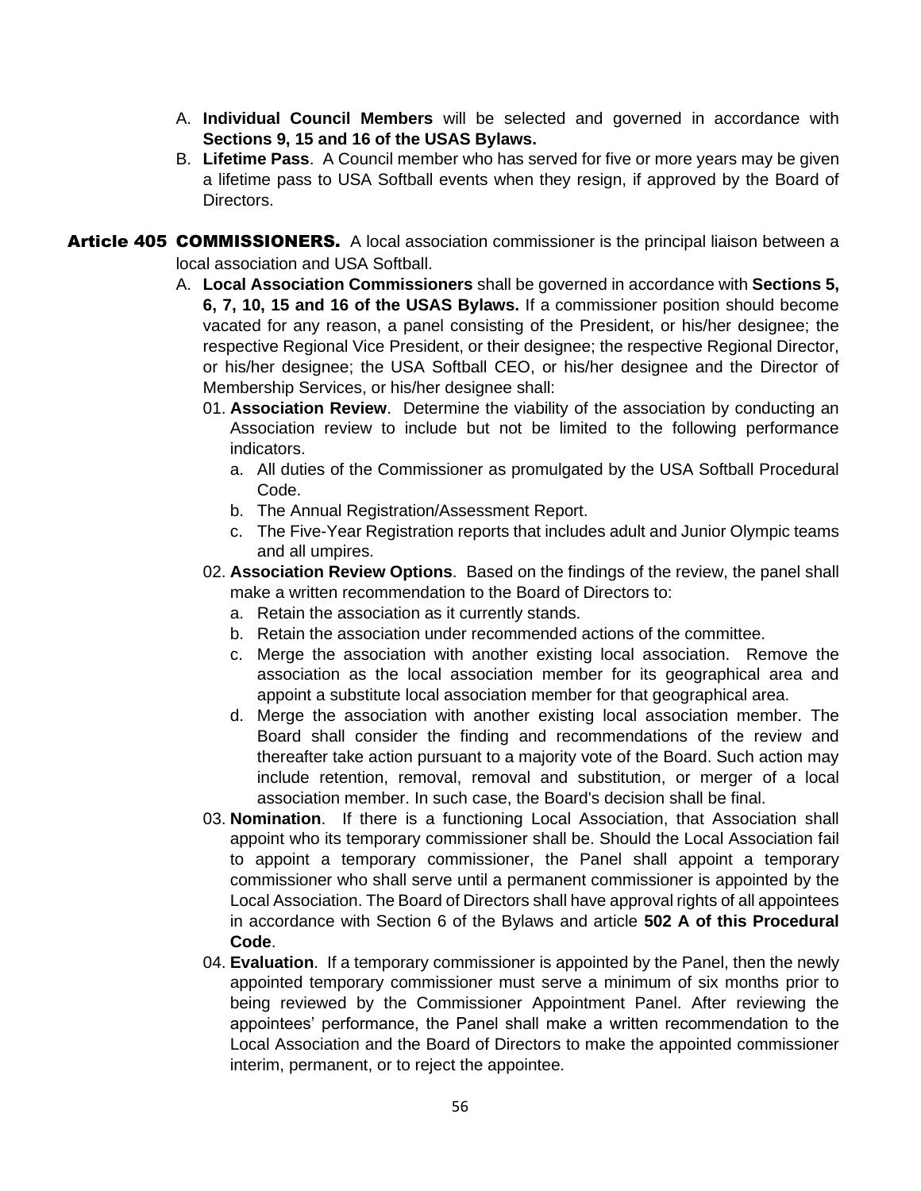A. **Individual Council Members** will be selected and governed in accordance with **Sections 9, 15 and 16 of the USAS Bylaws.**
B. **Lifetime Pass**. A Council member who has served for five or more years may be given a lifetime pass to USA Softball events when they resign, if approved by the Board of Directors.

**Article 405 COMMISSIONERS.** A local association commissioner is the principal liaison between a local association and USA Softball.

A. **Local Association Commissioners** shall be governed in accordance with **Sections 5, 6, 7, 10, 15 and 16 of the USAS Bylaws.** If a commissioner position should become vacated for any reason, a panel consisting of the President, or his/her designee; the respective Regional Vice President, or their designee; the respective Regional Director, or his/her designee; the USA Softball CEO, or his/her designee and the Director of Membership Services, or his/her designee shall:
   01. **Association Review**. Determine the viability of the association by conducting an Association review to include but not be limited to the following performance indicators.
      a. All duties of the Commissioner as promulgated by the USA Softball Procedural Code.
      b. The Annual Registration/Assessment Report.
      c. The Five-Year Registration reports that includes adult and Junior Olympic teams and all umpires.
   02. **Association Review Options**. Based on the findings of the review, the panel shall make a written recommendation to the Board of Directors to:
      a. Retain the association as it currently stands.
      b. Retain the association under recommended actions of the committee.
      c. Merge the association with another existing local association. Remove the association as the local association member for its geographical area and appoint a substitute local association member for that geographical area.
      d. Merge the association with another existing local association member. The Board shall consider the finding and recommendations of the review and thereafter take action pursuant to a majority vote of the Board. Such action may include retention, removal, removal and substitution, or merger of a local association member. In such case, the Board's decision shall be final.
   03. **Nomination**. If there is a functioning Local Association, that Association shall appoint who its temporary commissioner shall be. Should the Local Association fail to appoint a temporary commissioner, the Panel shall appoint a temporary commissioner who shall serve until a permanent commissioner is appointed by the Local Association. The Board of Directors shall have approval rights of all appointees in accordance with Section 6 of the Bylaws and article **502 A of this Procedural Code**.
   04. **Evaluation**. If a temporary commissioner is appointed by the Panel, then the newly appointed temporary commissioner must serve a minimum of six months prior to being reviewed by the Commissioner Appointment Panel. After reviewing the appointees' performance, the Panel shall make a written recommendation to the Local Association and the Board of Directors to make the appointed commissioner interim, permanent, or to reject the appointee.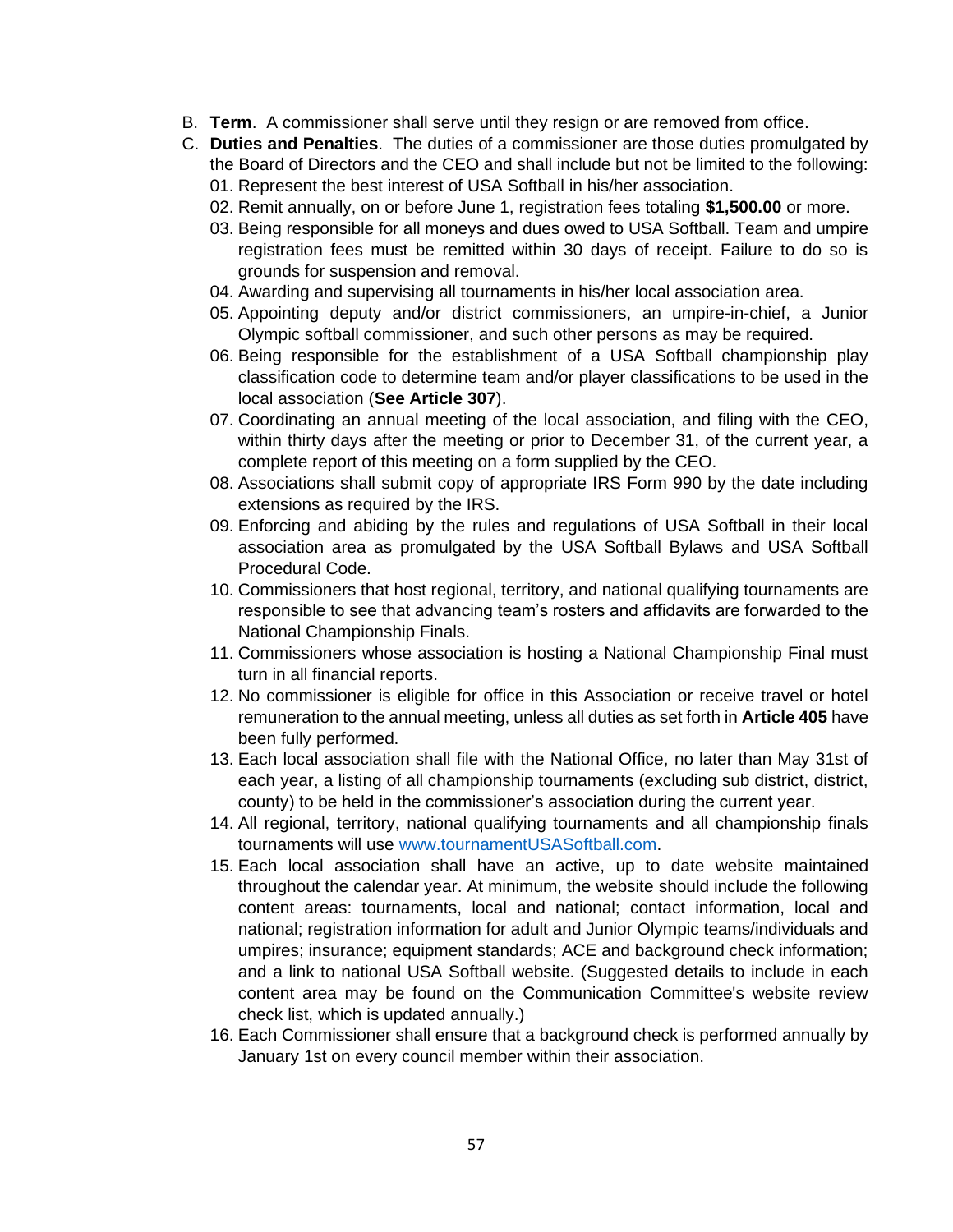B. **Term**. A commissioner shall serve until they resign or are removed from office.

C. **Duties and Penalties**. The duties of a commissioner are those duties promulgated by the Board of Directors and the CEO and shall include but not be limited to the following:

   01. Represent the best interest of USA Softball in his/her association.
   02. Remit annually, on or before June 1, registration fees totaling **$1,500.00** or more.
   03. Being responsible for all moneys and dues owed to USA Softball. Team and umpire registration fees must be remitted within 30 days of receipt. Failure to do so is grounds for suspension and removal.
   04. Awarding and supervising all tournaments in his/her local association area.
   05. Appointing deputy and/or district commissioners, an umpire-in-chief, a Junior Olympic softball commissioner, and such other persons as may be required.
   06. Being responsible for the establishment of a USA Softball championship play classification code to determine team and/or player classifications to be used in the local association (**See Article 307**).
   07. Coordinating an annual meeting of the local association, and filing with the CEO, within thirty days after the meeting or prior to December 31, of the current year, a complete report of this meeting on a form supplied by the CEO.
   08. Associations shall submit copy of appropriate IRS Form 990 by the date including extensions as required by the IRS.
   09. Enforcing and abiding by the rules and regulations of USA Softball in their local association area as promulgated by the USA Softball Bylaws and USA Softball Procedural Code.
   10. Commissioners that host regional, territory, and national qualifying tournaments are responsible to see that advancing team's rosters and affidavits are forwarded to the National Championship Finals.
   11. Commissioners whose association is hosting a National Championship Final must turn in all financial reports.
   12. No commissioner is eligible for office in this Association or receive travel or hotel remuneration to the annual meeting, unless all duties as set forth in **Article 405** have been fully performed.
   13. Each local association shall file with the National Office, no later than May 31st of each year, a listing of all championship tournaments (excluding sub district, district, county) to be held in the commissioner's association during the current year.
   14. All regional, territory, national qualifying tournaments and all championship finals tournaments will use [www.tournamentUSASoftball.com](http://www.tournamentUSASoftball.com).
   15. Each local association shall have an active, up to date website maintained throughout the calendar year. At minimum, the website should include the following content areas: tournaments, local and national; contact information, local and national; registration information for adult and Junior Olympic teams/individuals and umpires; insurance; equipment standards; ACE and background check information; and a link to national USA Softball website. (Suggested details to include in each content area may be found on the Communication Committee's website review check list, which is updated annually.)
   16. Each Commissioner shall ensure that a background check is performed annually by January 1st on every council member within their association.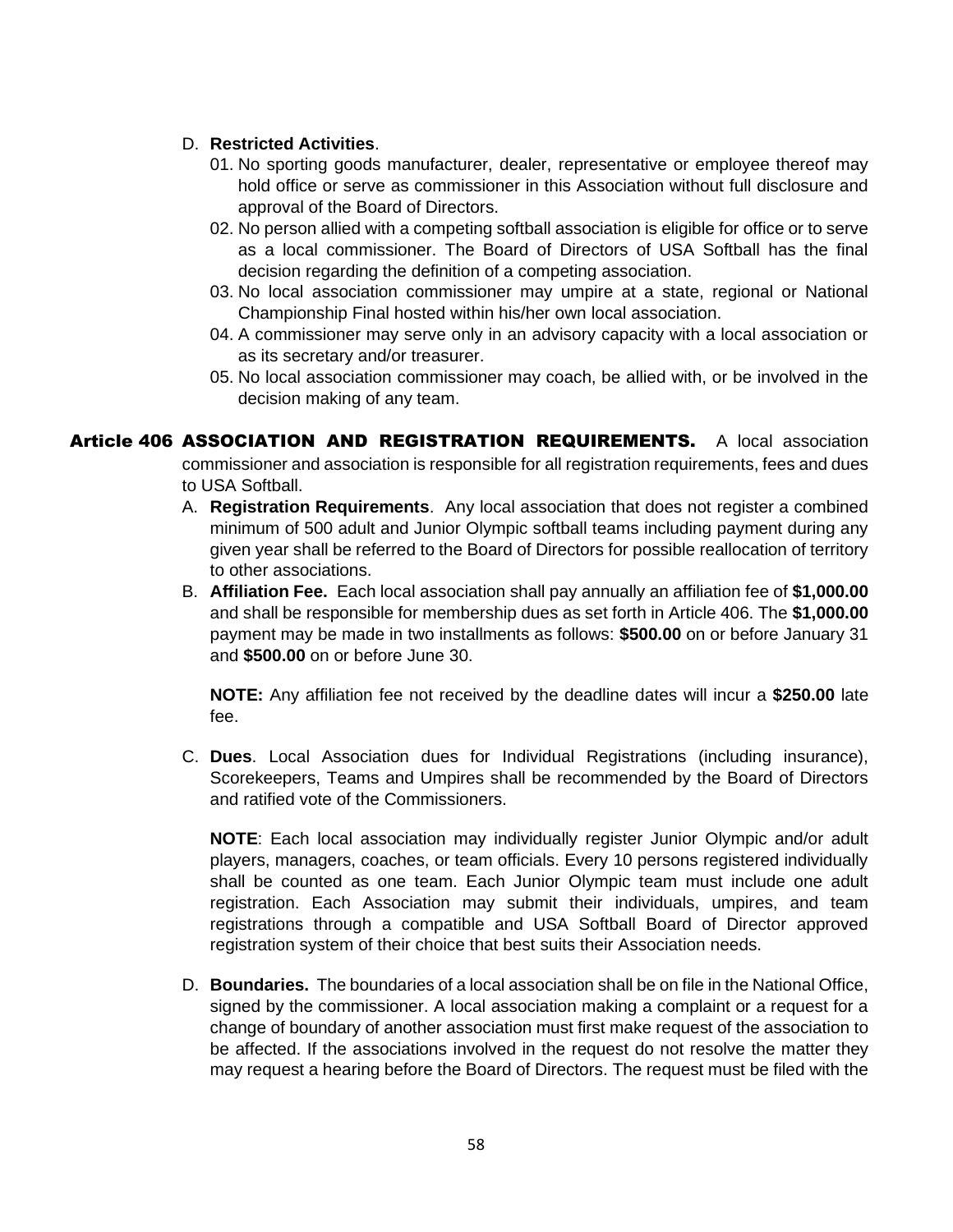D. **Restricted Activities**.

01. No sporting goods manufacturer, dealer, representative or employee thereof may hold office or serve as commissioner in this Association without full disclosure and approval of the Board of Directors.
02. No person allied with a competing softball association is eligible for office or to serve as a local commissioner. The Board of Directors of USA Softball has the final decision regarding the definition of a competing association.
03. No local association commissioner may umpire at a state, regional or National Championship Final hosted within his/her own local association.
04. A commissioner may serve only in an advisory capacity with a local association or as its secretary and/or treasurer.
05. No local association commissioner may coach, be allied with, or be involved in the decision making of any team.

**Article 406 ASSOCIATION AND REGISTRATION REQUIREMENTS.** A local association commissioner and association is responsible for all registration requirements, fees and dues to USA Softball.

A. **Registration Requirements**. Any local association that does not register a combined minimum of 500 adult and Junior Olympic softball teams including payment during any given year shall be referred to the Board of Directors for possible reallocation of territory to other associations.

B. **Affiliation Fee.** Each local association shall pay annually an affiliation fee of **$1,000.00** and shall be responsible for membership dues as set forth in Article 406. The **$1,000.00** payment may be made in two installments as follows: **$500.00** on or before January 31 and **$500.00** on or before June 30.

**NOTE:** Any affiliation fee not received by the deadline dates will incur a **$250.00** late fee.

C. **Dues**. Local Association dues for Individual Registrations (including insurance), Scorekeepers, Teams and Umpires shall be recommended by the Board of Directors and ratified vote of the Commissioners.

**NOTE**: Each local association may individually register Junior Olympic and/or adult players, managers, coaches, or team officials. Every 10 persons registered individually shall be counted as one team. Each Junior Olympic team must include one adult registration. Each Association may submit their individuals, umpires, and team registrations through a compatible and USA Softball Board of Director approved registration system of their choice that best suits their Association needs.

D. **Boundaries.** The boundaries of a local association shall be on file in the National Office, signed by the commissioner. A local association making a complaint or a request for a change of boundary of another association must first make request of the association to be affected. If the associations involved in the request do not resolve the matter they may request a hearing before the Board of Directors. The request must be filed with the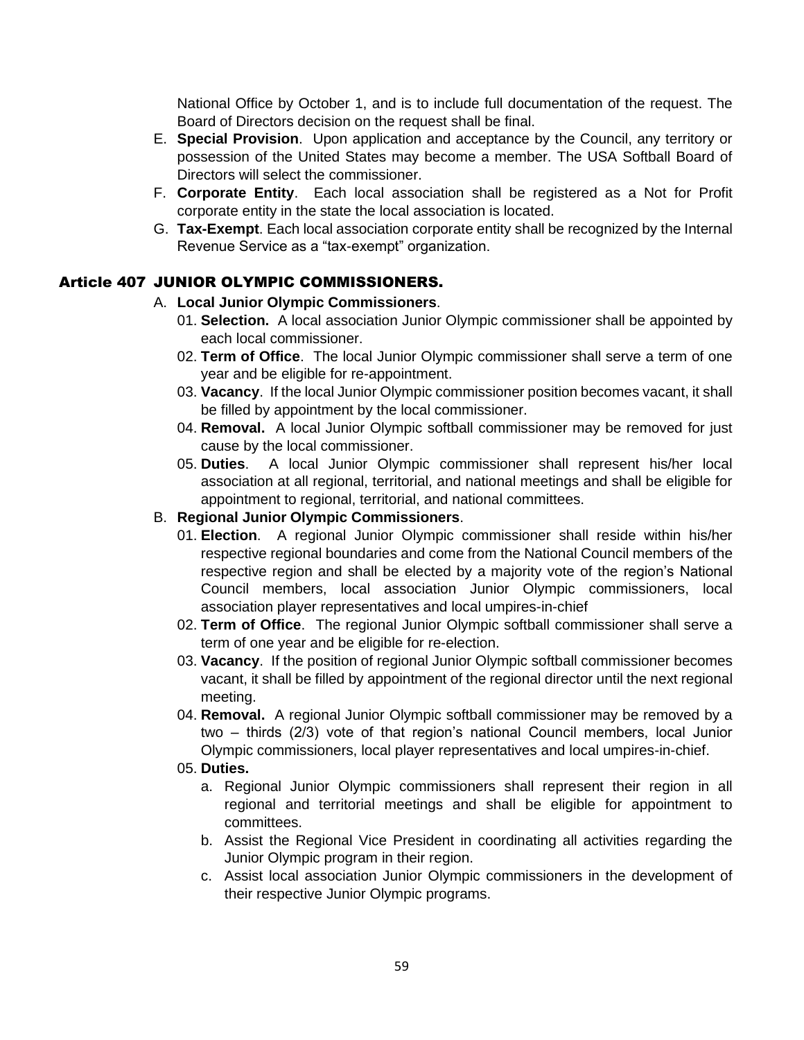National Office by October 1, and is to include full documentation of the request. The Board of Directors decision on the request shall be final.

E. **Special Provision**. Upon application and acceptance by the Council, any territory or possession of the United States may become a member. The USA Softball Board of Directors will select the commissioner.
F. **Corporate Entity**. Each local association shall be registered as a Not for Profit corporate entity in the state the local association is located.
G. **Tax-Exempt**. Each local association corporate entity shall be recognized by the Internal Revenue Service as a "tax-exempt" organization.

## Article 407 JUNIOR OLYMPIC COMMISSIONERS.

A. **Local Junior Olympic Commissioners**.
   01. **Selection.** A local association Junior Olympic commissioner shall be appointed by each local commissioner.
   02. **Term of Office**. The local Junior Olympic commissioner shall serve a term of one year and be eligible for re-appointment.
   03. **Vacancy**. If the local Junior Olympic commissioner position becomes vacant, it shall be filled by appointment by the local commissioner.
   04. **Removal.** A local Junior Olympic softball commissioner may be removed for just cause by the local commissioner.
   05. **Duties**. A local Junior Olympic commissioner shall represent his/her local association at all regional, territorial, and national meetings and shall be eligible for appointment to regional, territorial, and national committees.

B. **Regional Junior Olympic Commissioners**.
   01. **Election**. A regional Junior Olympic commissioner shall reside within his/her respective regional boundaries and come from the National Council members of the respective region and shall be elected by a majority vote of the region's National Council members, local association Junior Olympic commissioners, local association player representatives and local umpires-in-chief
   02. **Term of Office**. The regional Junior Olympic softball commissioner shall serve a term of one year and be eligible for re-election.
   03. **Vacancy**. If the position of regional Junior Olympic softball commissioner becomes vacant, it shall be filled by appointment of the regional director until the next regional meeting.
   04. **Removal.** A regional Junior Olympic softball commissioner may be removed by a two – thirds (2/3) vote of that region's national Council members, local Junior Olympic commissioners, local player representatives and local umpires-in-chief.
   05. **Duties.**
      a. Regional Junior Olympic commissioners shall represent their region in all regional and territorial meetings and shall be eligible for appointment to committees.
      b. Assist the Regional Vice President in coordinating all activities regarding the Junior Olympic program in their region.
      c. Assist local association Junior Olympic commissioners in the development of their respective Junior Olympic programs.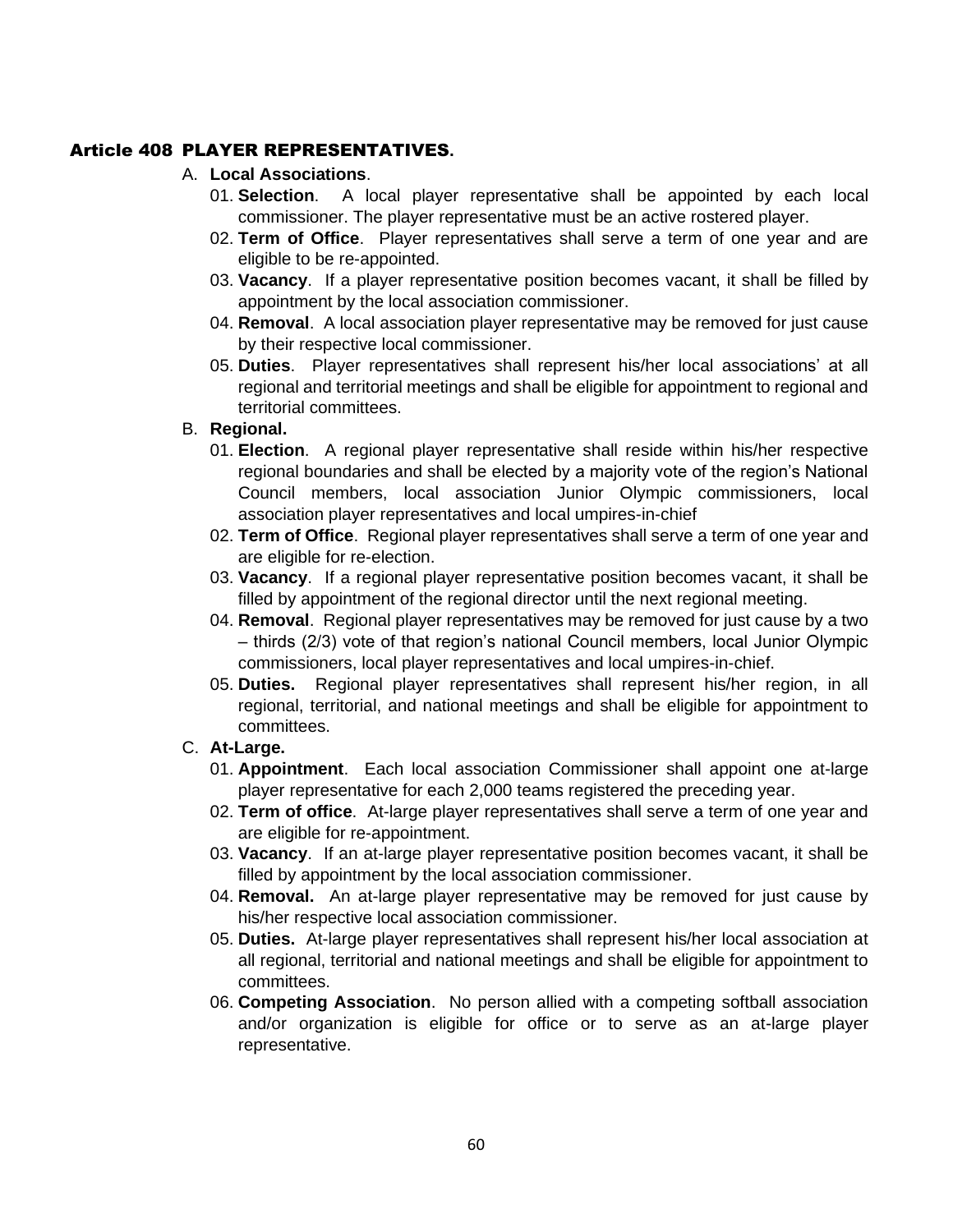## Article 408 PLAYER REPRESENTATIVES.

A. **Local Associations**.

01. **Selection**. A local player representative shall be appointed by each local commissioner. The player representative must be an active rostered player.
02. **Term of Office**. Player representatives shall serve a term of one year and are eligible to be re-appointed.
03. **Vacancy**. If a player representative position becomes vacant, it shall be filled by appointment by the local association commissioner.
04. **Removal**. A local association player representative may be removed for just cause by their respective local commissioner.
05. **Duties**. Player representatives shall represent his/her local associations' at all regional and territorial meetings and shall be eligible for appointment to regional and territorial committees.

B. **Regional.**

01. **Election**. A regional player representative shall reside within his/her respective regional boundaries and shall be elected by a majority vote of the region's National Council members, local association Junior Olympic commissioners, local association player representatives and local umpires-in-chief
02. **Term of Office**. Regional player representatives shall serve a term of one year and are eligible for re-election.
03. **Vacancy**. If a regional player representative position becomes vacant, it shall be filled by appointment of the regional director until the next regional meeting.
04. **Removal**. Regional player representatives may be removed for just cause by a two – thirds (2/3) vote of that region's national Council members, local Junior Olympic commissioners, local player representatives and local umpires-in-chief.
05. **Duties.** Regional player representatives shall represent his/her region, in all regional, territorial, and national meetings and shall be eligible for appointment to committees.

C. **At-Large.**

01. **Appointment**. Each local association Commissioner shall appoint one at-large player representative for each 2,000 teams registered the preceding year.
02. **Term of office**. At-large player representatives shall serve a term of one year and are eligible for re-appointment.
03. **Vacancy**. If an at-large player representative position becomes vacant, it shall be filled by appointment by the local association commissioner.
04. **Removal.** An at-large player representative may be removed for just cause by his/her respective local association commissioner.
05. **Duties.** At-large player representatives shall represent his/her local association at all regional, territorial and national meetings and shall be eligible for appointment to committees.
06. **Competing Association**. No person allied with a competing softball association and/or organization is eligible for office or to serve as an at-large player representative.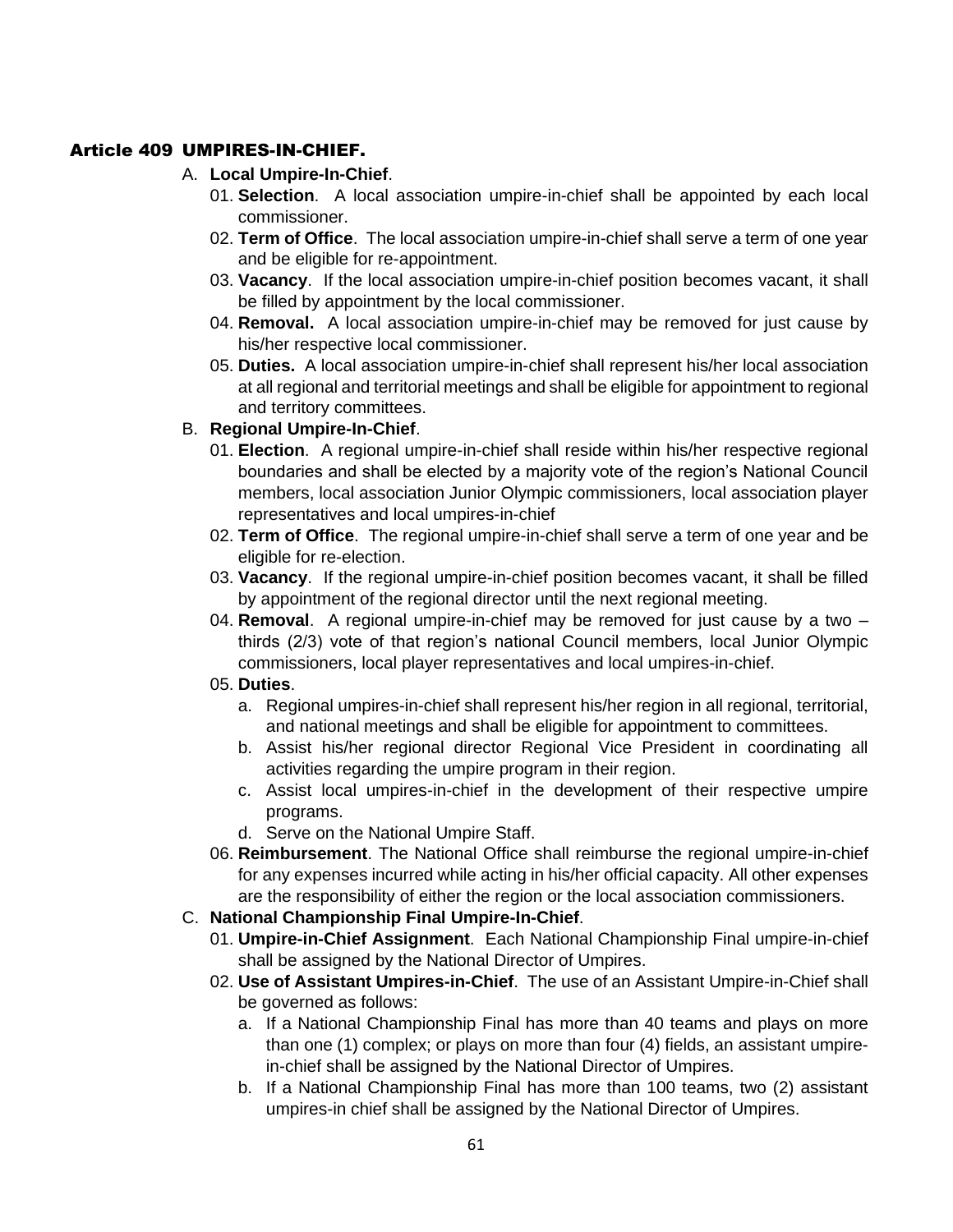## Article 409 UMPIRES-IN-CHIEF.

A. **Local Umpire-In-Chief**.

01. **Selection**. A local association umpire-in-chief shall be appointed by each local commissioner.
02. **Term of Office**. The local association umpire-in-chief shall serve a term of one year and be eligible for re-appointment.
03. **Vacancy**. If the local association umpire-in-chief position becomes vacant, it shall be filled by appointment by the local commissioner.
04. **Removal.** A local association umpire-in-chief may be removed for just cause by his/her respective local commissioner.
05. **Duties.** A local association umpire-in-chief shall represent his/her local association at all regional and territorial meetings and shall be eligible for appointment to regional and territory committees.

B. **Regional Umpire-In-Chief**.

01. **Election**. A regional umpire-in-chief shall reside within his/her respective regional boundaries and shall be elected by a majority vote of the region's National Council members, local association Junior Olympic commissioners, local association player representatives and local umpires-in-chief
02. **Term of Office**. The regional umpire-in-chief shall serve a term of one year and be eligible for re-election.
03. **Vacancy**. If the regional umpire-in-chief position becomes vacant, it shall be filled by appointment of the regional director until the next regional meeting.
04. **Removal**. A regional umpire-in-chief may be removed for just cause by a two – thirds (2/3) vote of that region's national Council members, local Junior Olympic commissioners, local player representatives and local umpires-in-chief.
05. **Duties**.
    a. Regional umpires-in-chief shall represent his/her region in all regional, territorial, and national meetings and shall be eligible for appointment to committees.
    b. Assist his/her regional director Regional Vice President in coordinating all activities regarding the umpire program in their region.
    c. Assist local umpires-in-chief in the development of their respective umpire programs.
    d. Serve on the National Umpire Staff.
06. **Reimbursement**. The National Office shall reimburse the regional umpire-in-chief for any expenses incurred while acting in his/her official capacity. All other expenses are the responsibility of either the region or the local association commissioners.

C. **National Championship Final Umpire-In-Chief**.

01. **Umpire-in-Chief Assignment**. Each National Championship Final umpire-in-chief shall be assigned by the National Director of Umpires.
02. **Use of Assistant Umpires-in-Chief**. The use of an Assistant Umpire-in-Chief shall be governed as follows:
    a. If a National Championship Final has more than 40 teams and plays on more than one (1) complex; or plays on more than four (4) fields, an assistant umpire-in-chief shall be assigned by the National Director of Umpires.
    b. If a National Championship Final has more than 100 teams, two (2) assistant umpires-in chief shall be assigned by the National Director of Umpires.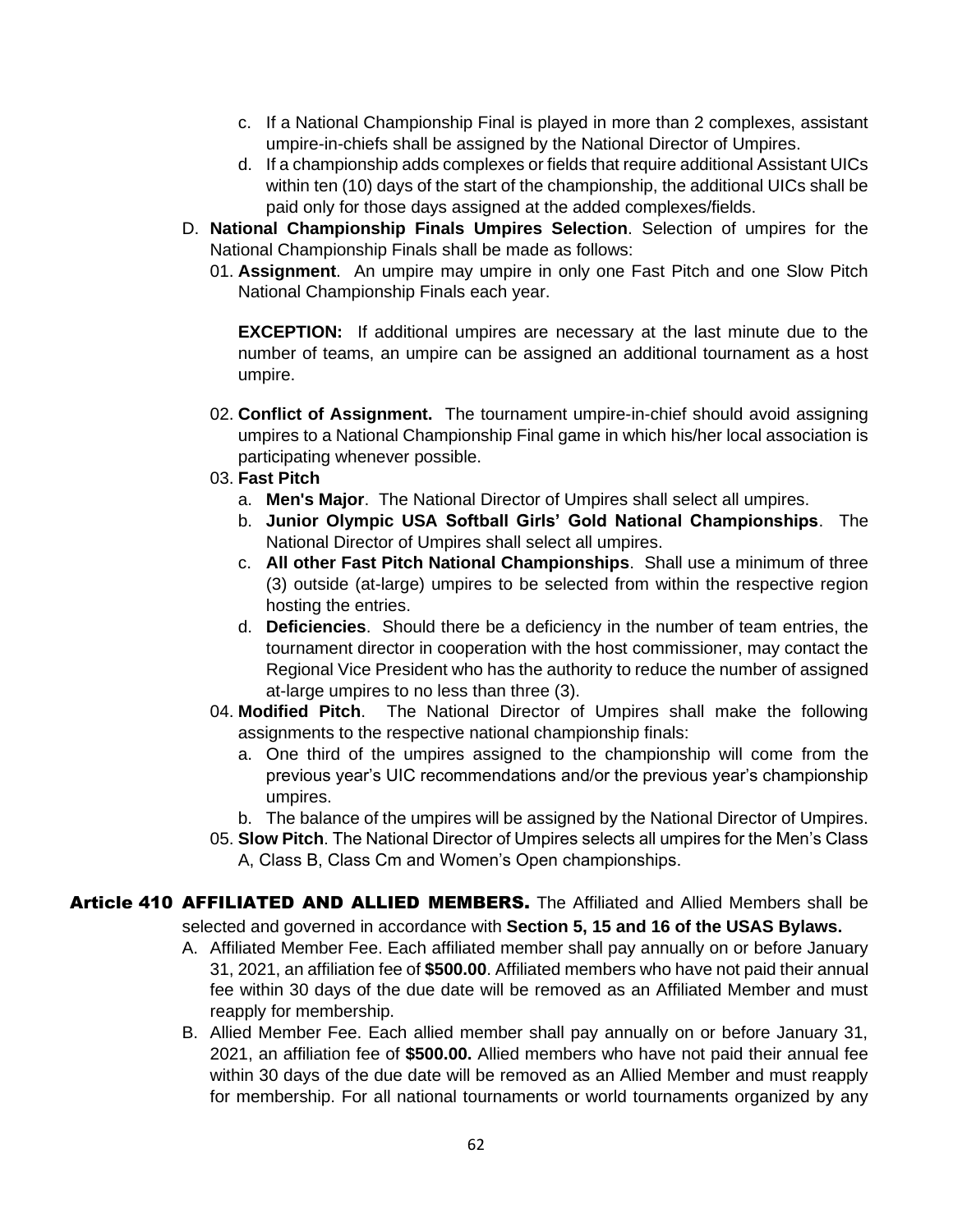c. If a National Championship Final is played in more than 2 complexes, assistant umpire-in-chiefs shall be assigned by the National Director of Umpires.

d. If a championship adds complexes or fields that require additional Assistant UICs within ten (10) days of the start of the championship, the additional UICs shall be paid only for those days assigned at the added complexes/fields.

D. **National Championship Finals Umpires Selection**. Selection of umpires for the National Championship Finals shall be made as follows:

01. **Assignment**. An umpire may umpire in only one Fast Pitch and one Slow Pitch National Championship Finals each year.

**EXCEPTION:** If additional umpires are necessary at the last minute due to the number of teams, an umpire can be assigned an additional tournament as a host umpire.

02. **Conflict of Assignment.** The tournament umpire-in-chief should avoid assigning umpires to a National Championship Final game in which his/her local association is participating whenever possible.

03. **Fast Pitch**

a. **Men's Major**. The National Director of Umpires shall select all umpires.

b. **Junior Olympic USA Softball Girls' Gold National Championships**. The National Director of Umpires shall select all umpires.

c. **All other Fast Pitch National Championships**. Shall use a minimum of three (3) outside (at-large) umpires to be selected from within the respective region hosting the entries.

d. **Deficiencies**. Should there be a deficiency in the number of team entries, the tournament director in cooperation with the host commissioner, may contact the Regional Vice President who has the authority to reduce the number of assigned at-large umpires to no less than three (3).

04. **Modified Pitch**. The National Director of Umpires shall make the following assignments to the respective national championship finals:

a. One third of the umpires assigned to the championship will come from the previous year's UIC recommendations and/or the previous year's championship umpires.

b. The balance of the umpires will be assigned by the National Director of Umpires.

05. **Slow Pitch**. The National Director of Umpires selects all umpires for the Men's Class A, Class B, Class Cm and Women's Open championships.

## Article 410 AFFILIATED AND ALLIED MEMBERS.

The Affiliated and Allied Members shall be selected and governed in accordance with **Section 5, 15 and 16 of the USAS Bylaws.**

A. Affiliated Member Fee. Each affiliated member shall pay annually on or before January 31, 2021, an affiliation fee of **$500.00**. Affiliated members who have not paid their annual fee within 30 days of the due date will be removed as an Affiliated Member and must reapply for membership.

B. Allied Member Fee. Each allied member shall pay annually on or before January 31, 2021, an affiliation fee of **$500.00.** Allied members who have not paid their annual fee within 30 days of the due date will be removed as an Allied Member and must reapply for membership. For all national tournaments or world tournaments organized by any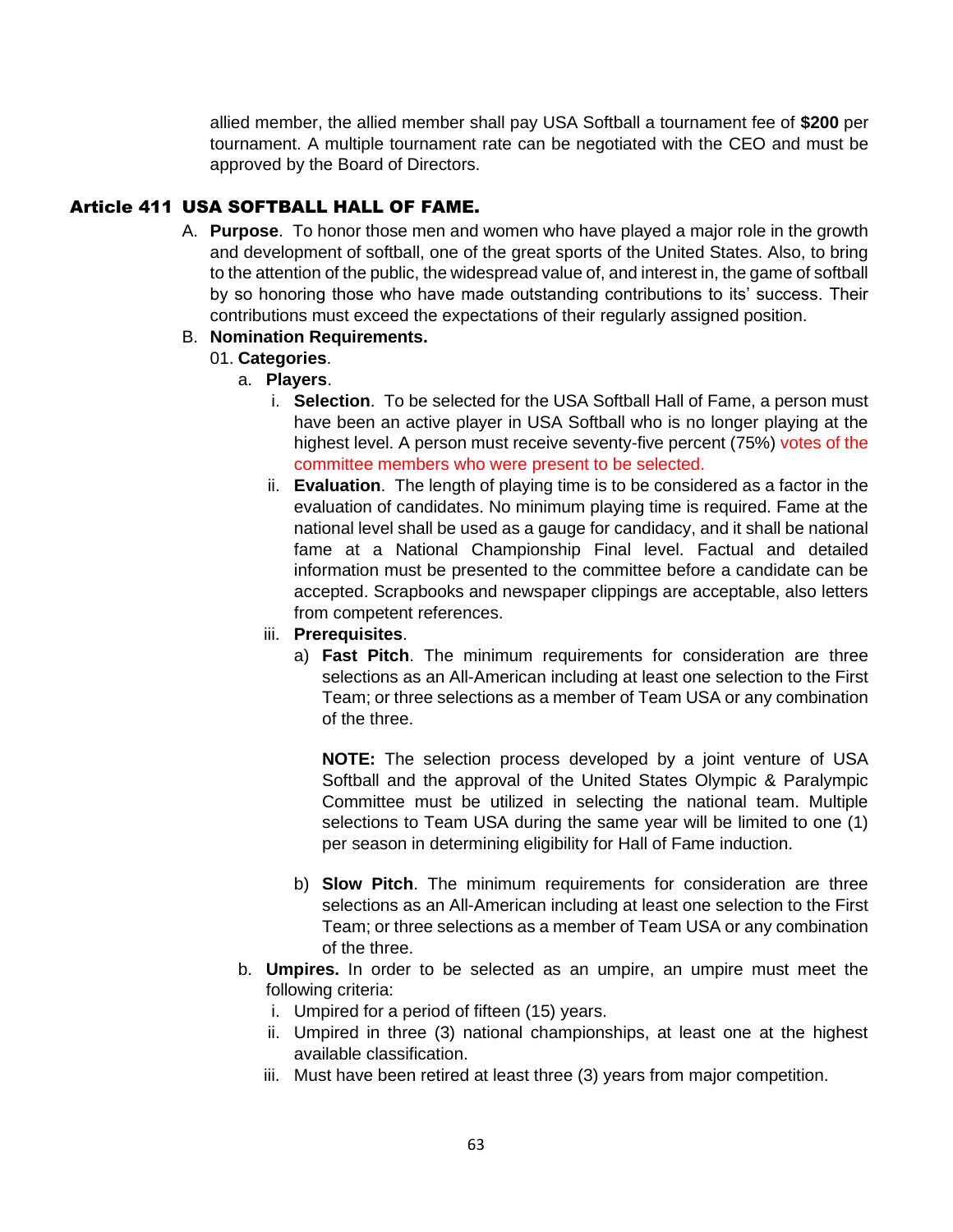allied member, the allied member shall pay USA Softball a tournament fee of **$200** per tournament. A multiple tournament rate can be negotiated with the CEO and must be approved by the Board of Directors.

## Article 411 USA SOFTBALL HALL OF FAME.

A. **Purpose**. To honor those men and women who have played a major role in the growth and development of softball, one of the great sports of the United States. Also, to bring to the attention of the public, the widespread value of, and interest in, the game of softball by so honoring those who have made outstanding contributions to its' success. Their contributions must exceed the expectations of their regularly assigned position.

B. **Nomination Requirements.**

01. **Categories**.

a. **Players**.

i. **Selection**. To be selected for the USA Softball Hall of Fame, a person must have been an active player in USA Softball who is no longer playing at the highest level. A person must receive seventy-five percent (75%) votes of the committee members who were present to be selected.

ii. **Evaluation**. The length of playing time is to be considered as a factor in the evaluation of candidates. No minimum playing time is required. Fame at the national level shall be used as a gauge for candidacy, and it shall be national fame at a National Championship Final level. Factual and detailed information must be presented to the committee before a candidate can be accepted. Scrapbooks and newspaper clippings are acceptable, also letters from competent references.

iii. **Prerequisites**.

a) **Fast Pitch**. The minimum requirements for consideration are three selections as an All-American including at least one selection to the First Team; or three selections as a member of Team USA or any combination of the three.

**NOTE:** The selection process developed by a joint venture of USA Softball and the approval of the United States Olympic & Paralympic Committee must be utilized in selecting the national team. Multiple selections to Team USA during the same year will be limited to one (1) per season in determining eligibility for Hall of Fame induction.

b) **Slow Pitch**. The minimum requirements for consideration are three selections as an All-American including at least one selection to the First Team; or three selections as a member of Team USA or any combination of the three.

b. **Umpires.** In order to be selected as an umpire, an umpire must meet the following criteria:

i. Umpired for a period of fifteen (15) years.

ii. Umpired in three (3) national championships, at least one at the highest available classification.

iii. Must have been retired at least three (3) years from major competition.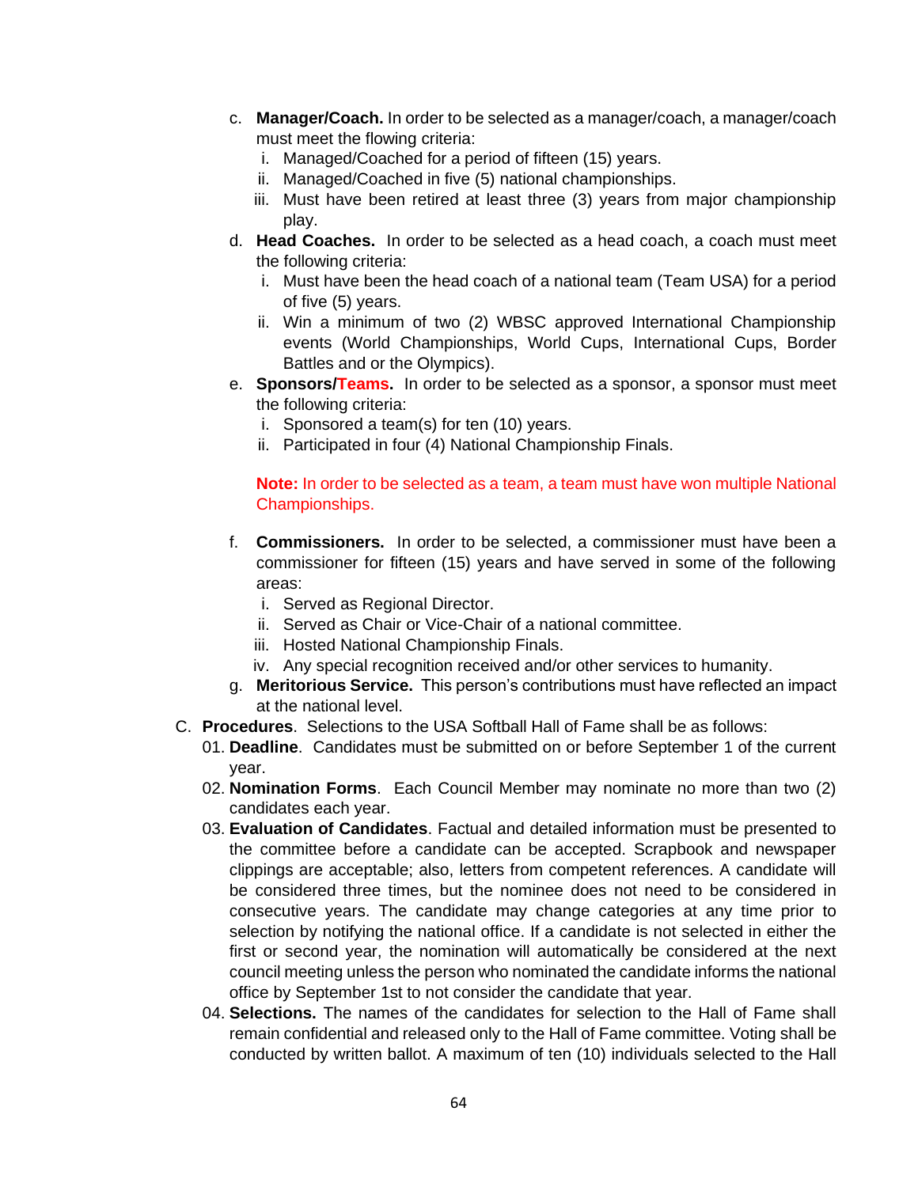c. **Manager/Coach.** In order to be selected as a manager/coach, a manager/coach must meet the flowing criteria:
   i. Managed/Coached for a period of fifteen (15) years.
   ii. Managed/Coached in five (5) national championships.
   iii. Must have been retired at least three (3) years from major championship play.

d. **Head Coaches.** In order to be selected as a head coach, a coach must meet the following criteria:
   i. Must have been the head coach of a national team (Team USA) for a period of five (5) years.
   ii. Win a minimum of two (2) WBSC approved International Championship events (World Championships, World Cups, International Cups, Border Battles and or the Olympics).

e. **Sponsors/Teams.** In order to be selected as a sponsor, a sponsor must meet the following criteria:
   i. Sponsored a team(s) for ten (10) years.
   ii. Participated in four (4) National Championship Finals.

   **Note:** In order to be selected as a team, a team must have won multiple National Championships.

f. **Commissioners.** In order to be selected, a commissioner must have been a commissioner for fifteen (15) years and have served in some of the following areas:
   i. Served as Regional Director.
   ii. Served as Chair or Vice-Chair of a national committee.
   iii. Hosted National Championship Finals.
   iv. Any special recognition received and/or other services to humanity.

g. **Meritorious Service.** This person's contributions must have reflected an impact at the national level.

C. **Procedures**. Selections to the USA Softball Hall of Fame shall be as follows:

01. **Deadline**. Candidates must be submitted on or before September 1 of the current year.

02. **Nomination Forms**. Each Council Member may nominate no more than two (2) candidates each year.

03. **Evaluation of Candidates**. Factual and detailed information must be presented to the committee before a candidate can be accepted. Scrapbook and newspaper clippings are acceptable; also, letters from competent references. A candidate will be considered three times, but the nominee does not need to be considered in consecutive years. The candidate may change categories at any time prior to selection by notifying the national office. If a candidate is not selected in either the first or second year, the nomination will automatically be considered at the next council meeting unless the person who nominated the candidate informs the national office by September 1st to not consider the candidate that year.

04. **Selections.** The names of the candidates for selection to the Hall of Fame shall remain confidential and released only to the Hall of Fame committee. Voting shall be conducted by written ballot. A maximum of ten (10) individuals selected to the Hall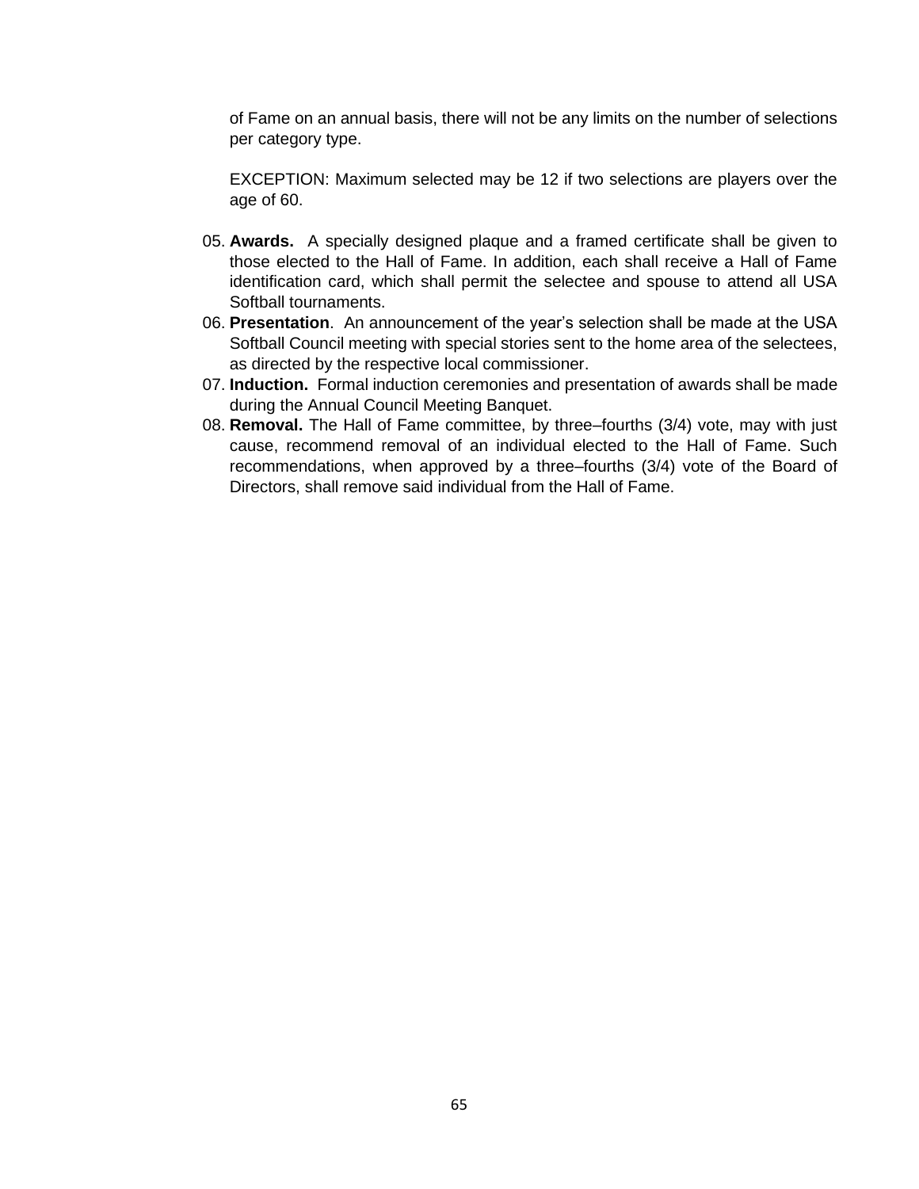of Fame on an annual basis, there will not be any limits on the number of selections per category type.

EXCEPTION: Maximum selected may be 12 if two selections are players over the age of 60.

05. **Awards.** A specially designed plaque and a framed certificate shall be given to those elected to the Hall of Fame. In addition, each shall receive a Hall of Fame identification card, which shall permit the selectee and spouse to attend all USA Softball tournaments.
06. **Presentation**. An announcement of the year's selection shall be made at the USA Softball Council meeting with special stories sent to the home area of the selectees, as directed by the respective local commissioner.
07. **Induction.** Formal induction ceremonies and presentation of awards shall be made during the Annual Council Meeting Banquet.
08. **Removal.** The Hall of Fame committee, by three–fourths (3/4) vote, may with just cause, recommend removal of an individual elected to the Hall of Fame. Such recommendations, when approved by a three–fourths (3/4) vote of the Board of Directors, shall remove said individual from the Hall of Fame.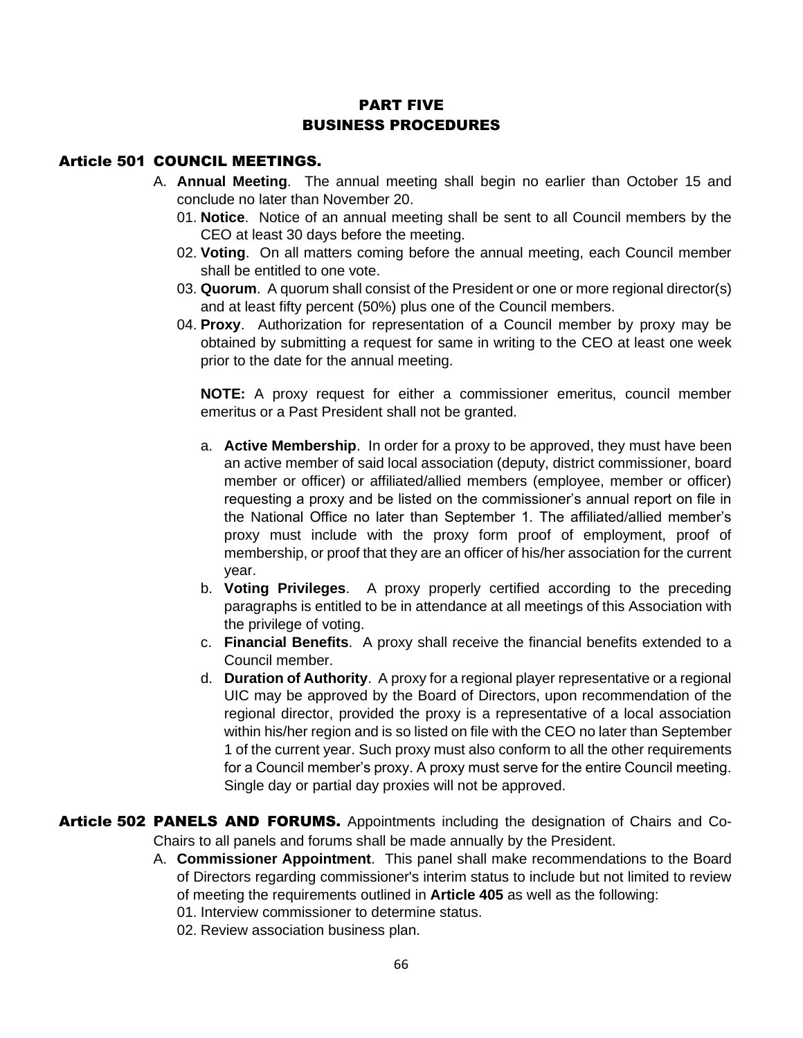# PART FIVE
# BUSINESS PROCEDURES

## Article 501 COUNCIL MEETINGS.

A. **Annual Meeting**. The annual meeting shall begin no earlier than October 15 and conclude no later than November 20.

01. **Notice**. Notice of an annual meeting shall be sent to all Council members by the CEO at least 30 days before the meeting.

02. **Voting**. On all matters coming before the annual meeting, each Council member shall be entitled to one vote.

03. **Quorum**. A quorum shall consist of the President or one or more regional director(s) and at least fifty percent (50%) plus one of the Council members.

04. **Proxy**. Authorization for representation of a Council member by proxy may be obtained by submitting a request for same in writing to the CEO at least one week prior to the date for the annual meeting.

**NOTE:** A proxy request for either a commissioner emeritus, council member emeritus or a Past President shall not be granted.

a. **Active Membership**. In order for a proxy to be approved, they must have been an active member of said local association (deputy, district commissioner, board member or officer) or affiliated/allied members (employee, member or officer) requesting a proxy and be listed on the commissioner's annual report on file in the National Office no later than September 1. The affiliated/allied member's proxy must include with the proxy form proof of employment, proof of membership, or proof that they are an officer of his/her association for the current year.

b. **Voting Privileges**. A proxy properly certified according to the preceding paragraphs is entitled to be in attendance at all meetings of this Association with the privilege of voting.

c. **Financial Benefits**. A proxy shall receive the financial benefits extended to a Council member.

d. **Duration of Authority**. A proxy for a regional player representative or a regional UIC may be approved by the Board of Directors, upon recommendation of the regional director, provided the proxy is a representative of a local association within his/her region and is so listed on file with the CEO no later than September 1 of the current year. Such proxy must also conform to all the other requirements for a Council member's proxy. A proxy must serve for the entire Council meeting. Single day or partial day proxies will not be approved.

## Article 502 PANELS AND FORUMS.

Appointments including the designation of Chairs and Co-Chairs to all panels and forums shall be made annually by the President.

A. **Commissioner Appointment**. This panel shall make recommendations to the Board of Directors regarding commissioner's interim status to include but not limited to review of meeting the requirements outlined in **Article 405** as well as the following:

01. Interview commissioner to determine status.

02. Review association business plan.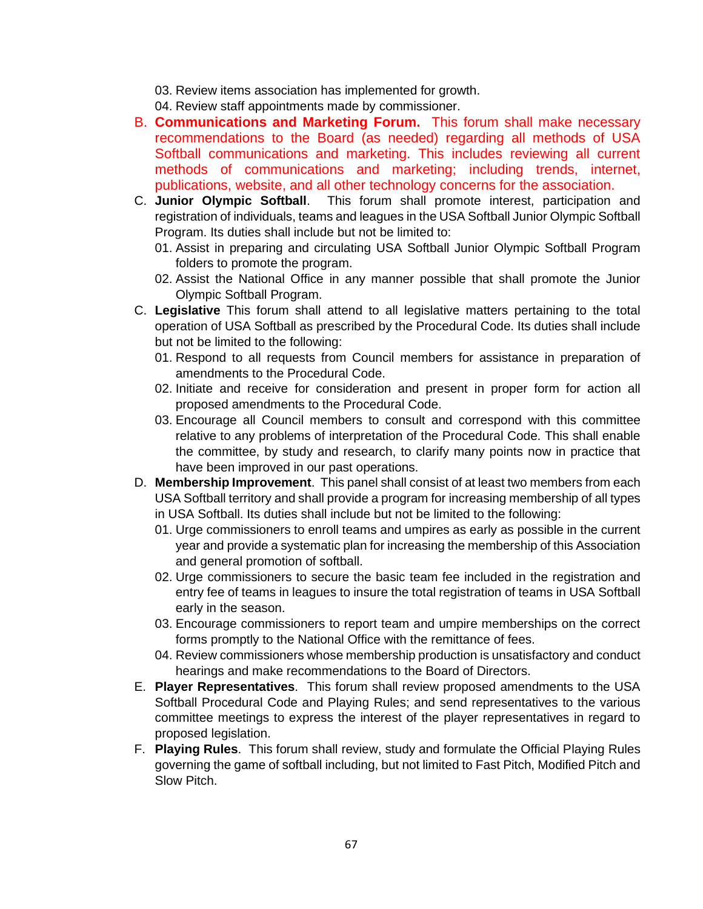03. Review items association has implemented for growth.
04. Review staff appointments made by commissioner.

B. **Communications and Marketing Forum.** This forum shall make necessary recommendations to the Board (as needed) regarding all methods of USA Softball communications and marketing. This includes reviewing all current methods of communications and marketing; including trends, internet, publications, website, and all other technology concerns for the association.

C. **Junior Olympic Softball**. This forum shall promote interest, participation and registration of individuals, teams and leagues in the USA Softball Junior Olympic Softball Program. Its duties shall include but not be limited to:
   01. Assist in preparing and circulating USA Softball Junior Olympic Softball Program folders to promote the program.
   02. Assist the National Office in any manner possible that shall promote the Junior Olympic Softball Program.

C. **Legislative** This forum shall attend to all legislative matters pertaining to the total operation of USA Softball as prescribed by the Procedural Code. Its duties shall include but not be limited to the following:
   01. Respond to all requests from Council members for assistance in preparation of amendments to the Procedural Code.
   02. Initiate and receive for consideration and present in proper form for action all proposed amendments to the Procedural Code.
   03. Encourage all Council members to consult and correspond with this committee relative to any problems of interpretation of the Procedural Code. This shall enable the committee, by study and research, to clarify many points now in practice that have been improved in our past operations.

D. **Membership Improvement**. This panel shall consist of at least two members from each USA Softball territory and shall provide a program for increasing membership of all types in USA Softball. Its duties shall include but not be limited to the following:
   01. Urge commissioners to enroll teams and umpires as early as possible in the current year and provide a systematic plan for increasing the membership of this Association and general promotion of softball.
   02. Urge commissioners to secure the basic team fee included in the registration and entry fee of teams in leagues to insure the total registration of teams in USA Softball early in the season.
   03. Encourage commissioners to report team and umpire memberships on the correct forms promptly to the National Office with the remittance of fees.
   04. Review commissioners whose membership production is unsatisfactory and conduct hearings and make recommendations to the Board of Directors.

E. **Player Representatives**. This forum shall review proposed amendments to the USA Softball Procedural Code and Playing Rules; and send representatives to the various committee meetings to express the interest of the player representatives in regard to proposed legislation.

F. **Playing Rules**. This forum shall review, study and formulate the Official Playing Rules governing the game of softball including, but not limited to Fast Pitch, Modified Pitch and Slow Pitch.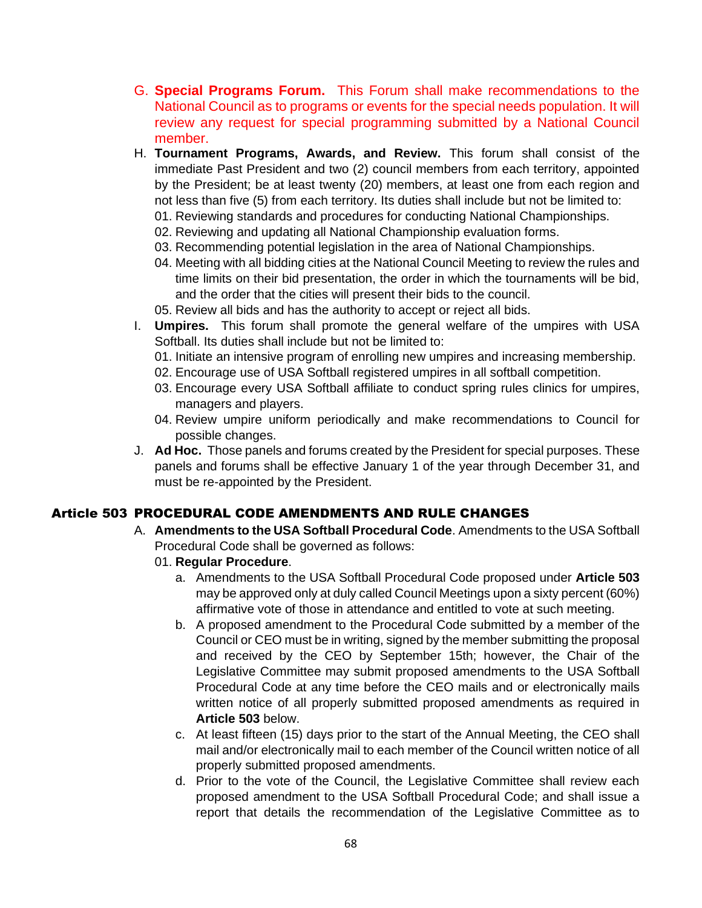G. **Special Programs Forum.** This Forum shall make recommendations to the National Council as to programs or events for the special needs population. It will review any request for special programming submitted by a National Council member.

H. **Tournament Programs, Awards, and Review.** This forum shall consist of the immediate Past President and two (2) council members from each territory, appointed by the President; be at least twenty (20) members, at least one from each region and not less than five (5) from each territory. Its duties shall include but not be limited to:
   01. Reviewing standards and procedures for conducting National Championships.
   02. Reviewing and updating all National Championship evaluation forms.
   03. Recommending potential legislation in the area of National Championships.
   04. Meeting with all bidding cities at the National Council Meeting to review the rules and time limits on their bid presentation, the order in which the tournaments will be bid, and the order that the cities will present their bids to the council.
   05. Review all bids and has the authority to accept or reject all bids.

I. **Umpires.** This forum shall promote the general welfare of the umpires with USA Softball. Its duties shall include but not be limited to:
   01. Initiate an intensive program of enrolling new umpires and increasing membership.
   02. Encourage use of USA Softball registered umpires in all softball competition.
   03. Encourage every USA Softball affiliate to conduct spring rules clinics for umpires, managers and players.
   04. Review umpire uniform periodically and make recommendations to Council for possible changes.

J. **Ad Hoc.** Those panels and forums created by the President for special purposes. These panels and forums shall be effective January 1 of the year through December 31, and must be re-appointed by the President.

## Article 503 PROCEDURAL CODE AMENDMENTS AND RULE CHANGES

A. **Amendments to the USA Softball Procedural Code**. Amendments to the USA Softball Procedural Code shall be governed as follows:
   01. **Regular Procedure**.
      a. Amendments to the USA Softball Procedural Code proposed under **Article 503** may be approved only at duly called Council Meetings upon a sixty percent (60%) affirmative vote of those in attendance and entitled to vote at such meeting.
      b. A proposed amendment to the Procedural Code submitted by a member of the Council or CEO must be in writing, signed by the member submitting the proposal and received by the CEO by September 15th; however, the Chair of the Legislative Committee may submit proposed amendments to the USA Softball Procedural Code at any time before the CEO mails and or electronically mails written notice of all properly submitted proposed amendments as required in **Article 503** below.
      c. At least fifteen (15) days prior to the start of the Annual Meeting, the CEO shall mail and/or electronically mail to each member of the Council written notice of all properly submitted proposed amendments.
      d. Prior to the vote of the Council, the Legislative Committee shall review each proposed amendment to the USA Softball Procedural Code; and shall issue a report that details the recommendation of the Legislative Committee as to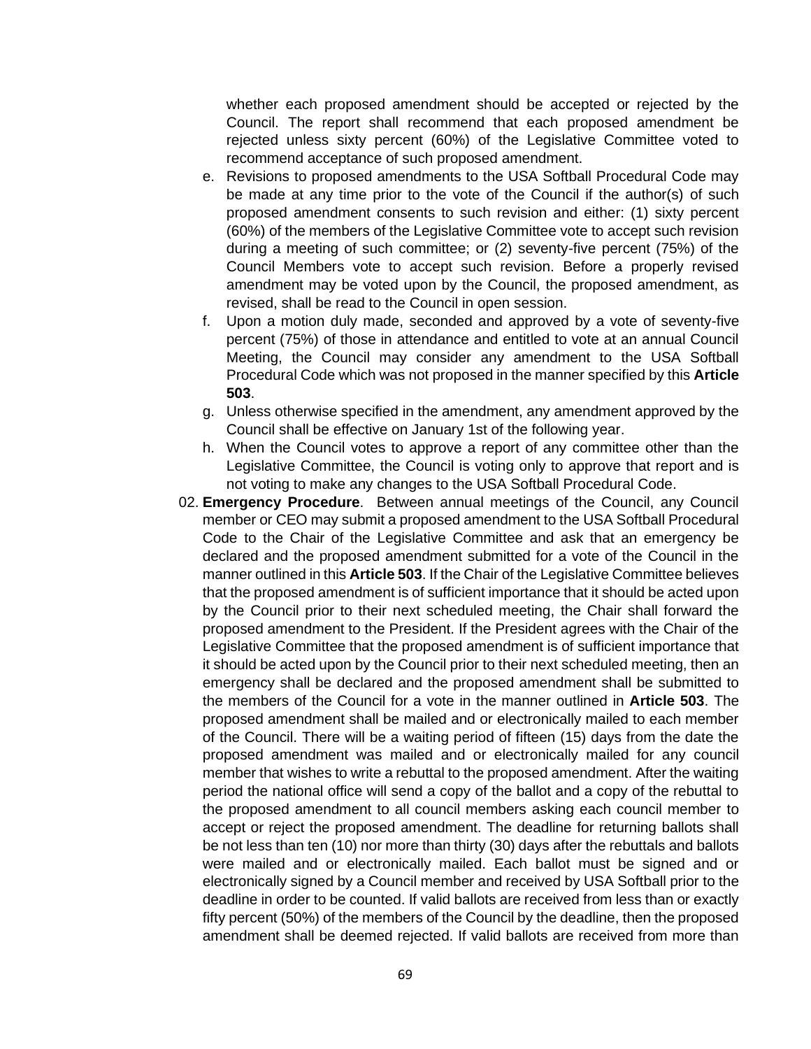whether each proposed amendment should be accepted or rejected by the Council. The report shall recommend that each proposed amendment be rejected unless sixty percent (60%) of the Legislative Committee voted to recommend acceptance of such proposed amendment.

e. Revisions to proposed amendments to the USA Softball Procedural Code may be made at any time prior to the vote of the Council if the author(s) of such proposed amendment consents to such revision and either: (1) sixty percent (60%) of the members of the Legislative Committee vote to accept such revision during a meeting of such committee; or (2) seventy-five percent (75%) of the Council Members vote to accept such revision. Before a properly revised amendment may be voted upon by the Council, the proposed amendment, as revised, shall be read to the Council in open session.

f. Upon a motion duly made, seconded and approved by a vote of seventy-five percent (75%) of those in attendance and entitled to vote at an annual Council Meeting, the Council may consider any amendment to the USA Softball Procedural Code which was not proposed in the manner specified by this **Article 503**.

g. Unless otherwise specified in the amendment, any amendment approved by the Council shall be effective on January 1st of the following year.

h. When the Council votes to approve a report of any committee other than the Legislative Committee, the Council is voting only to approve that report and is not voting to make any changes to the USA Softball Procedural Code.

02. **Emergency Procedure**. Between annual meetings of the Council, any Council member or CEO may submit a proposed amendment to the USA Softball Procedural Code to the Chair of the Legislative Committee and ask that an emergency be declared and the proposed amendment submitted for a vote of the Council in the manner outlined in this **Article 503**. If the Chair of the Legislative Committee believes that the proposed amendment is of sufficient importance that it should be acted upon by the Council prior to their next scheduled meeting, the Chair shall forward the proposed amendment to the President. If the President agrees with the Chair of the Legislative Committee that the proposed amendment is of sufficient importance that it should be acted upon by the Council prior to their next scheduled meeting, then an emergency shall be declared and the proposed amendment shall be submitted to the members of the Council for a vote in the manner outlined in **Article 503**. The proposed amendment shall be mailed and or electronically mailed to each member of the Council. There will be a waiting period of fifteen (15) days from the date the proposed amendment was mailed and or electronically mailed for any council member that wishes to write a rebuttal to the proposed amendment. After the waiting period the national office will send a copy of the ballot and a copy of the rebuttal to the proposed amendment to all council members asking each council member to accept or reject the proposed amendment. The deadline for returning ballots shall be not less than ten (10) nor more than thirty (30) days after the rebuttals and ballots were mailed and or electronically mailed. Each ballot must be signed and or electronically signed by a Council member and received by USA Softball prior to the deadline in order to be counted. If valid ballots are received from less than or exactly fifty percent (50%) of the members of the Council by the deadline, then the proposed amendment shall be deemed rejected. If valid ballots are received from more than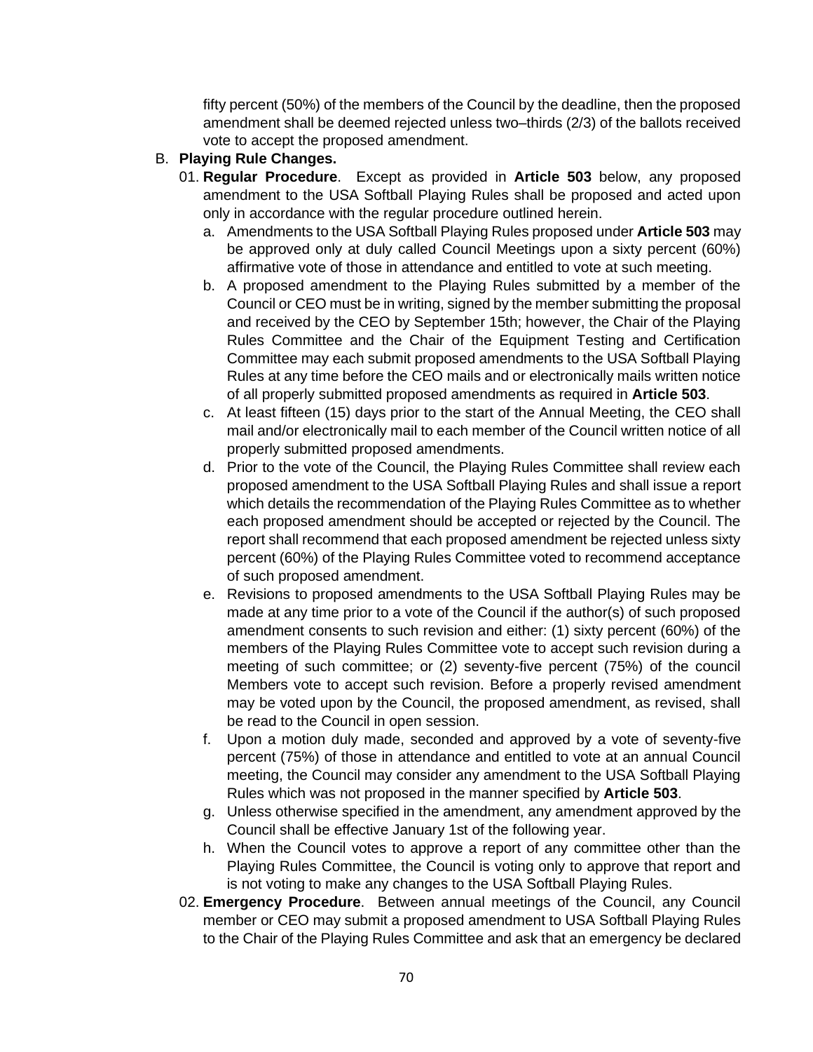fifty percent (50%) of the members of the Council by the deadline, then the proposed amendment shall be deemed rejected unless two–thirds (2/3) of the ballots received vote to accept the proposed amendment.

B. **Playing Rule Changes.**

01. **Regular Procedure**. Except as provided in **Article 503** below, any proposed amendment to the USA Softball Playing Rules shall be proposed and acted upon only in accordance with the regular procedure outlined herein.

   a. Amendments to the USA Softball Playing Rules proposed under **Article 503** may be approved only at duly called Council Meetings upon a sixty percent (60%) affirmative vote of those in attendance and entitled to vote at such meeting.

   b. A proposed amendment to the Playing Rules submitted by a member of the Council or CEO must be in writing, signed by the member submitting the proposal and received by the CEO by September 15th; however, the Chair of the Playing Rules Committee and the Chair of the Equipment Testing and Certification Committee may each submit proposed amendments to the USA Softball Playing Rules at any time before the CEO mails and or electronically mails written notice of all properly submitted proposed amendments as required in **Article 503**.

   c. At least fifteen (15) days prior to the start of the Annual Meeting, the CEO shall mail and/or electronically mail to each member of the Council written notice of all properly submitted proposed amendments.

   d. Prior to the vote of the Council, the Playing Rules Committee shall review each proposed amendment to the USA Softball Playing Rules and shall issue a report which details the recommendation of the Playing Rules Committee as to whether each proposed amendment should be accepted or rejected by the Council. The report shall recommend that each proposed amendment be rejected unless sixty percent (60%) of the Playing Rules Committee voted to recommend acceptance of such proposed amendment.

   e. Revisions to proposed amendments to the USA Softball Playing Rules may be made at any time prior to a vote of the Council if the author(s) of such proposed amendment consents to such revision and either: (1) sixty percent (60%) of the members of the Playing Rules Committee vote to accept such revision during a meeting of such committee; or (2) seventy-five percent (75%) of the council Members vote to accept such revision. Before a properly revised amendment may be voted upon by the Council, the proposed amendment, as revised, shall be read to the Council in open session.

   f. Upon a motion duly made, seconded and approved by a vote of seventy-five percent (75%) of those in attendance and entitled to vote at an annual Council meeting, the Council may consider any amendment to the USA Softball Playing Rules which was not proposed in the manner specified by **Article 503**.

   g. Unless otherwise specified in the amendment, any amendment approved by the Council shall be effective January 1st of the following year.

   h. When the Council votes to approve a report of any committee other than the Playing Rules Committee, the Council is voting only to approve that report and is not voting to make any changes to the USA Softball Playing Rules.

02. **Emergency Procedure**. Between annual meetings of the Council, any Council member or CEO may submit a proposed amendment to USA Softball Playing Rules to the Chair of the Playing Rules Committee and ask that an emergency be declared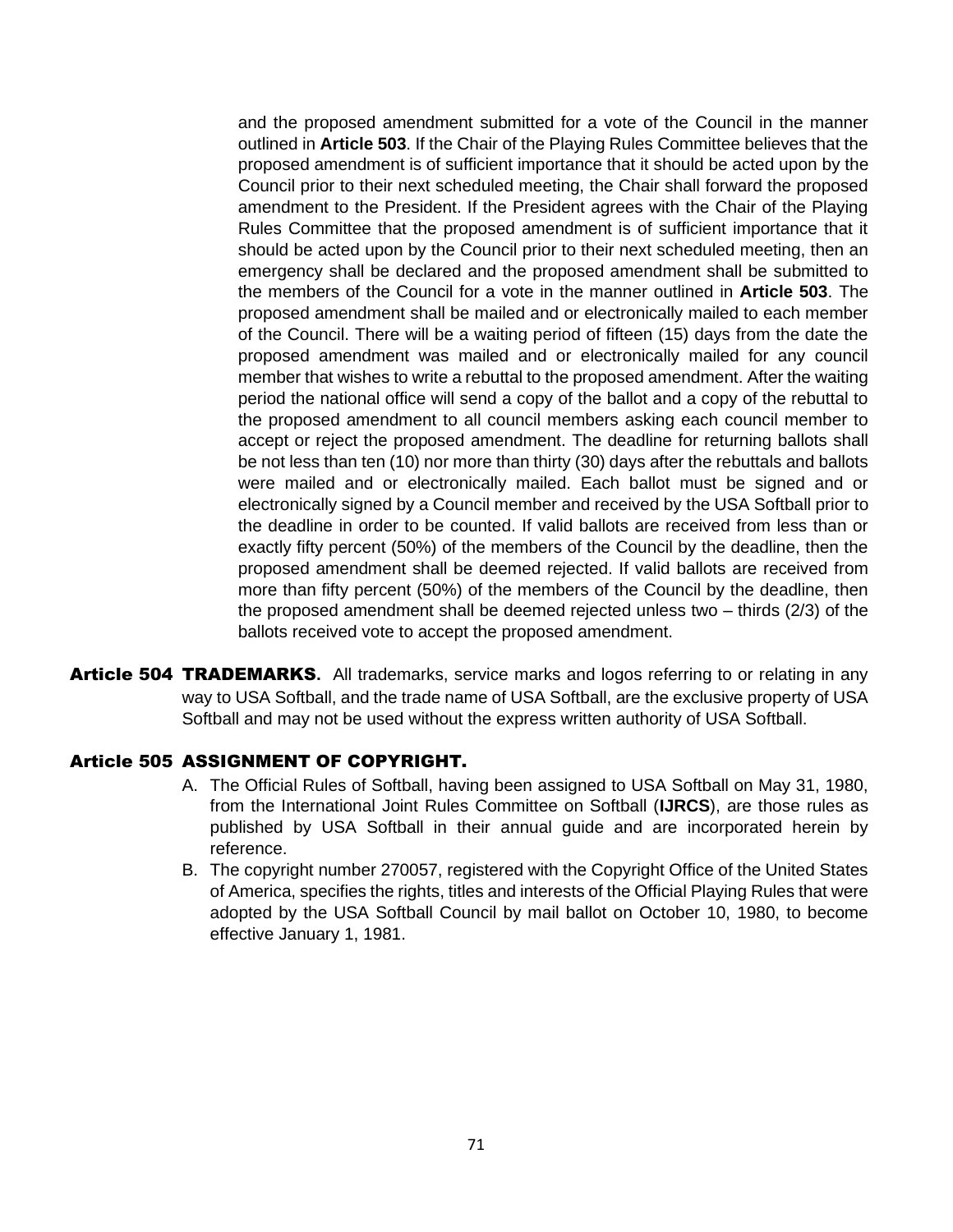and the proposed amendment submitted for a vote of the Council in the manner outlined in **Article 503**. If the Chair of the Playing Rules Committee believes that the proposed amendment is of sufficient importance that it should be acted upon by the Council prior to their next scheduled meeting, the Chair shall forward the proposed amendment to the President. If the President agrees with the Chair of the Playing Rules Committee that the proposed amendment is of sufficient importance that it should be acted upon by the Council prior to their next scheduled meeting, then an emergency shall be declared and the proposed amendment shall be submitted to the members of the Council for a vote in the manner outlined in **Article 503**. The proposed amendment shall be mailed and or electronically mailed to each member of the Council. There will be a waiting period of fifteen (15) days from the date the proposed amendment was mailed and or electronically mailed for any council member that wishes to write a rebuttal to the proposed amendment. After the waiting period the national office will send a copy of the ballot and a copy of the rebuttal to the proposed amendment to all council members asking each council member to accept or reject the proposed amendment. The deadline for returning ballots shall be not less than ten (10) nor more than thirty (30) days after the rebuttals and ballots were mailed and or electronically mailed. Each ballot must be signed and or electronically signed by a Council member and received by the USA Softball prior to the deadline in order to be counted. If valid ballots are received from less than or exactly fifty percent (50%) of the members of the Council by the deadline, then the proposed amendment shall be deemed rejected. If valid ballots are received from more than fifty percent (50%) of the members of the Council by the deadline, then the proposed amendment shall be deemed rejected unless two – thirds (2/3) of the ballots received vote to accept the proposed amendment.

**Article 504 TRADEMARKS.** All trademarks, service marks and logos referring to or relating in any way to USA Softball, and the trade name of USA Softball, are the exclusive property of USA Softball and may not be used without the express written authority of USA Softball.

**Article 505 ASSIGNMENT OF COPYRIGHT.**

A. The Official Rules of Softball, having been assigned to USA Softball on May 31, 1980, from the International Joint Rules Committee on Softball (**IJRCS**), are those rules as published by USA Softball in their annual guide and are incorporated herein by reference.

B. The copyright number 270057, registered with the Copyright Office of the United States of America, specifies the rights, titles and interests of the Official Playing Rules that were adopted by the USA Softball Council by mail ballot on October 10, 1980, to become effective January 1, 1981.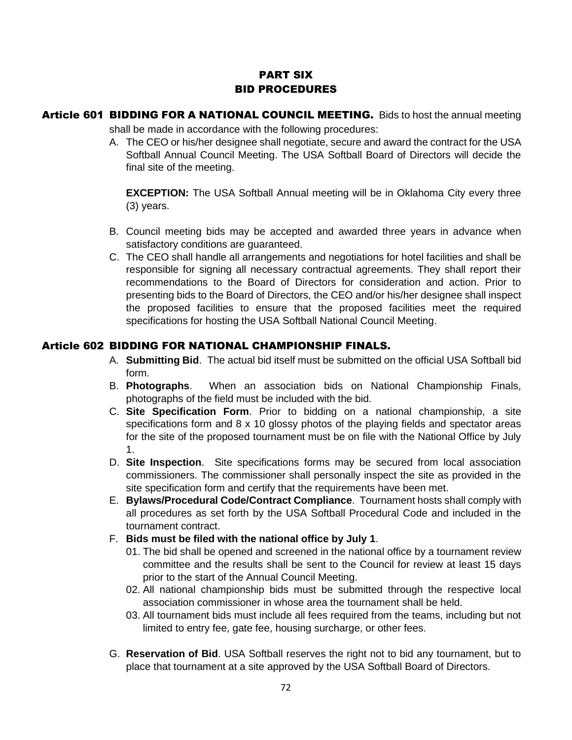# PART SIX
# BID PROCEDURES

## Article 601 BIDDING FOR A NATIONAL COUNCIL MEETING.

Bids to host the annual meeting shall be made in accordance with the following procedures:

A. The CEO or his/her designee shall negotiate, secure and award the contract for the USA Softball Annual Council Meeting. The USA Softball Board of Directors will decide the final site of the meeting.

   **EXCEPTION:** The USA Softball Annual meeting will be in Oklahoma City every three (3) years.

B. Council meeting bids may be accepted and awarded three years in advance when satisfactory conditions are guaranteed.

C. The CEO shall handle all arrangements and negotiations for hotel facilities and shall be responsible for signing all necessary contractual agreements. They shall report their recommendations to the Board of Directors for consideration and action. Prior to presenting bids to the Board of Directors, the CEO and/or his/her designee shall inspect the proposed facilities to ensure that the proposed facilities meet the required specifications for hosting the USA Softball National Council Meeting.

## Article 602 BIDDING FOR NATIONAL CHAMPIONSHIP FINALS.

A. **Submitting Bid**. The actual bid itself must be submitted on the official USA Softball bid form.

B. **Photographs**. When an association bids on National Championship Finals, photographs of the field must be included with the bid.

C. **Site Specification Form**. Prior to bidding on a national championship, a site specifications form and 8 x 10 glossy photos of the playing fields and spectator areas for the site of the proposed tournament must be on file with the National Office by July 1.

D. **Site Inspection**. Site specifications forms may be secured from local association commissioners. The commissioner shall personally inspect the site as provided in the site specification form and certify that the requirements have been met.

E. **Bylaws/Procedural Code/Contract Compliance**. Tournament hosts shall comply with all procedures as set forth by the USA Softball Procedural Code and included in the tournament contract.

F. **Bids must be filed with the national office by July 1**.

   01. The bid shall be opened and screened in the national office by a tournament review committee and the results shall be sent to the Council for review at least 15 days prior to the start of the Annual Council Meeting.
   02. All national championship bids must be submitted through the respective local association commissioner in whose area the tournament shall be held.
   03. All tournament bids must include all fees required from the teams, including but not limited to entry fee, gate fee, housing surcharge, or other fees.

G. **Reservation of Bid**. USA Softball reserves the right not to bid any tournament, but to place that tournament at a site approved by the USA Softball Board of Directors.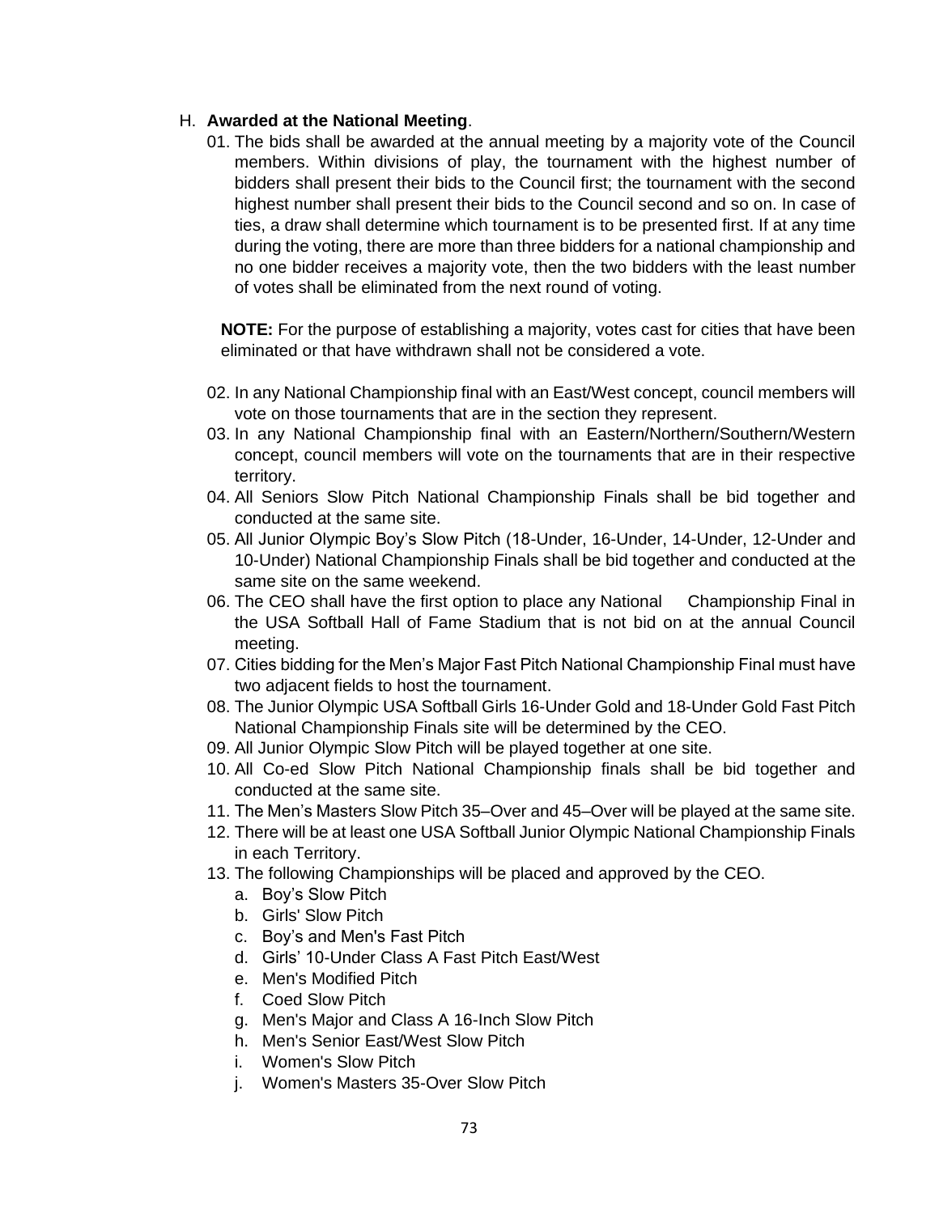H. **Awarded at the National Meeting**.

01. The bids shall be awarded at the annual meeting by a majority vote of the Council members. Within divisions of play, the tournament with the highest number of bidders shall present their bids to the Council first; the tournament with the second highest number shall present their bids to the Council second and so on. In case of ties, a draw shall determine which tournament is to be presented first. If at any time during the voting, there are more than three bidders for a national championship and no one bidder receives a majority vote, then the two bidders with the least number of votes shall be eliminated from the next round of voting.

    **NOTE:** For the purpose of establishing a majority, votes cast for cities that have been eliminated or that have withdrawn shall not be considered a vote.

02. In any National Championship final with an East/West concept, council members will vote on those tournaments that are in the section they represent.
03. In any National Championship final with an Eastern/Northern/Southern/Western concept, council members will vote on the tournaments that are in their respective territory.
04. All Seniors Slow Pitch National Championship Finals shall be bid together and conducted at the same site.
05. All Junior Olympic Boy's Slow Pitch (18-Under, 16-Under, 14-Under, 12-Under and 10-Under) National Championship Finals shall be bid together and conducted at the same site on the same weekend.
06. The CEO shall have the first option to place any National Championship Final in the USA Softball Hall of Fame Stadium that is not bid on at the annual Council meeting.
07. Cities bidding for the Men's Major Fast Pitch National Championship Final must have two adjacent fields to host the tournament.
08. The Junior Olympic USA Softball Girls 16-Under Gold and 18-Under Gold Fast Pitch National Championship Finals site will be determined by the CEO.
09. All Junior Olympic Slow Pitch will be played together at one site.
10. All Co-ed Slow Pitch National Championship finals shall be bid together and conducted at the same site.
11. The Men's Masters Slow Pitch 35–Over and 45–Over will be played at the same site.
12. There will be at least one USA Softball Junior Olympic National Championship Finals in each Territory.
13. The following Championships will be placed and approved by the CEO.
    a. Boy's Slow Pitch
    b. Girls' Slow Pitch
    c. Boy's and Men's Fast Pitch
    d. Girls' 10-Under Class A Fast Pitch East/West
    e. Men's Modified Pitch
    f. Coed Slow Pitch
    g. Men's Major and Class A 16-Inch Slow Pitch
    h. Men's Senior East/West Slow Pitch
    i. Women's Slow Pitch
    j. Women's Masters 35-Over Slow Pitch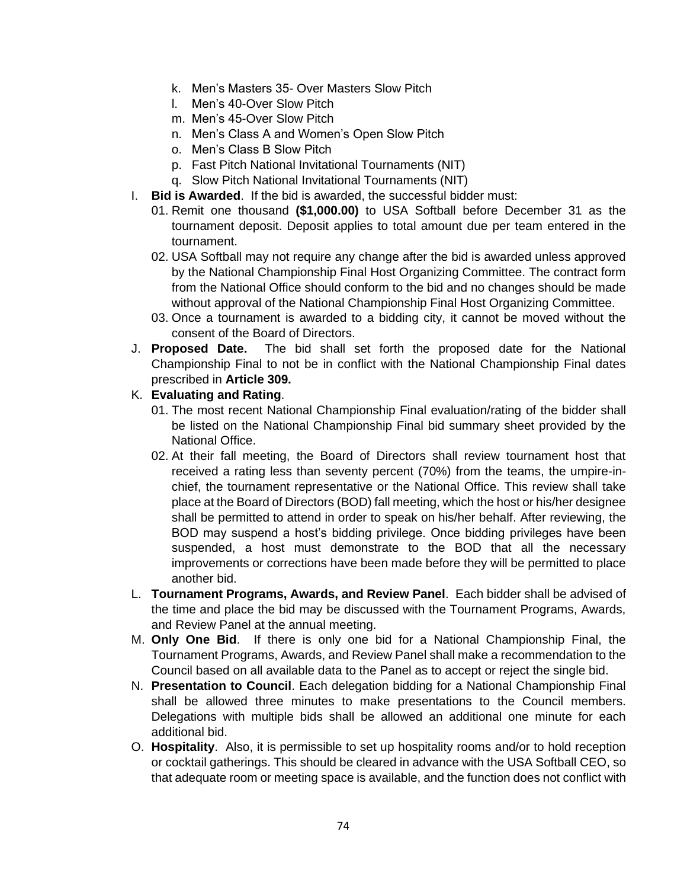k. Men's Masters 35- Over Masters Slow Pitch
l. Men's 40-Over Slow Pitch
m. Men's 45-Over Slow Pitch
n. Men's Class A and Women's Open Slow Pitch
o. Men's Class B Slow Pitch
p. Fast Pitch National Invitational Tournaments (NIT)
q. Slow Pitch National Invitational Tournaments (NIT)

I. **Bid is Awarded**. If the bid is awarded, the successful bidder must:
   01. Remit one thousand **($1,000.00)** to USA Softball before December 31 as the tournament deposit. Deposit applies to total amount due per team entered in the tournament.
   02. USA Softball may not require any change after the bid is awarded unless approved by the National Championship Final Host Organizing Committee. The contract form from the National Office should conform to the bid and no changes should be made without approval of the National Championship Final Host Organizing Committee.
   03. Once a tournament is awarded to a bidding city, it cannot be moved without the consent of the Board of Directors.

J. **Proposed Date.** The bid shall set forth the proposed date for the National Championship Final to not be in conflict with the National Championship Final dates prescribed in **Article 309.**

K. **Evaluating and Rating**.
   01. The most recent National Championship Final evaluation/rating of the bidder shall be listed on the National Championship Final bid summary sheet provided by the National Office.
   02. At their fall meeting, the Board of Directors shall review tournament host that received a rating less than seventy percent (70%) from the teams, the umpire-in-chief, the tournament representative or the National Office. This review shall take place at the Board of Directors (BOD) fall meeting, which the host or his/her designee shall be permitted to attend in order to speak on his/her behalf. After reviewing, the BOD may suspend a host's bidding privilege. Once bidding privileges have been suspended, a host must demonstrate to the BOD that all the necessary improvements or corrections have been made before they will be permitted to place another bid.

L. **Tournament Programs, Awards, and Review Panel**. Each bidder shall be advised of the time and place the bid may be discussed with the Tournament Programs, Awards, and Review Panel at the annual meeting.

M. **Only One Bid**. If there is only one bid for a National Championship Final, the Tournament Programs, Awards, and Review Panel shall make a recommendation to the Council based on all available data to the Panel as to accept or reject the single bid.

N. **Presentation to Council**. Each delegation bidding for a National Championship Final shall be allowed three minutes to make presentations to the Council members. Delegations with multiple bids shall be allowed an additional one minute for each additional bid.

O. **Hospitality**. Also, it is permissible to set up hospitality rooms and/or to hold reception or cocktail gatherings. This should be cleared in advance with the USA Softball CEO, so that adequate room or meeting space is available, and the function does not conflict with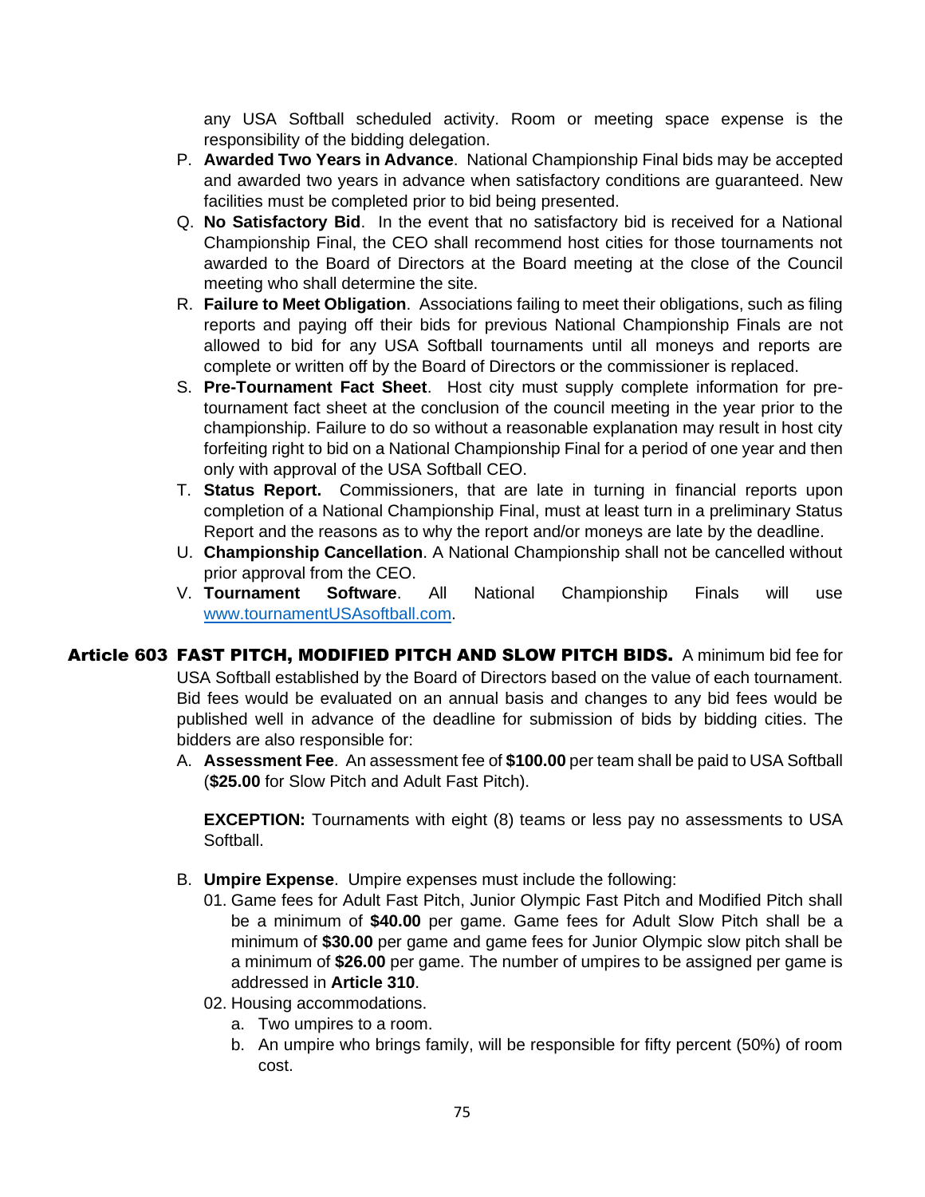any USA Softball scheduled activity. Room or meeting space expense is the responsibility of the bidding delegation.

P. **Awarded Two Years in Advance**. National Championship Final bids may be accepted and awarded two years in advance when satisfactory conditions are guaranteed. New facilities must be completed prior to bid being presented.

Q. **No Satisfactory Bid**. In the event that no satisfactory bid is received for a National Championship Final, the CEO shall recommend host cities for those tournaments not awarded to the Board of Directors at the Board meeting at the close of the Council meeting who shall determine the site.

R. **Failure to Meet Obligation**. Associations failing to meet their obligations, such as filing reports and paying off their bids for previous National Championship Finals are not allowed to bid for any USA Softball tournaments until all moneys and reports are complete or written off by the Board of Directors or the commissioner is replaced.

S. **Pre-Tournament Fact Sheet**. Host city must supply complete information for pre-tournament fact sheet at the conclusion of the council meeting in the year prior to the championship. Failure to do so without a reasonable explanation may result in host city forfeiting right to bid on a National Championship Final for a period of one year and then only with approval of the USA Softball CEO.

T. **Status Report.** Commissioners, that are late in turning in financial reports upon completion of a National Championship Final, must at least turn in a preliminary Status Report and the reasons as to why the report and/or moneys are late by the deadline.

U. **Championship Cancellation**. A National Championship shall not be cancelled without prior approval from the CEO.

V. **Tournament Software**. All National Championship Finals will use www.tournamentUSAsoftball.com.

**Article 603 FAST PITCH, MODIFIED PITCH AND SLOW PITCH BIDS.** A minimum bid fee for USA Softball established by the Board of Directors based on the value of each tournament. Bid fees would be evaluated on an annual basis and changes to any bid fees would be published well in advance of the deadline for submission of bids by bidding cities. The bidders are also responsible for:

A. **Assessment Fee**. An assessment fee of **$100.00** per team shall be paid to USA Softball (**$25.00** for Slow Pitch and Adult Fast Pitch).

   **EXCEPTION:** Tournaments with eight (8) teams or less pay no assessments to USA Softball.

B. **Umpire Expense**. Umpire expenses must include the following:

   01. Game fees for Adult Fast Pitch, Junior Olympic Fast Pitch and Modified Pitch shall be a minimum of **$40.00** per game. Game fees for Adult Slow Pitch shall be a minimum of **$30.00** per game and game fees for Junior Olympic slow pitch shall be a minimum of **$26.00** per game. The number of umpires to be assigned per game is addressed in **Article 310**.

   02. Housing accommodations.

      a. Two umpires to a room.

      b. An umpire who brings family, will be responsible for fifty percent (50%) of room cost.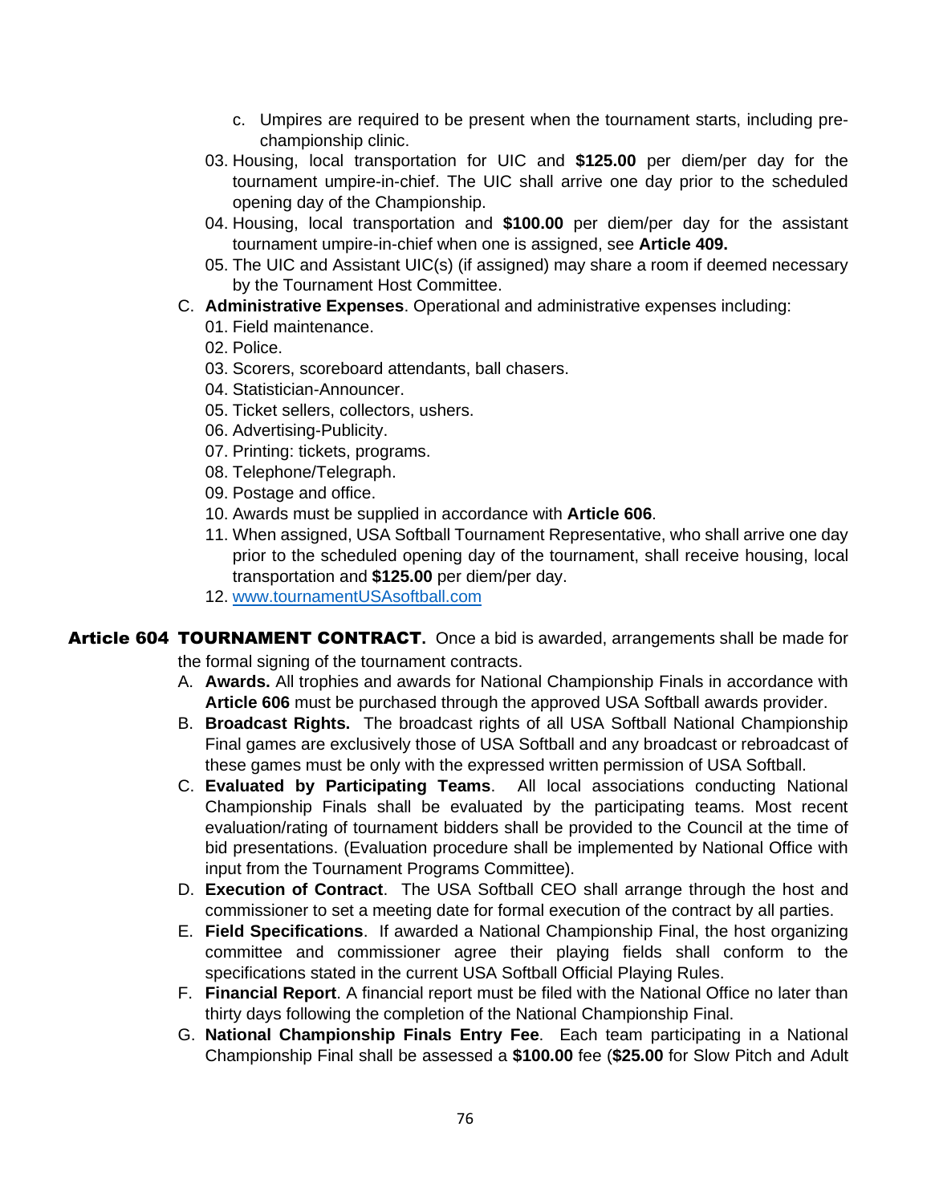c. Umpires are required to be present when the tournament starts, including pre-championship clinic.

03. Housing, local transportation for UIC and **$125.00** per diem/per day for the tournament umpire-in-chief. The UIC shall arrive one day prior to the scheduled opening day of the Championship.
04. Housing, local transportation and **$100.00** per diem/per day for the assistant tournament umpire-in-chief when one is assigned, see **Article 409.**
05. The UIC and Assistant UIC(s) (if assigned) may share a room if deemed necessary by the Tournament Host Committee.

C. **Administrative Expenses**. Operational and administrative expenses including:

01. Field maintenance.
02. Police.
03. Scorers, scoreboard attendants, ball chasers.
04. Statistician-Announcer.
05. Ticket sellers, collectors, ushers.
06. Advertising-Publicity.
07. Printing: tickets, programs.
08. Telephone/Telegraph.
09. Postage and office.
10. Awards must be supplied in accordance with **Article 606**.
11. When assigned, USA Softball Tournament Representative, who shall arrive one day prior to the scheduled opening day of the tournament, shall receive housing, local transportation and **$125.00** per diem/per day.
12. www.tournamentUSAsoftball.com

**Article 604 TOURNAMENT CONTRACT.** Once a bid is awarded, arrangements shall be made for the formal signing of the tournament contracts.

A. **Awards.** All trophies and awards for National Championship Finals in accordance with **Article 606** must be purchased through the approved USA Softball awards provider.

B. **Broadcast Rights.** The broadcast rights of all USA Softball National Championship Final games are exclusively those of USA Softball and any broadcast or rebroadcast of these games must be only with the expressed written permission of USA Softball.

C. **Evaluated by Participating Teams**. All local associations conducting National Championship Finals shall be evaluated by the participating teams. Most recent evaluation/rating of tournament bidders shall be provided to the Council at the time of bid presentations. (Evaluation procedure shall be implemented by National Office with input from the Tournament Programs Committee).

D. **Execution of Contract**. The USA Softball CEO shall arrange through the host and commissioner to set a meeting date for formal execution of the contract by all parties.

E. **Field Specifications**. If awarded a National Championship Final, the host organizing committee and commissioner agree their playing fields shall conform to the specifications stated in the current USA Softball Official Playing Rules.

F. **Financial Report**. A financial report must be filed with the National Office no later than thirty days following the completion of the National Championship Final.

G. **National Championship Finals Entry Fee**. Each team participating in a National Championship Final shall be assessed a **$100.00** fee (**$25.00** for Slow Pitch and Adult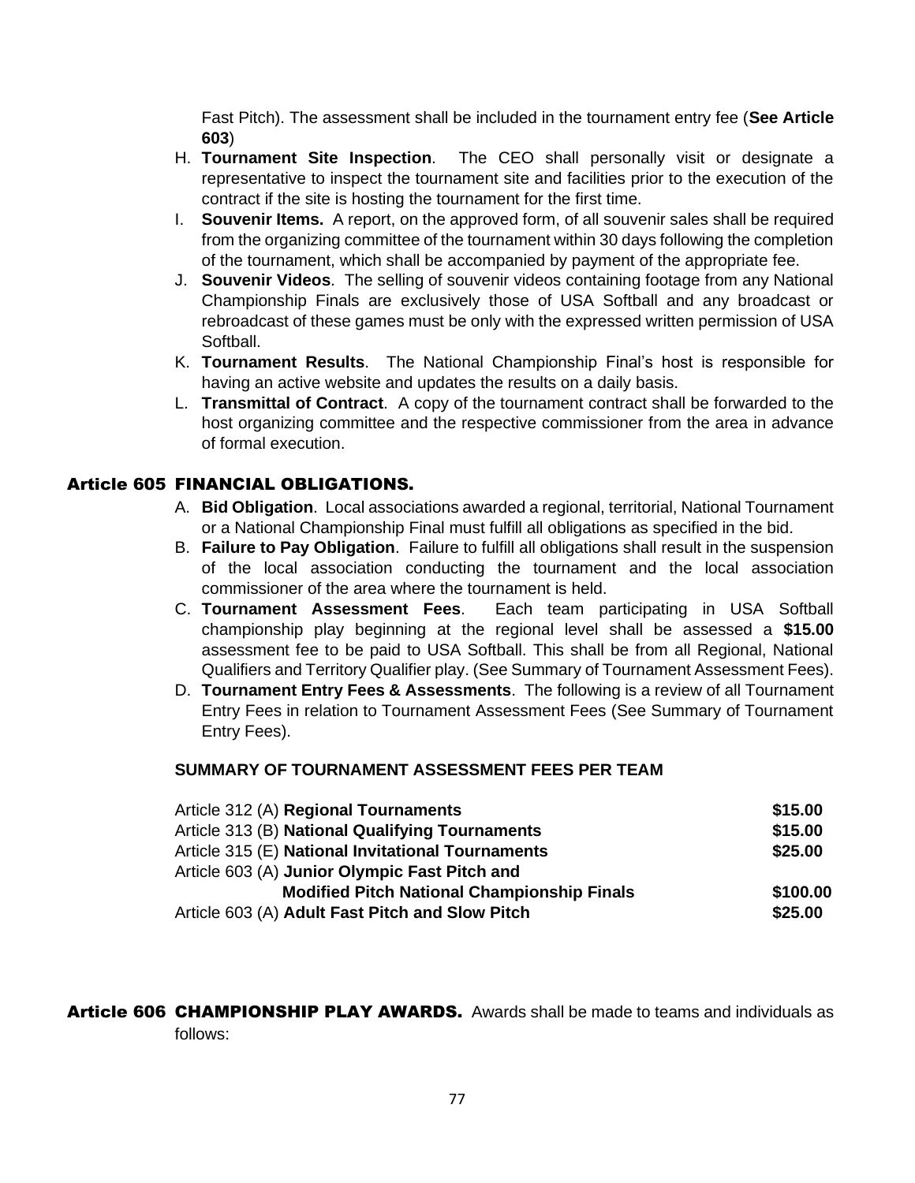Fast Pitch). The assessment shall be included in the tournament entry fee (**See Article 603**)

H. **Tournament Site Inspection**. The CEO shall personally visit or designate a representative to inspect the tournament site and facilities prior to the execution of the contract if the site is hosting the tournament for the first time.
I. **Souvenir Items.** A report, on the approved form, of all souvenir sales shall be required from the organizing committee of the tournament within 30 days following the completion of the tournament, which shall be accompanied by payment of the appropriate fee.
J. **Souvenir Videos**. The selling of souvenir videos containing footage from any National Championship Finals are exclusively those of USA Softball and any broadcast or rebroadcast of these games must be only with the expressed written permission of USA Softball.
K. **Tournament Results**. The National Championship Final's host is responsible for having an active website and updates the results on a daily basis.
L. **Transmittal of Contract**. A copy of the tournament contract shall be forwarded to the host organizing committee and the respective commissioner from the area in advance of formal execution.

## Article 605 FINANCIAL OBLIGATIONS.

A. **Bid Obligation**. Local associations awarded a regional, territorial, National Tournament or a National Championship Final must fulfill all obligations as specified in the bid.
B. **Failure to Pay Obligation**. Failure to fulfill all obligations shall result in the suspension of the local association conducting the tournament and the local association commissioner of the area where the tournament is held.
C. **Tournament Assessment Fees**. Each team participating in USA Softball championship play beginning at the regional level shall be assessed a **$15.00** assessment fee to be paid to USA Softball. This shall be from all Regional, National Qualifiers and Territory Qualifier play. (See Summary of Tournament Assessment Fees).
D. **Tournament Entry Fees & Assessments**. The following is a review of all Tournament Entry Fees in relation to Tournament Assessment Fees (See Summary of Tournament Entry Fees).

**SUMMARY OF TOURNAMENT ASSESSMENT FEES PER TEAM**

| | |
|---|---|
| Article 312 (A) **Regional Tournaments** | **$15.00** |
| Article 313 (B) **National Qualifying Tournaments** | **$15.00** |
| Article 315 (E) **National Invitational Tournaments** | **$25.00** |
| Article 603 (A) **Junior Olympic Fast Pitch and Modified Pitch National Championship Finals** | **$100.00** |
| Article 603 (A) **Adult Fast Pitch and Slow Pitch** | **$25.00** |

## Article 606 CHAMPIONSHIP PLAY AWARDS.

Awards shall be made to teams and individuals as follows: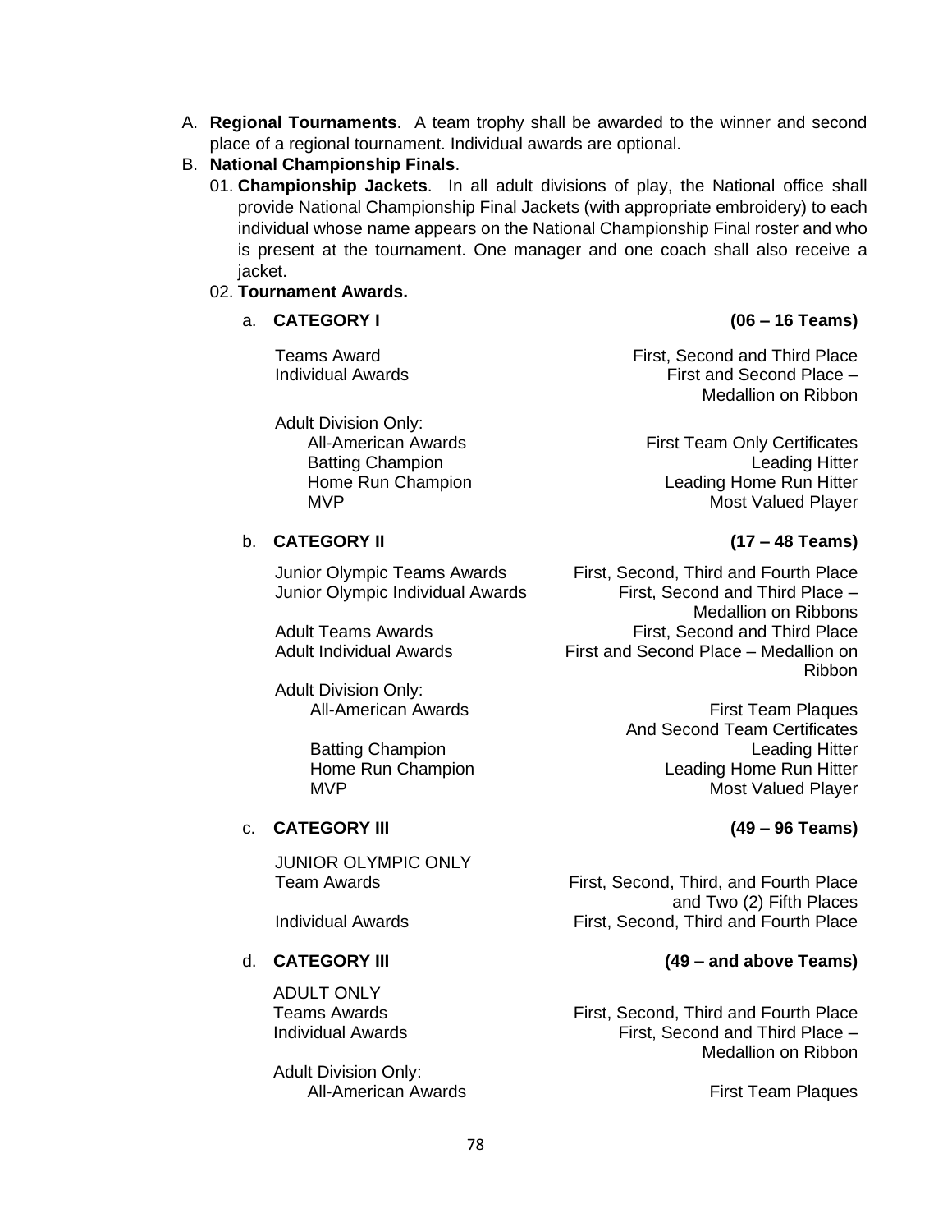A. **Regional Tournaments**. A team trophy shall be awarded to the winner and second place of a regional tournament. Individual awards are optional.

B. **National Championship Finals**.

01. **Championship Jackets**. In all adult divisions of play, the National office shall provide National Championship Final Jackets (with appropriate embroidery) to each individual whose name appears on the National Championship Final roster and who is present at the tournament. One manager and one coach shall also receive a jacket.

02. **Tournament Awards.**

a. **CATEGORY I** **(06 – 16 Teams)**

| | |
|---|---|
| Teams Award | First, Second and Third Place |
| Individual Awards | First and Second Place – Medallion on Ribbon |
| Adult Division Only: | |
| All-American Awards | First Team Only Certificates |
| Batting Champion | Leading Hitter |
| Home Run Champion | Leading Home Run Hitter |
| MVP | Most Valued Player |

b. **CATEGORY II** **(17 – 48 Teams)**

| | |
|---|---|
| Junior Olympic Teams Awards | First, Second, Third and Fourth Place |
| Junior Olympic Individual Awards | First, Second and Third Place – Medallion on Ribbons |
| Adult Teams Awards | First, Second and Third Place |
| Adult Individual Awards | First and Second Place – Medallion on Ribbon |
| Adult Division Only: | |
| All-American Awards | First Team Plaques And Second Team Certificates |
| Batting Champion | Leading Hitter |
| Home Run Champion | Leading Home Run Hitter |
| MVP | Most Valued Player |

c. **CATEGORY III** **(49 – 96 Teams)**

| | |
|---|---|
| JUNIOR OLYMPIC ONLY | |
| Team Awards | First, Second, Third, and Fourth Place and Two (2) Fifth Places |
| Individual Awards | First, Second, Third and Fourth Place |

d. **CATEGORY III** **(49 – and above Teams)**

| | |
|---|---|
| ADULT ONLY | |
| Teams Awards | First, Second, Third and Fourth Place |
| Individual Awards | First, Second and Third Place – Medallion on Ribbon |
| Adult Division Only: | |
| All-American Awards | First Team Plaques |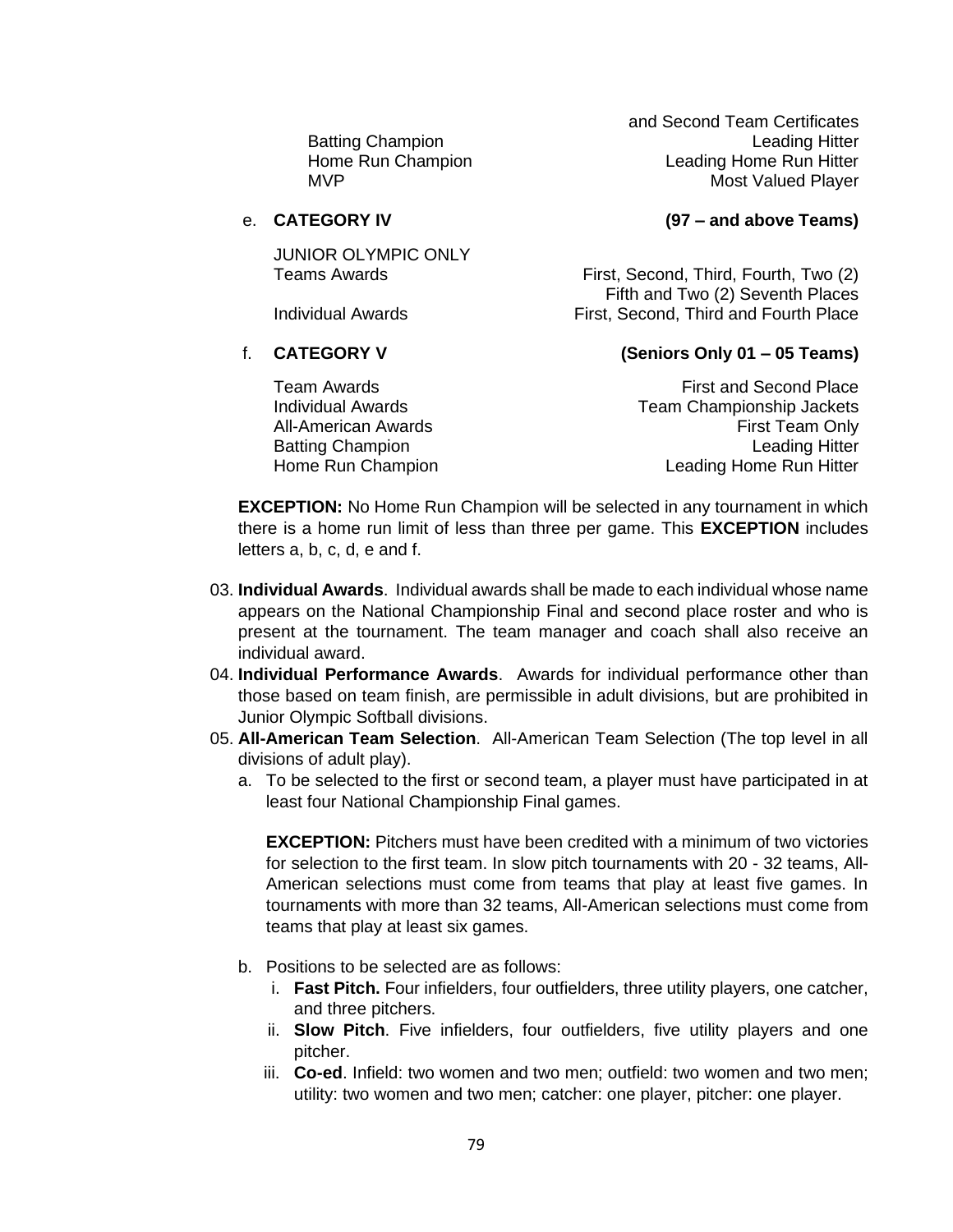| | and Second Team Certificates |
|---|---|
| Batting Champion | Leading Hitter |
| Home Run Champion | Leading Home Run Hitter |
| MVP | Most Valued Player |

e. **CATEGORY IV** **(97 – and above Teams)**

JUNIOR OLYMPIC ONLY

| | |
|---|---|
| Teams Awards | First, Second, Third, Fourth, Two (2) Fifth and Two (2) Seventh Places |
| Individual Awards | First, Second, Third and Fourth Place |

f. **CATEGORY V** **(Seniors Only 01 – 05 Teams)**

| | |
|---|---|
| Team Awards | First and Second Place |
| Individual Awards | Team Championship Jackets |
| All-American Awards | First Team Only |
| Batting Champion | Leading Hitter |
| Home Run Champion | Leading Home Run Hitter |

**EXCEPTION:** No Home Run Champion will be selected in any tournament in which there is a home run limit of less than three per game. This **EXCEPTION** includes letters a, b, c, d, e and f.

03. **Individual Awards**. Individual awards shall be made to each individual whose name appears on the National Championship Final and second place roster and who is present at the tournament. The team manager and coach shall also receive an individual award.
04. **Individual Performance Awards**. Awards for individual performance other than those based on team finish, are permissible in adult divisions, but are prohibited in Junior Olympic Softball divisions.
05. **All-American Team Selection**. All-American Team Selection (The top level in all divisions of adult play).
    a. To be selected to the first or second team, a player must have participated in at least four National Championship Final games.

       **EXCEPTION:** Pitchers must have been credited with a minimum of two victories for selection to the first team. In slow pitch tournaments with 20 - 32 teams, All-American selections must come from teams that play at least five games. In tournaments with more than 32 teams, All-American selections must come from teams that play at least six games.

    b. Positions to be selected are as follows:
       i. **Fast Pitch.** Four infielders, four outfielders, three utility players, one catcher, and three pitchers.
       ii. **Slow Pitch**. Five infielders, four outfielders, five utility players and one pitcher.
       iii. **Co-ed**. Infield: two women and two men; outfield: two women and two men; utility: two women and two men; catcher: one player, pitcher: one player.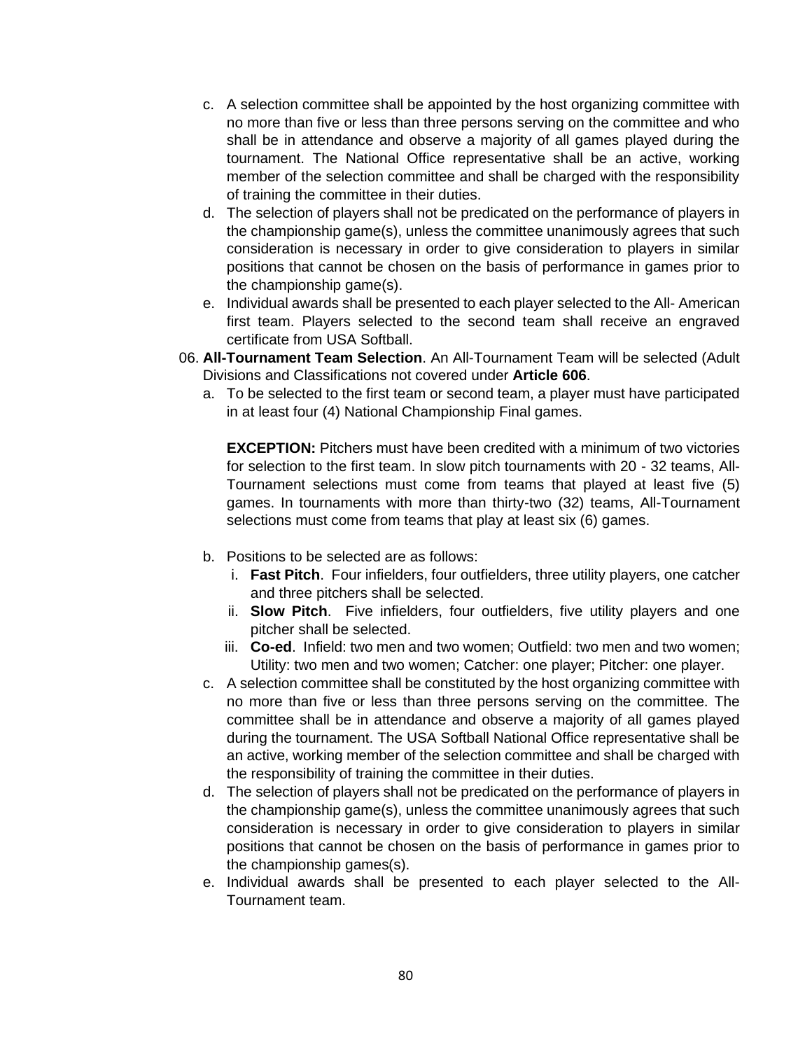c. A selection committee shall be appointed by the host organizing committee with no more than five or less than three persons serving on the committee and who shall be in attendance and observe a majority of all games played during the tournament. The National Office representative shall be an active, working member of the selection committee and shall be charged with the responsibility of training the committee in their duties.

d. The selection of players shall not be predicated on the performance of players in the championship game(s), unless the committee unanimously agrees that such consideration is necessary in order to give consideration to players in similar positions that cannot be chosen on the basis of performance in games prior to the championship game(s).

e. Individual awards shall be presented to each player selected to the All- American first team. Players selected to the second team shall receive an engraved certificate from USA Softball.

06. **All-Tournament Team Selection**. An All-Tournament Team will be selected (Adult Divisions and Classifications not covered under **Article 606**.

a. To be selected to the first team or second team, a player must have participated in at least four (4) National Championship Final games.

   **EXCEPTION:** Pitchers must have been credited with a minimum of two victories for selection to the first team. In slow pitch tournaments with 20 - 32 teams, All-Tournament selections must come from teams that played at least five (5) games. In tournaments with more than thirty-two (32) teams, All-Tournament selections must come from teams that play at least six (6) games.

b. Positions to be selected are as follows:

   i. **Fast Pitch**. Four infielders, four outfielders, three utility players, one catcher and three pitchers shall be selected.

   ii. **Slow Pitch**. Five infielders, four outfielders, five utility players and one pitcher shall be selected.

   iii. **Co-ed**. Infield: two men and two women; Outfield: two men and two women; Utility: two men and two women; Catcher: one player; Pitcher: one player.

c. A selection committee shall be constituted by the host organizing committee with no more than five or less than three persons serving on the committee. The committee shall be in attendance and observe a majority of all games played during the tournament. The USA Softball National Office representative shall be an active, working member of the selection committee and shall be charged with the responsibility of training the committee in their duties.

d. The selection of players shall not be predicated on the performance of players in the championship game(s), unless the committee unanimously agrees that such consideration is necessary in order to give consideration to players in similar positions that cannot be chosen on the basis of performance in games prior to the championship games(s).

e. Individual awards shall be presented to each player selected to the All-Tournament team.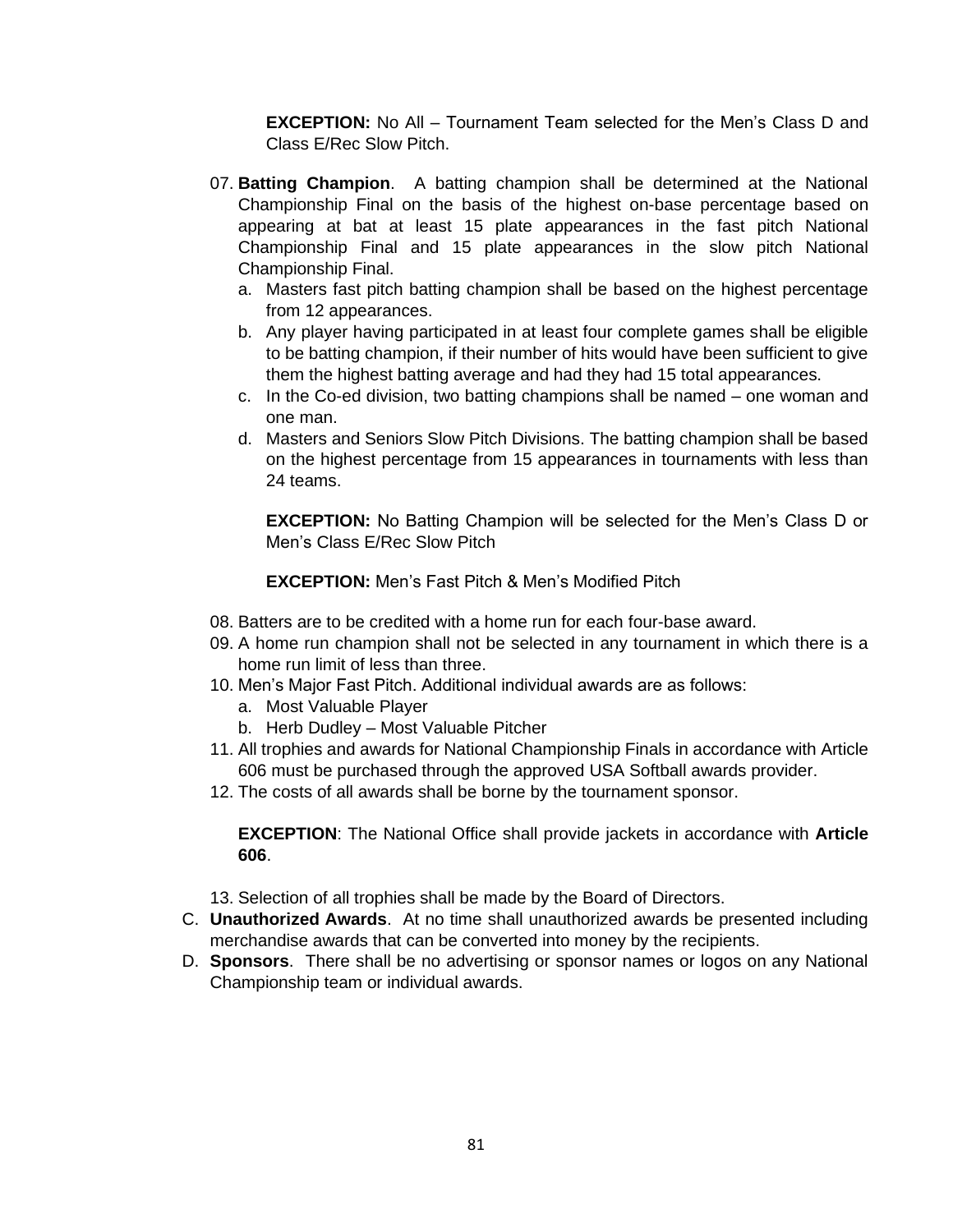**EXCEPTION:** No All – Tournament Team selected for the Men's Class D and Class E/Rec Slow Pitch.

07. **Batting Champion**. A batting champion shall be determined at the National Championship Final on the basis of the highest on-base percentage based on appearing at bat at least 15 plate appearances in the fast pitch National Championship Final and 15 plate appearances in the slow pitch National Championship Final.
    a. Masters fast pitch batting champion shall be based on the highest percentage from 12 appearances.
    b. Any player having participated in at least four complete games shall be eligible to be batting champion, if their number of hits would have been sufficient to give them the highest batting average and had they had 15 total appearances.
    c. In the Co-ed division, two batting champions shall be named – one woman and one man.
    d. Masters and Seniors Slow Pitch Divisions. The batting champion shall be based on the highest percentage from 15 appearances in tournaments with less than 24 teams.

    **EXCEPTION:** No Batting Champion will be selected for the Men's Class D or Men's Class E/Rec Slow Pitch

    **EXCEPTION:** Men's Fast Pitch & Men's Modified Pitch

08. Batters are to be credited with a home run for each four-base award.
09. A home run champion shall not be selected in any tournament in which there is a home run limit of less than three.
10. Men's Major Fast Pitch. Additional individual awards are as follows:
    a. Most Valuable Player
    b. Herb Dudley – Most Valuable Pitcher
11. All trophies and awards for National Championship Finals in accordance with Article 606 must be purchased through the approved USA Softball awards provider.
12. The costs of all awards shall be borne by the tournament sponsor.

    **EXCEPTION**: The National Office shall provide jackets in accordance with **Article 606**.

13. Selection of all trophies shall be made by the Board of Directors.

C. **Unauthorized Awards**. At no time shall unauthorized awards be presented including merchandise awards that can be converted into money by the recipients.

D. **Sponsors**. There shall be no advertising or sponsor names or logos on any National Championship team or individual awards.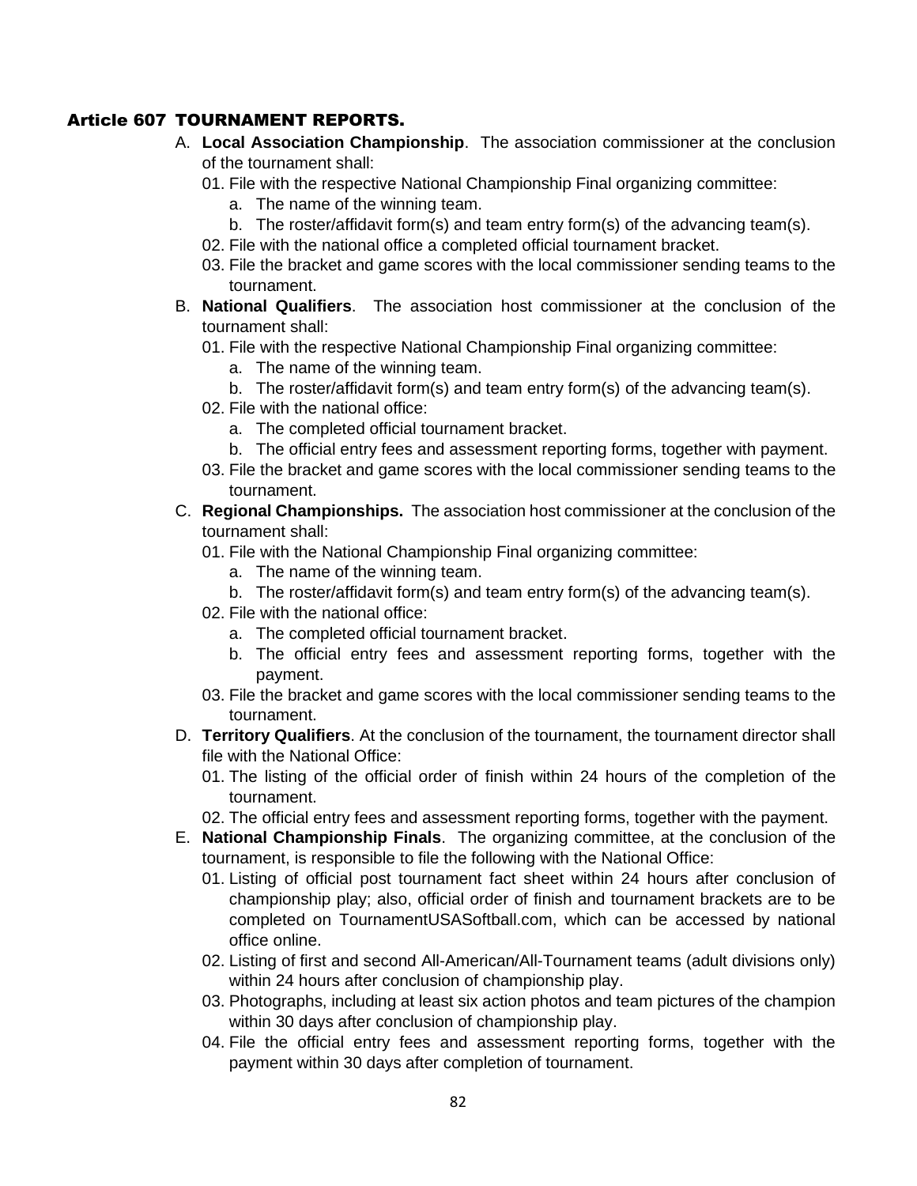## Article 607 TOURNAMENT REPORTS.

A. **Local Association Championship**. The association commissioner at the conclusion of the tournament shall:
   01. File with the respective National Championship Final organizing committee:
      a. The name of the winning team.
      b. The roster/affidavit form(s) and team entry form(s) of the advancing team(s).
   02. File with the national office a completed official tournament bracket.
   03. File the bracket and game scores with the local commissioner sending teams to the tournament.

B. **National Qualifiers**. The association host commissioner at the conclusion of the tournament shall:
   01. File with the respective National Championship Final organizing committee:
      a. The name of the winning team.
      b. The roster/affidavit form(s) and team entry form(s) of the advancing team(s).
   02. File with the national office:
      a. The completed official tournament bracket.
      b. The official entry fees and assessment reporting forms, together with payment.
   03. File the bracket and game scores with the local commissioner sending teams to the tournament.

C. **Regional Championships.** The association host commissioner at the conclusion of the tournament shall:
   01. File with the National Championship Final organizing committee:
      a. The name of the winning team.
      b. The roster/affidavit form(s) and team entry form(s) of the advancing team(s).
   02. File with the national office:
      a. The completed official tournament bracket.
      b. The official entry fees and assessment reporting forms, together with the payment.
   03. File the bracket and game scores with the local commissioner sending teams to the tournament.

D. **Territory Qualifiers**. At the conclusion of the tournament, the tournament director shall file with the National Office:
   01. The listing of the official order of finish within 24 hours of the completion of the tournament.
   02. The official entry fees and assessment reporting forms, together with the payment.

E. **National Championship Finals**. The organizing committee, at the conclusion of the tournament, is responsible to file the following with the National Office:
   01. Listing of official post tournament fact sheet within 24 hours after conclusion of championship play; also, official order of finish and tournament brackets are to be completed on TournamentUSASoftball.com, which can be accessed by national office online.
   02. Listing of first and second All-American/All-Tournament teams (adult divisions only) within 24 hours after conclusion of championship play.
   03. Photographs, including at least six action photos and team pictures of the champion within 30 days after conclusion of championship play.
   04. File the official entry fees and assessment reporting forms, together with the payment within 30 days after completion of tournament.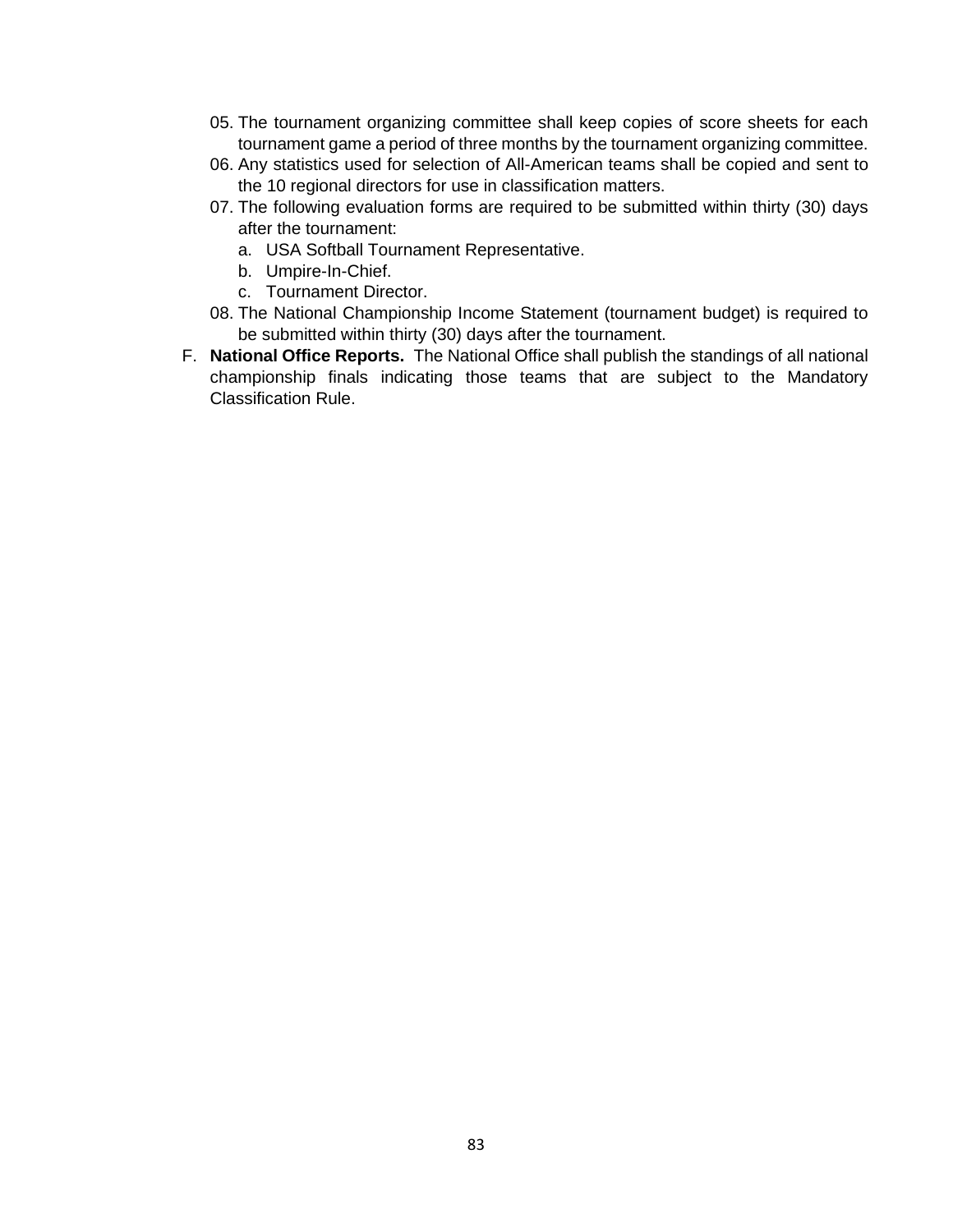05. The tournament organizing committee shall keep copies of score sheets for each tournament game a period of three months by the tournament organizing committee.
06. Any statistics used for selection of All-American teams shall be copied and sent to the 10 regional directors for use in classification matters.
07. The following evaluation forms are required to be submitted within thirty (30) days after the tournament:
    a. USA Softball Tournament Representative.
    b. Umpire-In-Chief.
    c. Tournament Director.
08. The National Championship Income Statement (tournament budget) is required to be submitted within thirty (30) days after the tournament.

F. **National Office Reports.** The National Office shall publish the standings of all national championship finals indicating those teams that are subject to the Mandatory Classification Rule.